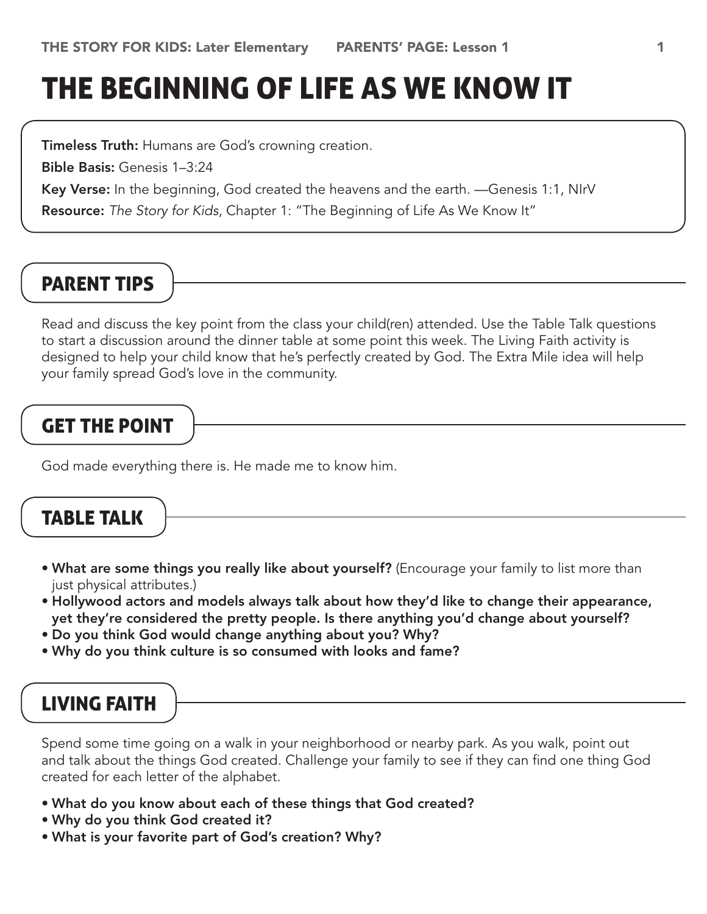# THE BEGINNING OF LIFE AS WE KNOW IT

**Timeless Truth:** Humans are God's crowning creation.

**Bible Basis:** Genesis 1–3:24

**Key Verse:** In the beginning, God created the heavens and the earth. —Genesis 1:1, NIrV

**Resource:** *The Story for Kids*, Chapter 1: "The Beginning of Life As We Know It"

## PARENT TIPS

Read and discuss the key point from the class your child(ren) attended. Use the Table Talk questions to start a discussion around the dinner table at some point this week. The Living Faith activity is designed to help your child know that he's perfectly created by God. The Extra Mile idea will help your family spread God's love in the community.

## GET THE POINT

God made everything there is. He made me to know him.

## TABLE TALK

- **What are some things you really like about yourself?** (Encourage your family to list more than just physical attributes.)
- **Hollywood actors and models always talk about how they'd like to change their appearance, yet they're considered the pretty people. Is there anything you'd change about yourself?**
- **Do you think God would change anything about you? Why?**
- **Why do you think culture is so consumed with looks and fame?**

## LIVING FAITH

Spend some time going on a walk in your neighborhood or nearby park. As you walk, point out and talk about the things God created. Challenge your family to see if they can find one thing God created for each letter of the alphabet.

- **What do you know about each of these things that God created?**
- **Why do you think God created it?**
- **What is your favorite part of God's creation? Why?**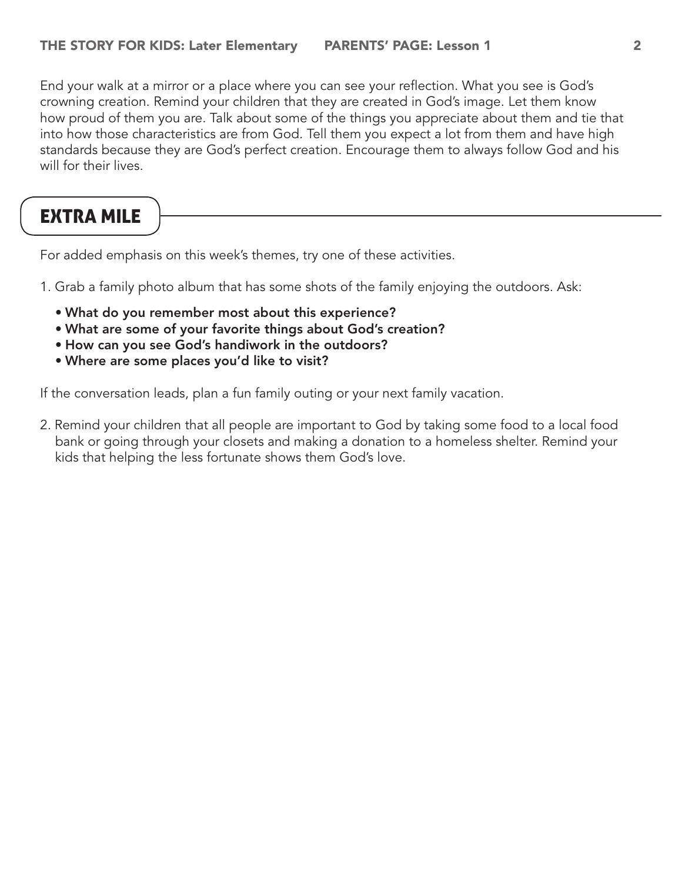End your walk at a mirror or a place where you can see your reflection. What you see is God's crowning creation. Remind your children that they are created in God's image. Let them know how proud of them you are. Talk about some of the things you appreciate about them and tie that into how those characteristics are from God. Tell them you expect a lot from them and have high standards because they are God's perfect creation. Encourage them to always follow God and his will for their lives.

## EXTRA MILE

For added emphasis on this week's themes, try one of these activities.

1. Grab a family photo album that has some shots of the family enjoying the outdoors. Ask:
   - **What do you remember most about this experience?**
   - **What are some of your favorite things about God's creation?**
   - **How can you see God's handiwork in the outdoors?**
   - **Where are some places you'd like to visit?**

If the conversation leads, plan a fun family outing or your next family vacation.

2. Remind your children that all people are important to God by taking some food to a local food bank or going through your closets and making a donation to a homeless shelter. Remind your kids that helping the less fortunate shows them God's love.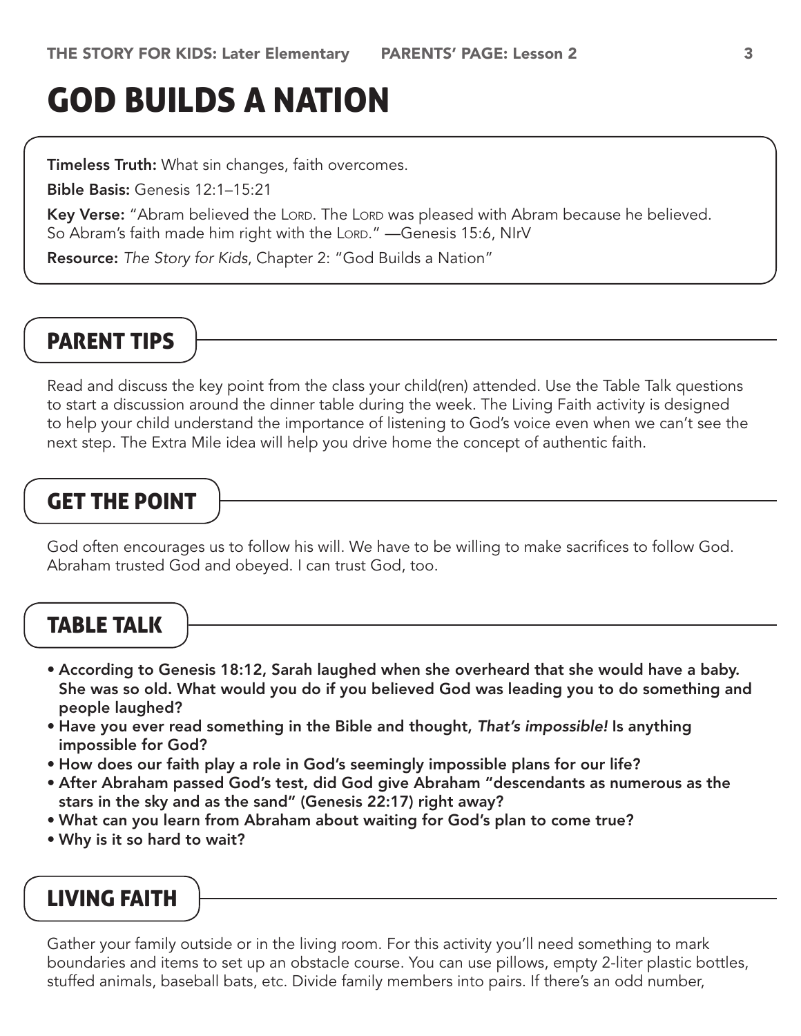# GOD BUILDS A NATION

**Timeless Truth:** What sin changes, faith overcomes.

**Bible Basis:** Genesis 12:1–15:21

**Key Verse:** "Abram believed the LORD. The LORD was pleased with Abram because he believed. So Abram's faith made him right with the LORD." —Genesis 15:6, NIrV

**Resource:** *The Story for Kids*, Chapter 2: "God Builds a Nation"

## PARENT TIPS

Read and discuss the key point from the class your child(ren) attended. Use the Table Talk questions to start a discussion around the dinner table during the week. The Living Faith activity is designed to help your child understand the importance of listening to God's voice even when we can't see the next step. The Extra Mile idea will help you drive home the concept of authentic faith.

## GET THE POINT

God often encourages us to follow his will. We have to be willing to make sacrifices to follow God. Abraham trusted God and obeyed. I can trust God, too.

## TABLE TALK

- **According to Genesis 18:12, Sarah laughed when she overheard that she would have a baby. She was so old. What would you do if you believed God was leading you to do something and people laughed?**
- **Have you ever read something in the Bible and thought, *That's impossible!* Is anything impossible for God?**
- **How does our faith play a role in God's seemingly impossible plans for our life?**
- **After Abraham passed God's test, did God give Abraham "descendants as numerous as the stars in the sky and as the sand" (Genesis 22:17) right away?**
- **What can you learn from Abraham about waiting for God's plan to come true?**
- **Why is it so hard to wait?**

## LIVING FAITH

Gather your family outside or in the living room. For this activity you'll need something to mark boundaries and items to set up an obstacle course. You can use pillows, empty 2-liter plastic bottles, stuffed animals, baseball bats, etc. Divide family members into pairs. If there's an odd number,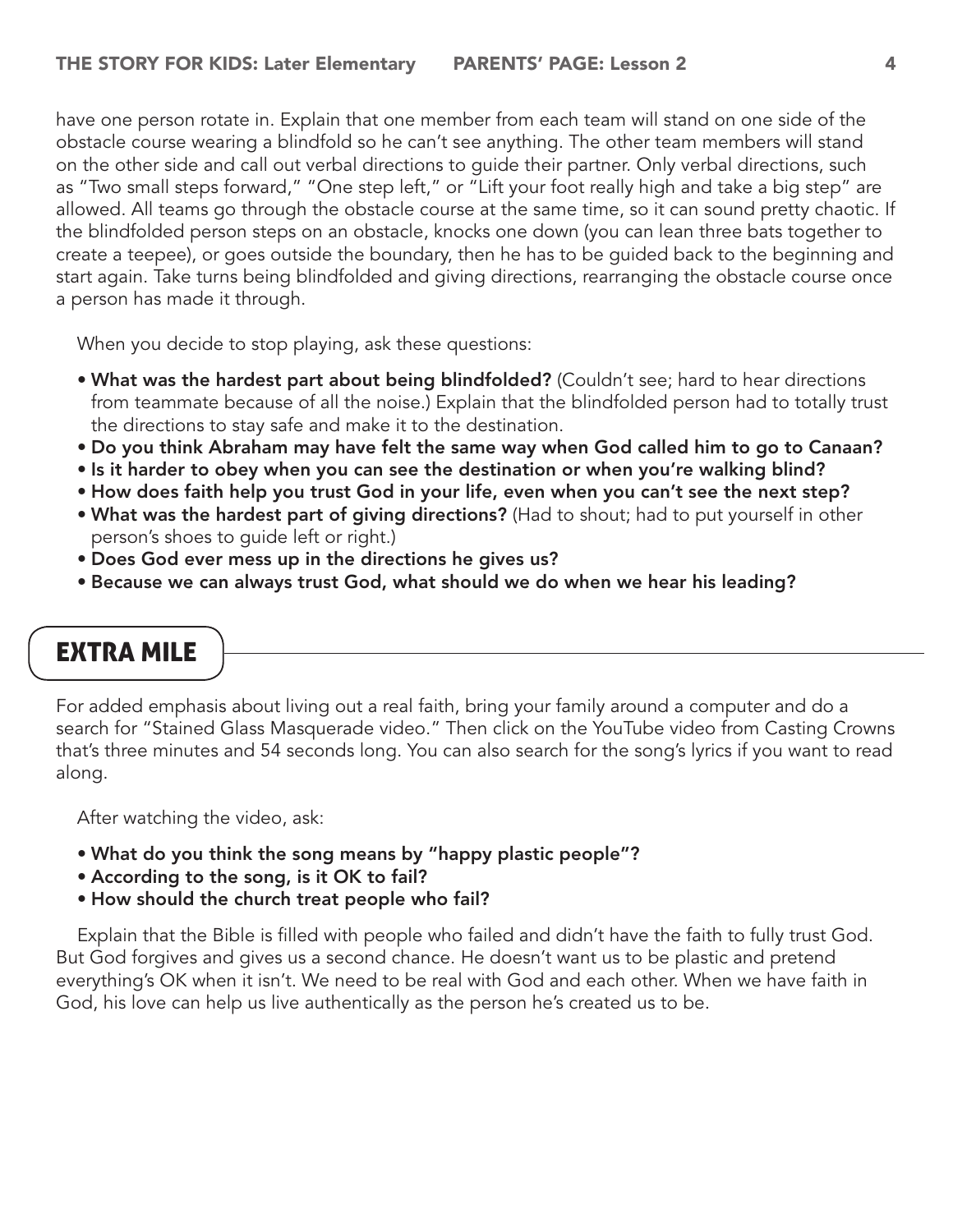have one person rotate in. Explain that one member from each team will stand on one side of the obstacle course wearing a blindfold so he can't see anything. The other team members will stand on the other side and call out verbal directions to guide their partner. Only verbal directions, such as "Two small steps forward," "One step left," or "Lift your foot really high and take a big step" are allowed. All teams go through the obstacle course at the same time, so it can sound pretty chaotic. If the blindfolded person steps on an obstacle, knocks one down (you can lean three bats together to create a teepee), or goes outside the boundary, then he has to be guided back to the beginning and start again. Take turns being blindfolded and giving directions, rearranging the obstacle course once a person has made it through.

When you decide to stop playing, ask these questions:

- **What was the hardest part about being blindfolded?** (Couldn't see; hard to hear directions from teammate because of all the noise.) Explain that the blindfolded person had to totally trust the directions to stay safe and make it to the destination.
- **Do you think Abraham may have felt the same way when God called him to go to Canaan?**
- **Is it harder to obey when you can see the destination or when you're walking blind?**
- **How does faith help you trust God in your life, even when you can't see the next step?**
- **What was the hardest part of giving directions?** (Had to shout; had to put yourself in other person's shoes to guide left or right.)
- **Does God ever mess up in the directions he gives us?**
- **Because we can always trust God, what should we do when we hear his leading?**

## EXTRA MILE

For added emphasis about living out a real faith, bring your family around a computer and do a search for "Stained Glass Masquerade video." Then click on the YouTube video from Casting Crowns that's three minutes and 54 seconds long. You can also search for the song's lyrics if you want to read along.

After watching the video, ask:

- **What do you think the song means by "happy plastic people"?**
- **According to the song, is it OK to fail?**
- **How should the church treat people who fail?**

Explain that the Bible is filled with people who failed and didn't have the faith to fully trust God. But God forgives and gives us a second chance. He doesn't want us to be plastic and pretend everything's OK when it isn't. We need to be real with God and each other. When we have faith in God, his love can help us live authentically as the person he's created us to be.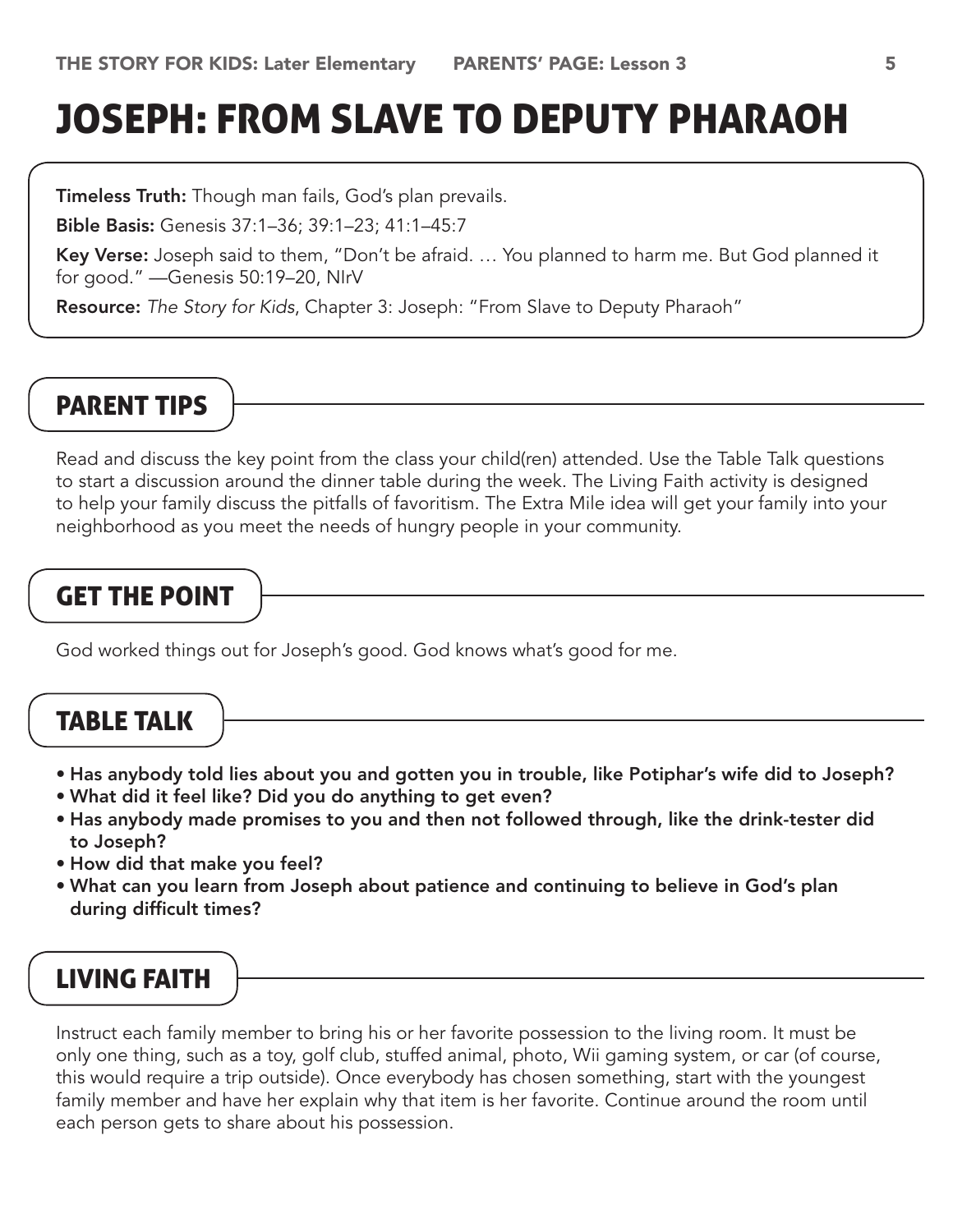# JOSEPH: FROM SLAVE TO DEPUTY PHARAOH

**Timeless Truth:** Though man fails, God's plan prevails.

**Bible Basis:** Genesis 37:1–36; 39:1–23; 41:1–45:7

**Key Verse:** Joseph said to them, "Don't be afraid. … You planned to harm me. But God planned it for good." —Genesis 50:19–20, NIrV

**Resource:** *The Story for Kids*, Chapter 3: Joseph: "From Slave to Deputy Pharaoh"

## PARENT TIPS

Read and discuss the key point from the class your child(ren) attended. Use the Table Talk questions to start a discussion around the dinner table during the week. The Living Faith activity is designed to help your family discuss the pitfalls of favoritism. The Extra Mile idea will get your family into your neighborhood as you meet the needs of hungry people in your community.

## GET THE POINT

God worked things out for Joseph's good. God knows what's good for me.

## TABLE TALK

- **Has anybody told lies about you and gotten you in trouble, like Potiphar's wife did to Joseph?**
- **What did it feel like? Did you do anything to get even?**
- **Has anybody made promises to you and then not followed through, like the drink-tester did to Joseph?**
- **How did that make you feel?**
- **What can you learn from Joseph about patience and continuing to believe in God's plan during difficult times?**

## LIVING FAITH

Instruct each family member to bring his or her favorite possession to the living room. It must be only one thing, such as a toy, golf club, stuffed animal, photo, Wii gaming system, or car (of course, this would require a trip outside). Once everybody has chosen something, start with the youngest family member and have her explain why that item is her favorite. Continue around the room until each person gets to share about his possession.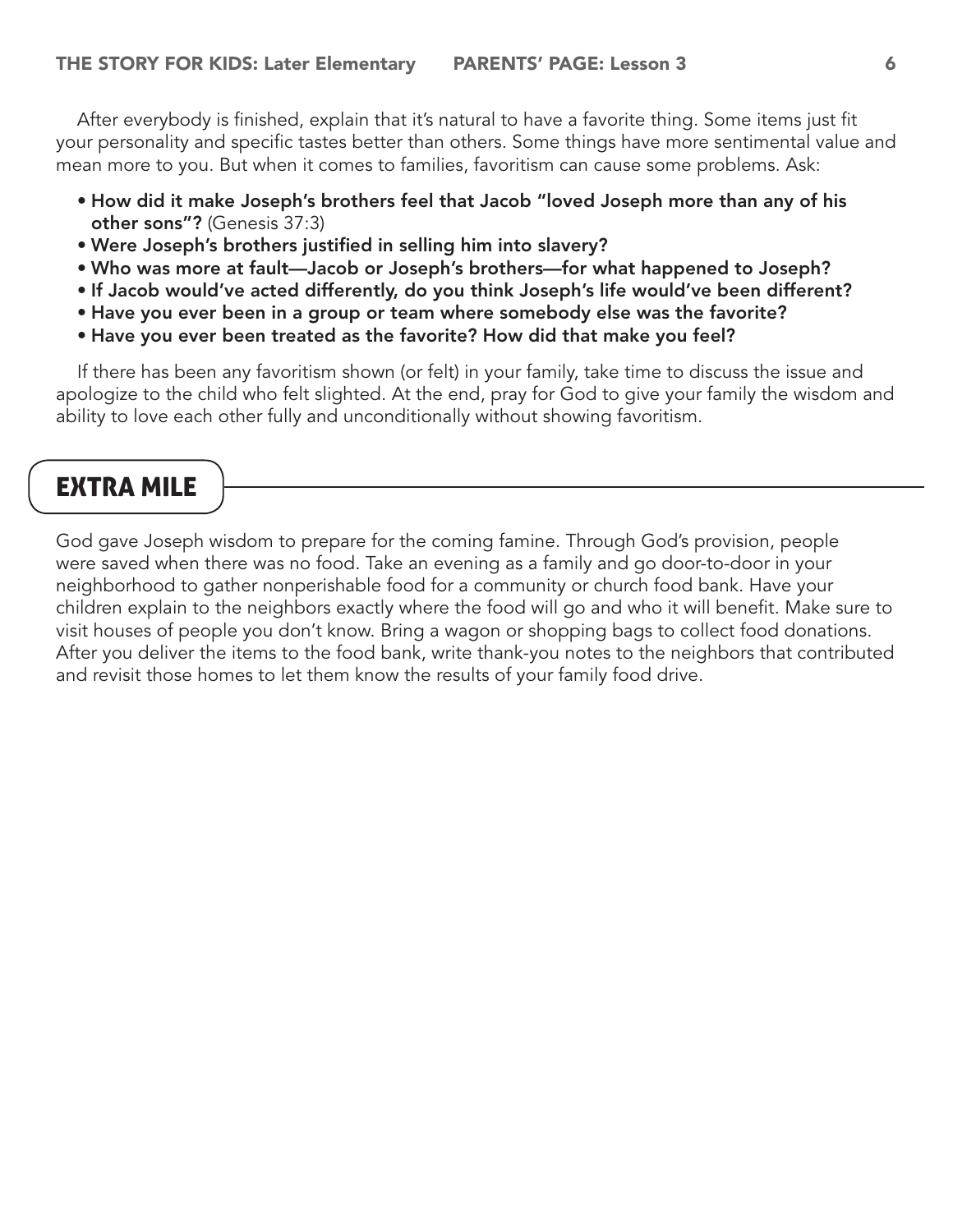After everybody is finished, explain that it's natural to have a favorite thing. Some items just fit your personality and specific tastes better than others. Some things have more sentimental value and mean more to you. But when it comes to families, favoritism can cause some problems. Ask:

- **How did it make Joseph's brothers feel that Jacob "loved Joseph more than any of his other sons"?** (Genesis 37:3)
- **Were Joseph's brothers justified in selling him into slavery?**
- **Who was more at fault—Jacob or Joseph's brothers—for what happened to Joseph?**
- **If Jacob would've acted differently, do you think Joseph's life would've been different?**
- **Have you ever been in a group or team where somebody else was the favorite?**
- **Have you ever been treated as the favorite? How did that make you feel?**

If there has been any favoritism shown (or felt) in your family, take time to discuss the issue and apologize to the child who felt slighted. At the end, pray for God to give your family the wisdom and ability to love each other fully and unconditionally without showing favoritism.

## EXTRA MILE

God gave Joseph wisdom to prepare for the coming famine. Through God's provision, people were saved when there was no food. Take an evening as a family and go door-to-door in your neighborhood to gather nonperishable food for a community or church food bank. Have your children explain to the neighbors exactly where the food will go and who it will benefit. Make sure to visit houses of people you don't know. Bring a wagon or shopping bags to collect food donations. After you deliver the items to the food bank, write thank-you notes to the neighbors that contributed and revisit those homes to let them know the results of your family food drive.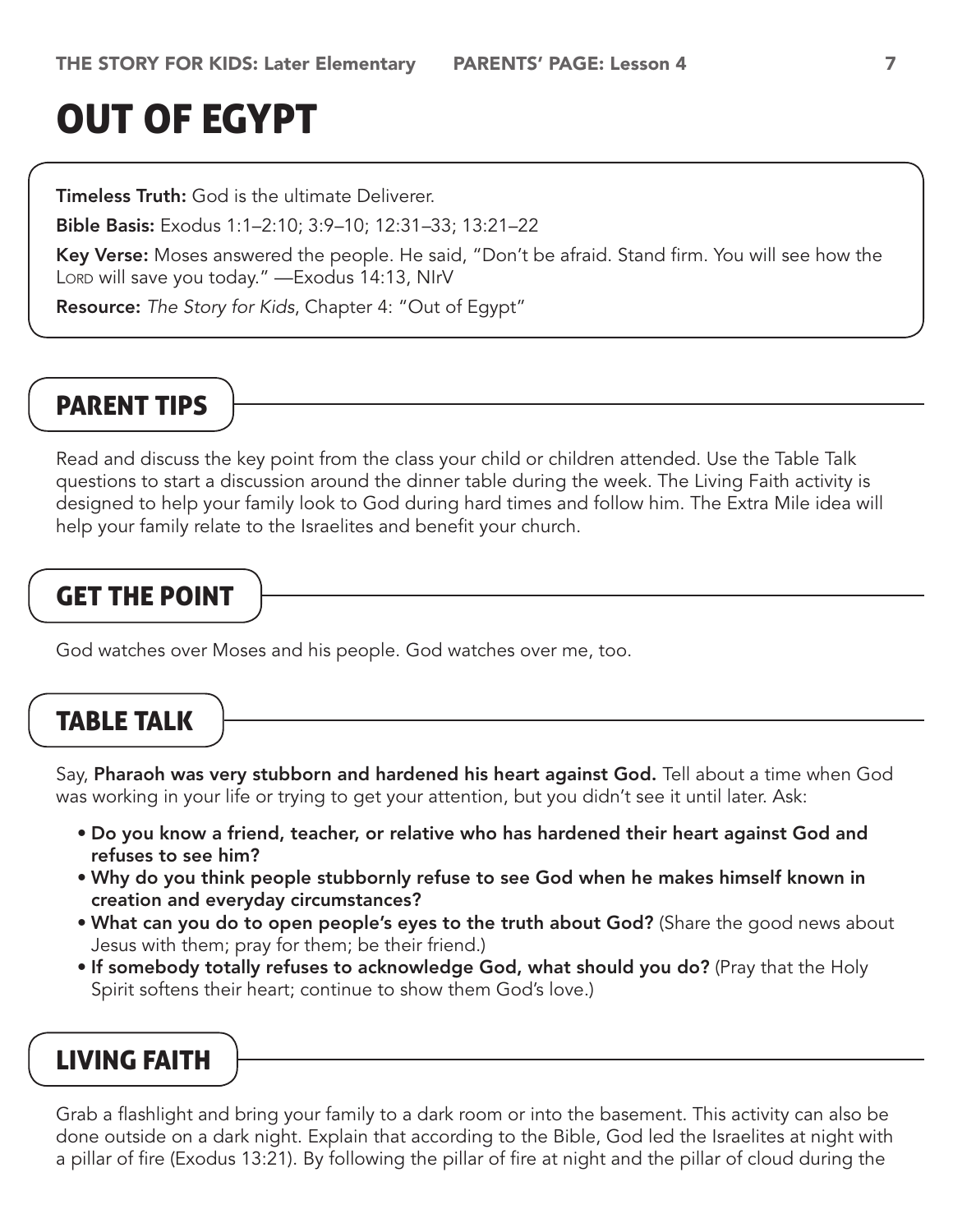# OUT OF EGYPT

**Timeless Truth:** God is the ultimate Deliverer.

**Bible Basis:** Exodus 1:1–2:10; 3:9–10; 12:31–33; 13:21–22

**Key Verse:** Moses answered the people. He said, "Don't be afraid. Stand firm. You will see how the LORD will save you today." —Exodus 14:13, NIrV

**Resource:** *The Story for Kids*, Chapter 4: "Out of Egypt"

## PARENT TIPS

Read and discuss the key point from the class your child or children attended. Use the Table Talk questions to start a discussion around the dinner table during the week. The Living Faith activity is designed to help your family look to God during hard times and follow him. The Extra Mile idea will help your family relate to the Israelites and benefit your church.

## GET THE POINT

God watches over Moses and his people. God watches over me, too.

## TABLE TALK

Say, **Pharaoh was very stubborn and hardened his heart against God.** Tell about a time when God was working in your life or trying to get your attention, but you didn't see it until later. Ask:

- **Do you know a friend, teacher, or relative who has hardened their heart against God and refuses to see him?**
- **Why do you think people stubbornly refuse to see God when he makes himself known in creation and everyday circumstances?**
- **What can you do to open people's eyes to the truth about God?** (Share the good news about Jesus with them; pray for them; be their friend.)
- **If somebody totally refuses to acknowledge God, what should you do?** (Pray that the Holy Spirit softens their heart; continue to show them God's love.)

## LIVING FAITH

Grab a flashlight and bring your family to a dark room or into the basement. This activity can also be done outside on a dark night. Explain that according to the Bible, God led the Israelites at night with a pillar of fire (Exodus 13:21). By following the pillar of fire at night and the pillar of cloud during the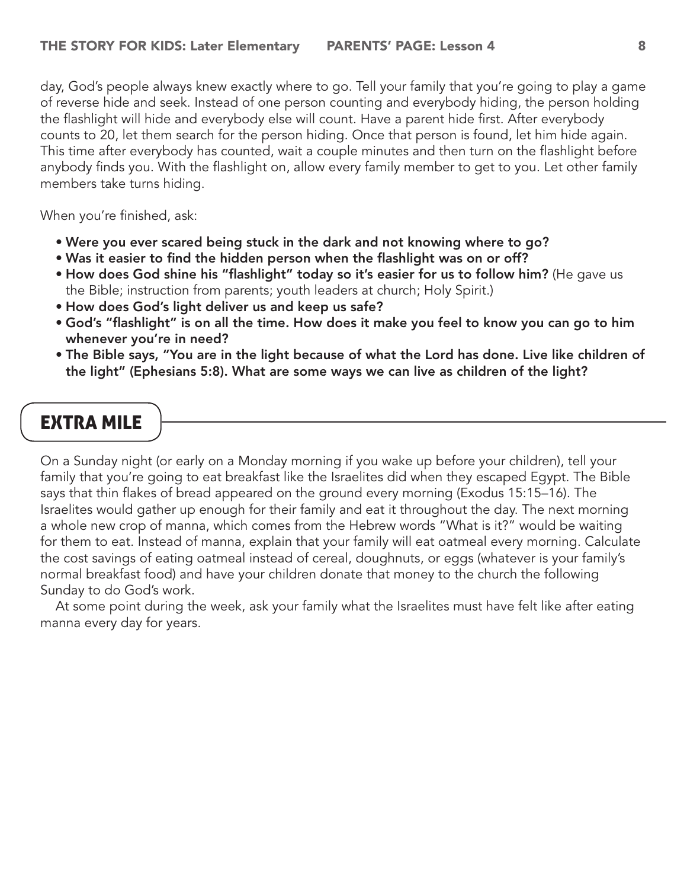day, God's people always knew exactly where to go. Tell your family that you're going to play a game of reverse hide and seek. Instead of one person counting and everybody hiding, the person holding the flashlight will hide and everybody else will count. Have a parent hide first. After everybody counts to 20, let them search for the person hiding. Once that person is found, let him hide again. This time after everybody has counted, wait a couple minutes and then turn on the flashlight before anybody finds you. With the flashlight on, allow every family member to get to you. Let other family members take turns hiding.

When you're finished, ask:

- **Were you ever scared being stuck in the dark and not knowing where to go?**
- **Was it easier to find the hidden person when the flashlight was on or off?**
- **How does God shine his "flashlight" today so it's easier for us to follow him?** (He gave us the Bible; instruction from parents; youth leaders at church; Holy Spirit.)
- **How does God's light deliver us and keep us safe?**
- **God's "flashlight" is on all the time. How does it make you feel to know you can go to him whenever you're in need?**
- **The Bible says, "You are in the light because of what the Lord has done. Live like children of the light" (Ephesians 5:8). What are some ways we can live as children of the light?**

## EXTRA MILE

On a Sunday night (or early on a Monday morning if you wake up before your children), tell your family that you're going to eat breakfast like the Israelites did when they escaped Egypt. The Bible says that thin flakes of bread appeared on the ground every morning (Exodus 15:15–16). The Israelites would gather up enough for their family and eat it throughout the day. The next morning a whole new crop of manna, which comes from the Hebrew words "What is it?" would be waiting for them to eat. Instead of manna, explain that your family will eat oatmeal every morning. Calculate the cost savings of eating oatmeal instead of cereal, doughnuts, or eggs (whatever is your family's normal breakfast food) and have your children donate that money to the church the following Sunday to do God's work.

At some point during the week, ask your family what the Israelites must have felt like after eating manna every day for years.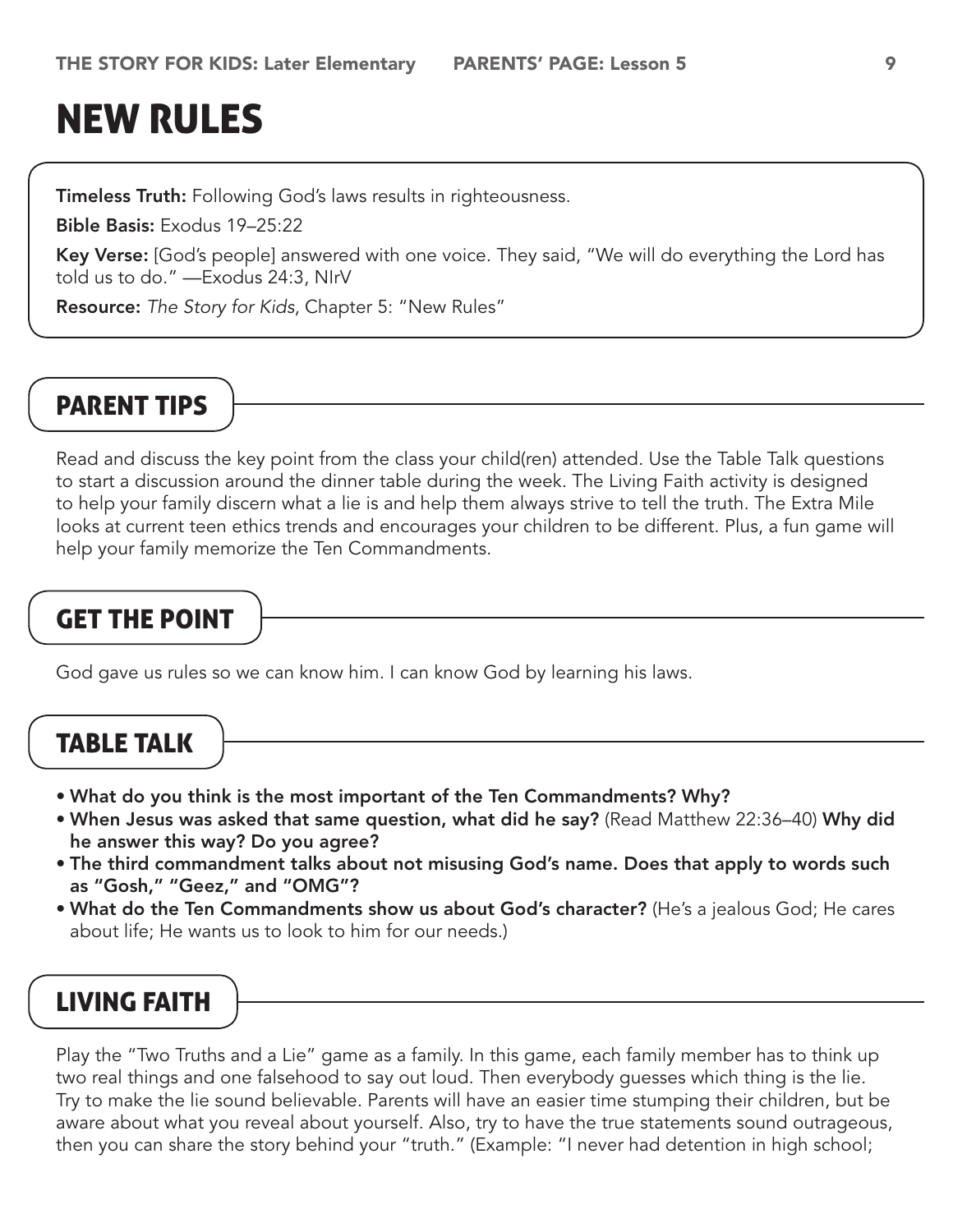# NEW RULES

**Timeless Truth:** Following God's laws results in righteousness.

**Bible Basis:** Exodus 19–25:22

**Key Verse:** [God's people] answered with one voice. They said, "We will do everything the Lord has told us to do." —Exodus 24:3, NIrV

**Resource:** *The Story for Kids*, Chapter 5: "New Rules"

## PARENT TIPS

Read and discuss the key point from the class your child(ren) attended. Use the Table Talk questions to start a discussion around the dinner table during the week. The Living Faith activity is designed to help your family discern what a lie is and help them always strive to tell the truth. The Extra Mile looks at current teen ethics trends and encourages your children to be different. Plus, a fun game will help your family memorize the Ten Commandments.

## GET THE POINT

God gave us rules so we can know him. I can know God by learning his laws.

## TABLE TALK

- **What do you think is the most important of the Ten Commandments? Why?**
- **When Jesus was asked that same question, what did he say?** (Read Matthew 22:36–40) **Why did he answer this way? Do you agree?**
- **The third commandment talks about not misusing God's name. Does that apply to words such as "Gosh," "Geez," and "OMG"?**
- **What do the Ten Commandments show us about God's character?** (He's a jealous God; He cares about life; He wants us to look to him for our needs.)

## LIVING FAITH

Play the "Two Truths and a Lie" game as a family. In this game, each family member has to think up two real things and one falsehood to say out loud. Then everybody guesses which thing is the lie. Try to make the lie sound believable. Parents will have an easier time stumping their children, but be aware about what you reveal about yourself. Also, try to have the true statements sound outrageous, then you can share the story behind your "truth." (Example: "I never had detention in high school;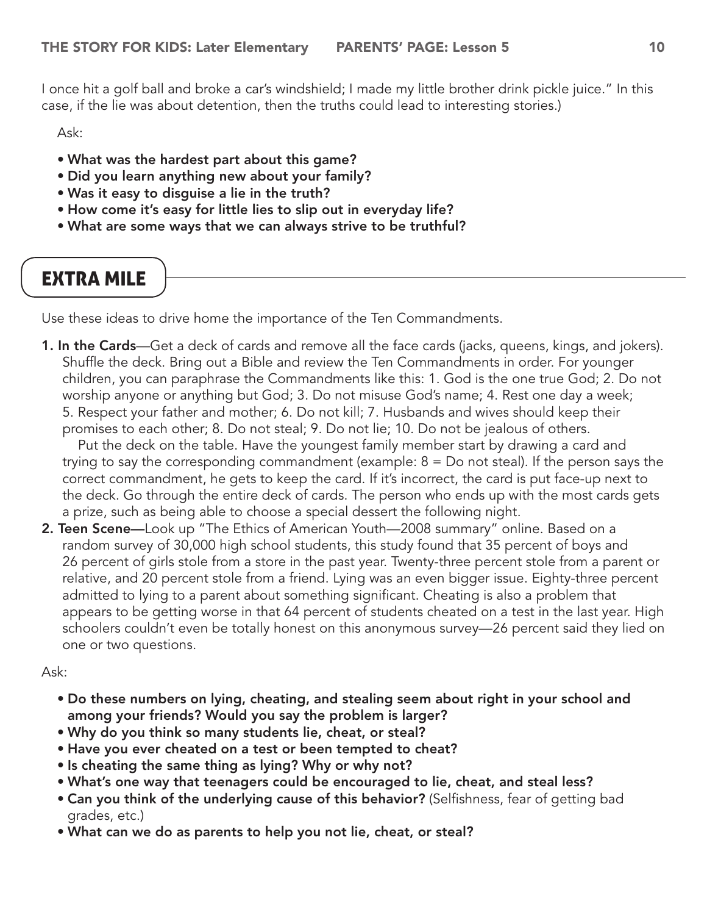I once hit a golf ball and broke a car's windshield; I made my little brother drink pickle juice." In this case, if the lie was about detention, then the truths could lead to interesting stories.)

Ask:

- **What was the hardest part about this game?**
- **Did you learn anything new about your family?**
- **Was it easy to disguise a lie in the truth?**
- **How come it's easy for little lies to slip out in everyday life?**
- **What are some ways that we can always strive to be truthful?**

## EXTRA MILE

Use these ideas to drive home the importance of the Ten Commandments.

1. **In the Cards**—Get a deck of cards and remove all the face cards (jacks, queens, kings, and jokers). Shuffle the deck. Bring out a Bible and review the Ten Commandments in order. For younger children, you can paraphrase the Commandments like this: 1. God is the one true God; 2. Do not worship anyone or anything but God; 3. Do not misuse God's name; 4. Rest one day a week; 5. Respect your father and mother; 6. Do not kill; 7. Husbands and wives should keep their promises to each other; 8. Do not steal; 9. Do not lie; 10. Do not be jealous of others.

   Put the deck on the table. Have the youngest family member start by drawing a card and trying to say the corresponding commandment (example: 8 = Do not steal). If the person says the correct commandment, he gets to keep the card. If it's incorrect, the card is put face-up next to the deck. Go through the entire deck of cards. The person who ends up with the most cards gets a prize, such as being able to choose a special dessert the following night.

2. **Teen Scene**—Look up "The Ethics of American Youth—2008 summary" online. Based on a random survey of 30,000 high school students, this study found that 35 percent of boys and 26 percent of girls stole from a store in the past year. Twenty-three percent stole from a parent or relative, and 20 percent stole from a friend. Lying was an even bigger issue. Eighty-three percent admitted to lying to a parent about something significant. Cheating is also a problem that appears to be getting worse in that 64 percent of students cheated on a test in the last year. High schoolers couldn't even be totally honest on this anonymous survey—26 percent said they lied on one or two questions.

Ask:

- **Do these numbers on lying, cheating, and stealing seem about right in your school and among your friends? Would you say the problem is larger?**
- **Why do you think so many students lie, cheat, or steal?**
- **Have you ever cheated on a test or been tempted to cheat?**
- **Is cheating the same thing as lying? Why or why not?**
- **What's one way that teenagers could be encouraged to lie, cheat, and steal less?**
- **Can you think of the underlying cause of this behavior?** (Selfishness, fear of getting bad grades, etc.)
- **What can we do as parents to help you not lie, cheat, or steal?**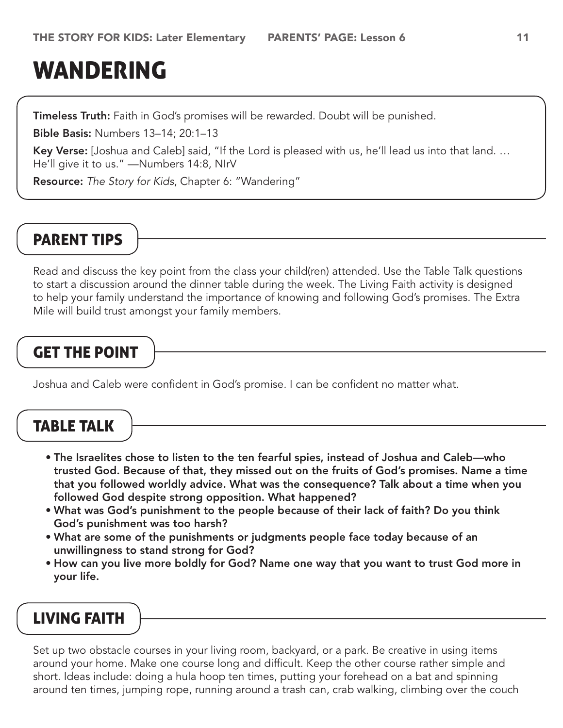# WANDERING

**Timeless Truth:** Faith in God's promises will be rewarded. Doubt will be punished.

**Bible Basis:** Numbers 13–14; 20:1–13

**Key Verse:** [Joshua and Caleb] said, "If the Lord is pleased with us, he'll lead us into that land. … He'll give it to us." —Numbers 14:8, NIrV

**Resource:** *The Story for Kids*, Chapter 6: "Wandering"

## PARENT TIPS

Read and discuss the key point from the class your child(ren) attended. Use the Table Talk questions to start a discussion around the dinner table during the week. The Living Faith activity is designed to help your family understand the importance of knowing and following God's promises. The Extra Mile will build trust amongst your family members.

## GET THE POINT

Joshua and Caleb were confident in God's promise. I can be confident no matter what.

## TABLE TALK

- **The Israelites chose to listen to the ten fearful spies, instead of Joshua and Caleb—who trusted God. Because of that, they missed out on the fruits of God's promises. Name a time that you followed worldly advice. What was the consequence? Talk about a time when you followed God despite strong opposition. What happened?**
- **What was God's punishment to the people because of their lack of faith? Do you think God's punishment was too harsh?**
- **What are some of the punishments or judgments people face today because of an unwillingness to stand strong for God?**
- **How can you live more boldly for God? Name one way that you want to trust God more in your life.**

## LIVING FAITH

Set up two obstacle courses in your living room, backyard, or a park. Be creative in using items around your home. Make one course long and difficult. Keep the other course rather simple and short. Ideas include: doing a hula hoop ten times, putting your forehead on a bat and spinning around ten times, jumping rope, running around a trash can, crab walking, climbing over the couch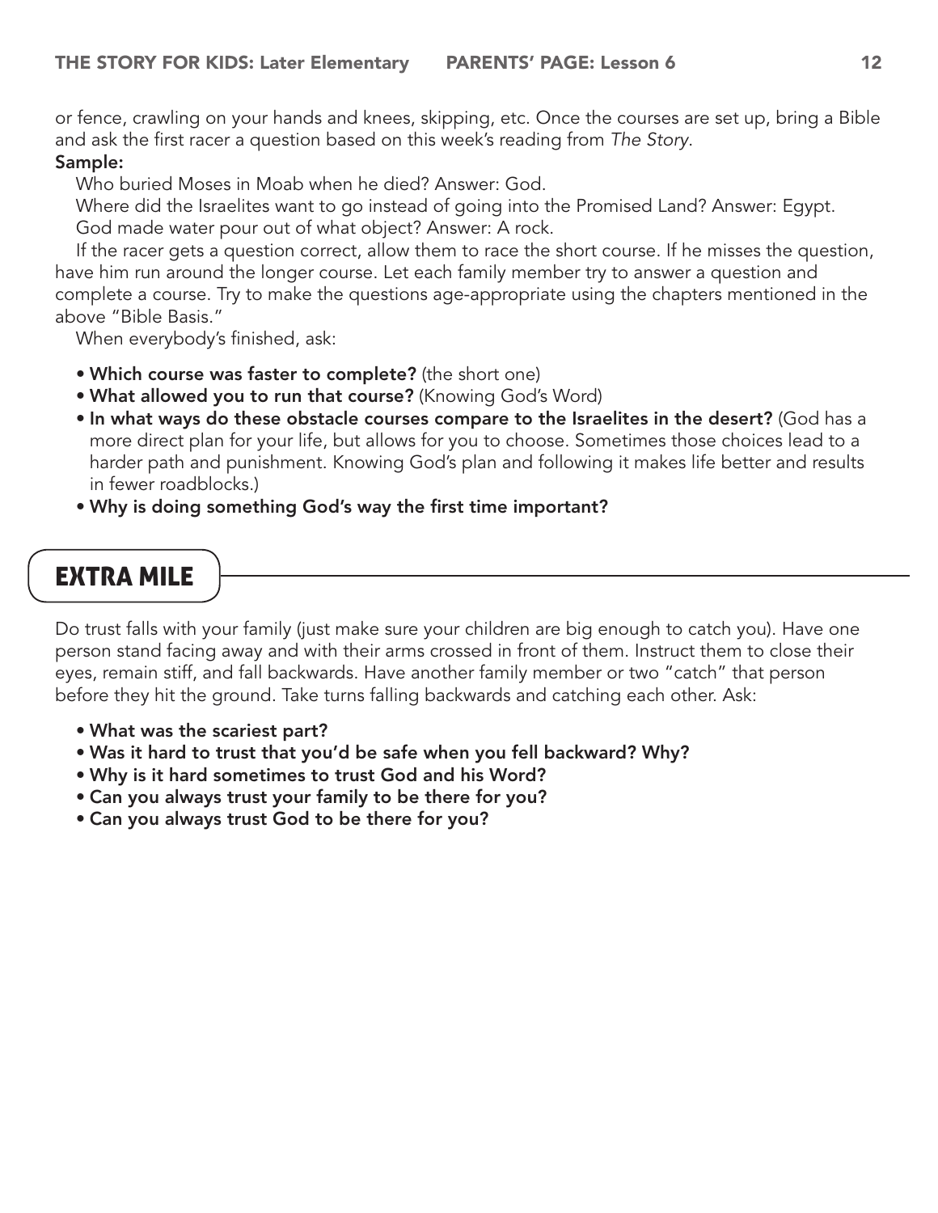or fence, crawling on your hands and knees, skipping, etc. Once the courses are set up, bring a Bible and ask the first racer a question based on this week's reading from *The Story*.

**Sample:**

Who buried Moses in Moab when he died? Answer: God.

Where did the Israelites want to go instead of going into the Promised Land? Answer: Egypt.

God made water pour out of what object? Answer: A rock.

If the racer gets a question correct, allow them to race the short course. If he misses the question, have him run around the longer course. Let each family member try to answer a question and complete a course. Try to make the questions age-appropriate using the chapters mentioned in the above "Bible Basis."

When everybody's finished, ask:

- **Which course was faster to complete?** (the short one)
- **What allowed you to run that course?** (Knowing God's Word)
- **In what ways do these obstacle courses compare to the Israelites in the desert?** (God has a more direct plan for your life, but allows for you to choose. Sometimes those choices lead to a harder path and punishment. Knowing God's plan and following it makes life better and results in fewer roadblocks.)
- **Why is doing something God's way the first time important?**

## EXTRA MILE

Do trust falls with your family (just make sure your children are big enough to catch you). Have one person stand facing away and with their arms crossed in front of them. Instruct them to close their eyes, remain stiff, and fall backwards. Have another family member or two "catch" that person before they hit the ground. Take turns falling backwards and catching each other. Ask:

- **What was the scariest part?**
- **Was it hard to trust that you'd be safe when you fell backward? Why?**
- **Why is it hard sometimes to trust God and his Word?**
- **Can you always trust your family to be there for you?**
- **Can you always trust God to be there for you?**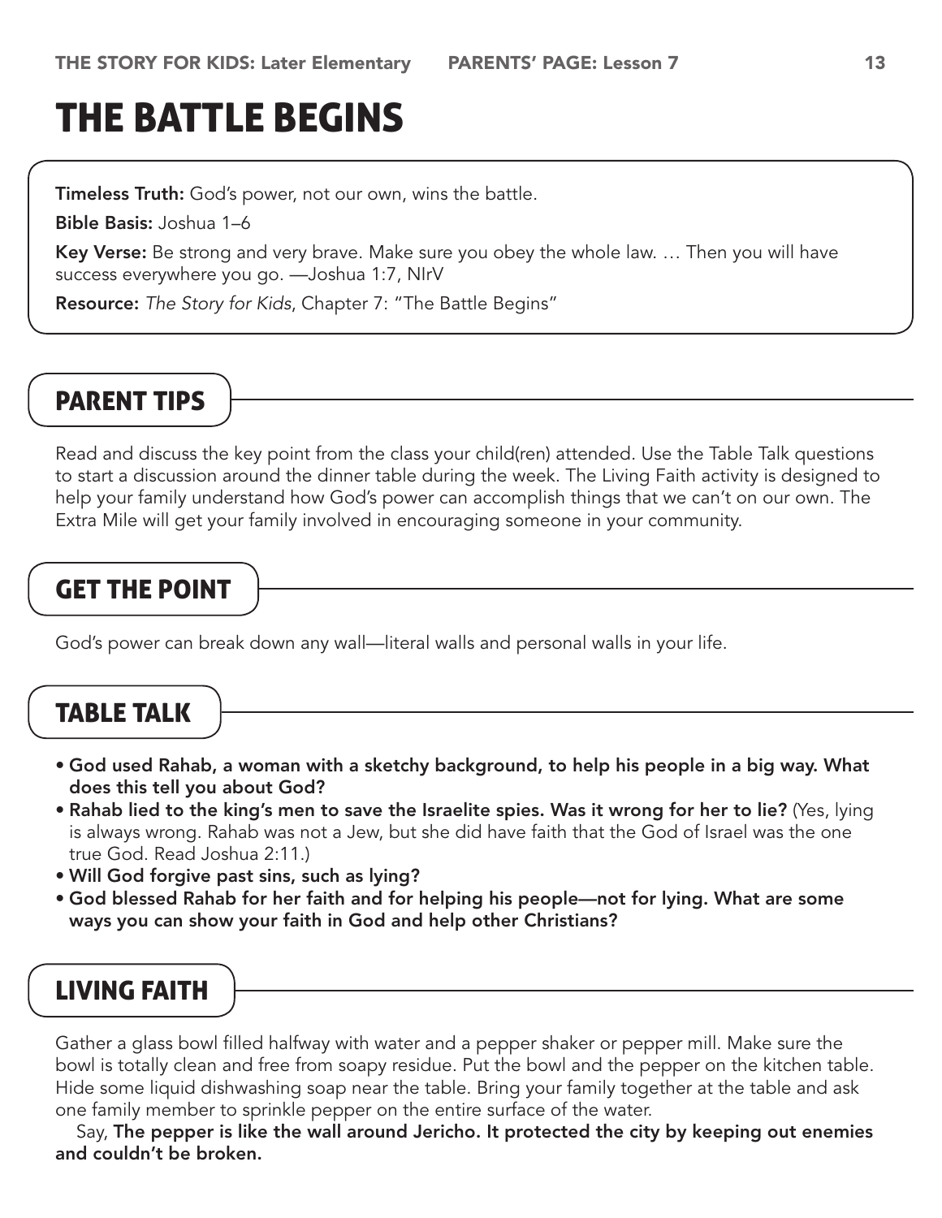# THE BATTLE BEGINS

**Timeless Truth:** God's power, not our own, wins the battle.

**Bible Basis:** Joshua 1–6

**Key Verse:** Be strong and very brave. Make sure you obey the whole law. … Then you will have success everywhere you go. —Joshua 1:7, NIrV

**Resource:** *The Story for Kids*, Chapter 7: "The Battle Begins"

## PARENT TIPS

Read and discuss the key point from the class your child(ren) attended. Use the Table Talk questions to start a discussion around the dinner table during the week. The Living Faith activity is designed to help your family understand how God's power can accomplish things that we can't on our own. The Extra Mile will get your family involved in encouraging someone in your community.

## GET THE POINT

God's power can break down any wall—literal walls and personal walls in your life.

## TABLE TALK

- **God used Rahab, a woman with a sketchy background, to help his people in a big way. What does this tell you about God?**
- **Rahab lied to the king's men to save the Israelite spies. Was it wrong for her to lie?** (Yes, lying is always wrong. Rahab was not a Jew, but she did have faith that the God of Israel was the one true God. Read Joshua 2:11.)
- **Will God forgive past sins, such as lying?**
- **God blessed Rahab for her faith and for helping his people—not for lying. What are some ways you can show your faith in God and help other Christians?**

## LIVING FAITH

Gather a glass bowl filled halfway with water and a pepper shaker or pepper mill. Make sure the bowl is totally clean and free from soapy residue. Put the bowl and the pepper on the kitchen table. Hide some liquid dishwashing soap near the table. Bring your family together at the table and ask one family member to sprinkle pepper on the entire surface of the water.

Say, **The pepper is like the wall around Jericho. It protected the city by keeping out enemies and couldn't be broken.**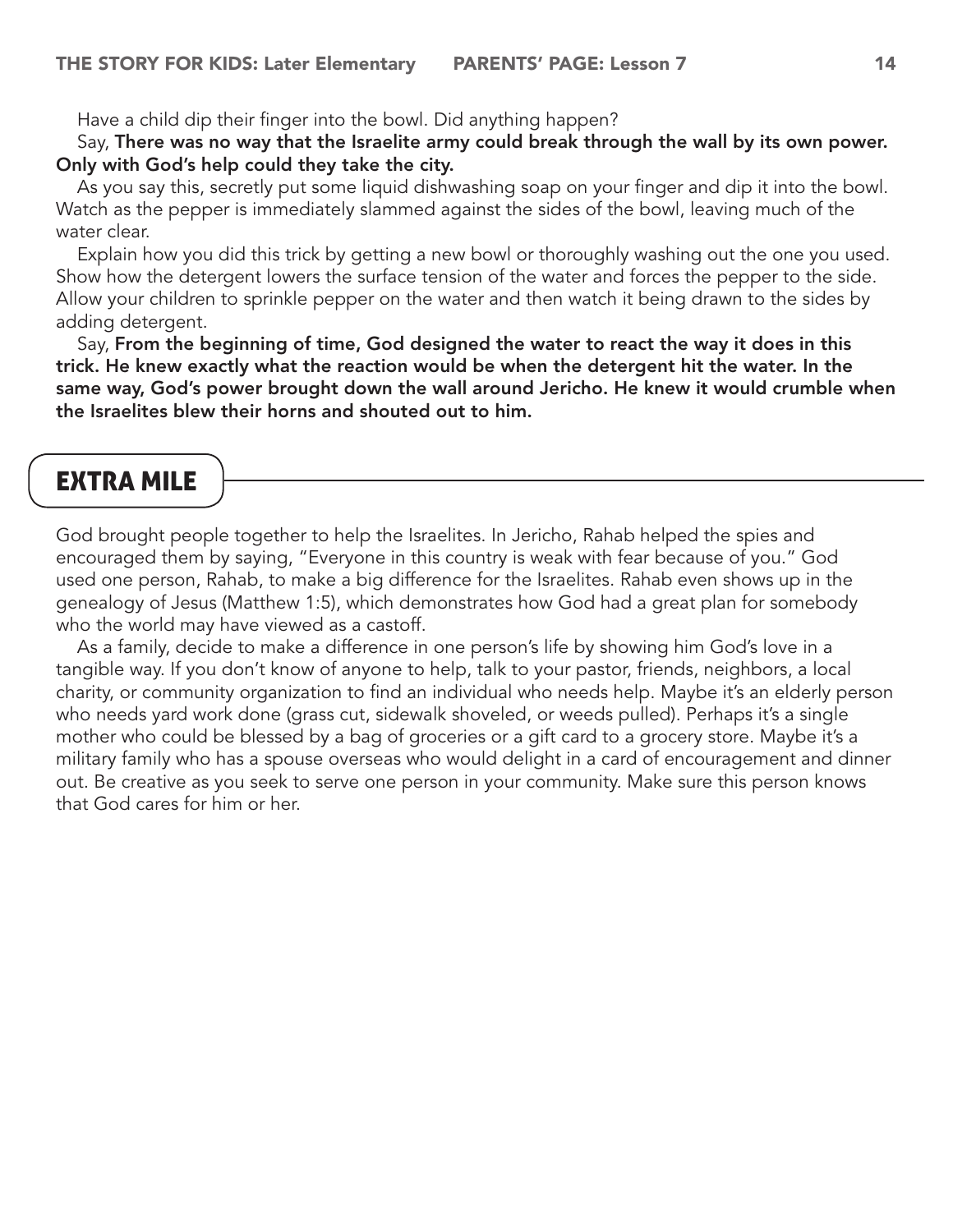Have a child dip their finger into the bowl. Did anything happen?

Say, **There was no way that the Israelite army could break through the wall by its own power. Only with God's help could they take the city.**

As you say this, secretly put some liquid dishwashing soap on your finger and dip it into the bowl. Watch as the pepper is immediately slammed against the sides of the bowl, leaving much of the water clear.

Explain how you did this trick by getting a new bowl or thoroughly washing out the one you used. Show how the detergent lowers the surface tension of the water and forces the pepper to the side. Allow your children to sprinkle pepper on the water and then watch it being drawn to the sides by adding detergent.

Say, **From the beginning of time, God designed the water to react the way it does in this trick. He knew exactly what the reaction would be when the detergent hit the water. In the same way, God's power brought down the wall around Jericho. He knew it would crumble when the Israelites blew their horns and shouted out to him.**

## EXTRA MILE

God brought people together to help the Israelites. In Jericho, Rahab helped the spies and encouraged them by saying, "Everyone in this country is weak with fear because of you." God used one person, Rahab, to make a big difference for the Israelites. Rahab even shows up in the genealogy of Jesus (Matthew 1:5), which demonstrates how God had a great plan for somebody who the world may have viewed as a castoff.

As a family, decide to make a difference in one person's life by showing him God's love in a tangible way. If you don't know of anyone to help, talk to your pastor, friends, neighbors, a local charity, or community organization to find an individual who needs help. Maybe it's an elderly person who needs yard work done (grass cut, sidewalk shoveled, or weeds pulled). Perhaps it's a single mother who could be blessed by a bag of groceries or a gift card to a grocery store. Maybe it's a military family who has a spouse overseas who would delight in a card of encouragement and dinner out. Be creative as you seek to serve one person in your community. Make sure this person knows that God cares for him or her.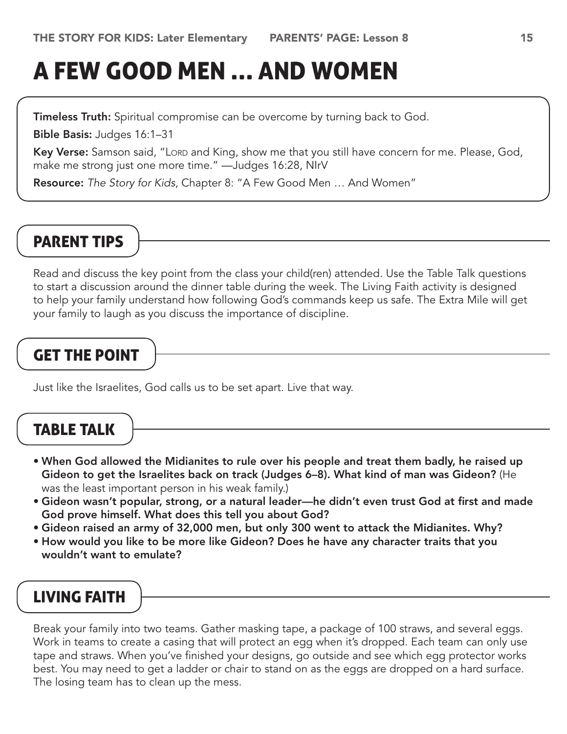# A FEW GOOD MEN ... AND WOMEN

**Timeless Truth:** Spiritual compromise can be overcome by turning back to God.

**Bible Basis:** Judges 16:1–31

**Key Verse:** Samson said, "Lord and King, show me that you still have concern for me. Please, God, make me strong just one more time." —Judges 16:28, NIrV

**Resource:** *The Story for Kids*, Chapter 8: "A Few Good Men … And Women"

## PARENT TIPS

Read and discuss the key point from the class your child(ren) attended. Use the Table Talk questions to start a discussion around the dinner table during the week. The Living Faith activity is designed to help your family understand how following God's commands keep us safe. The Extra Mile will get your family to laugh as you discuss the importance of discipline.

## GET THE POINT

Just like the Israelites, God calls us to be set apart. Live that way.

## TABLE TALK

- **When God allowed the Midianites to rule over his people and treat them badly, he raised up Gideon to get the Israelites back on track (Judges 6–8). What kind of man was Gideon?** (He was the least important person in his weak family.)
- **Gideon wasn't popular, strong, or a natural leader—he didn't even trust God at first and made God prove himself. What does this tell you about God?**
- **Gideon raised an army of 32,000 men, but only 300 went to attack the Midianites. Why?**
- **How would you like to be more like Gideon? Does he have any character traits that you wouldn't want to emulate?**

## LIVING FAITH

Break your family into two teams. Gather masking tape, a package of 100 straws, and several eggs. Work in teams to create a casing that will protect an egg when it's dropped. Each team can only use tape and straws. When you've finished your designs, go outside and see which egg protector works best. You may need to get a ladder or chair to stand on as the eggs are dropped on a hard surface. The losing team has to clean up the mess.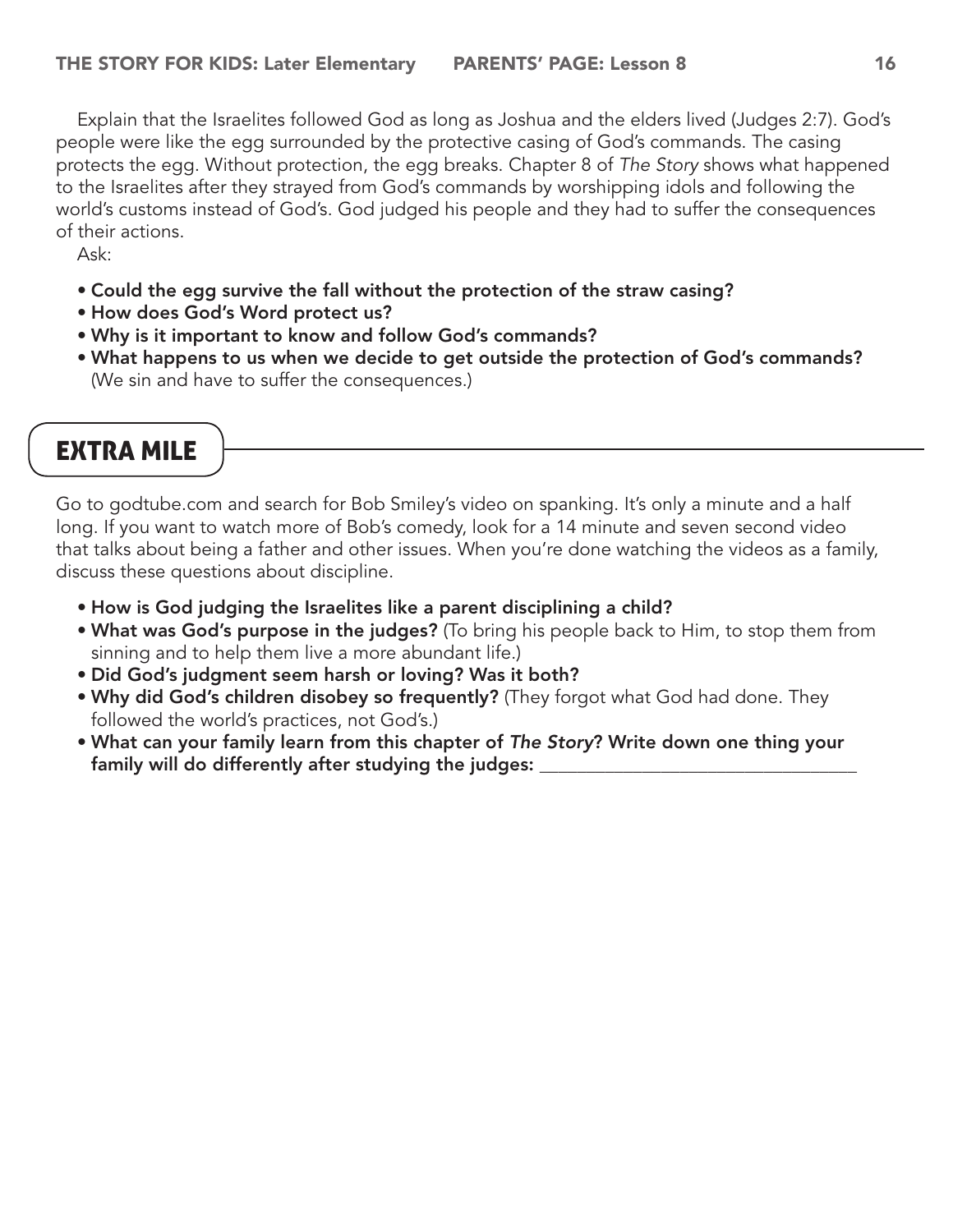Explain that the Israelites followed God as long as Joshua and the elders lived (Judges 2:7). God's people were like the egg surrounded by the protective casing of God's commands. The casing protects the egg. Without protection, the egg breaks. Chapter 8 of *The Story* shows what happened to the Israelites after they strayed from God's commands by worshipping idols and following the world's customs instead of God's. God judged his people and they had to suffer the consequences of their actions.

Ask:

- **Could the egg survive the fall without the protection of the straw casing?**
- **How does God's Word protect us?**
- **Why is it important to know and follow God's commands?**
- **What happens to us when we decide to get outside the protection of God's commands?** (We sin and have to suffer the consequences.)

## EXTRA MILE

Go to godtube.com and search for Bob Smiley's video on spanking. It's only a minute and a half long. If you want to watch more of Bob's comedy, look for a 14 minute and seven second video that talks about being a father and other issues. When you're done watching the videos as a family, discuss these questions about discipline.

- **How is God judging the Israelites like a parent disciplining a child?**
- **What was God's purpose in the judges?** (To bring his people back to Him, to stop them from sinning and to help them live a more abundant life.)
- **Did God's judgment seem harsh or loving? Was it both?**
- **Why did God's children disobey so frequently?** (They forgot what God had done. They followed the world's practices, not God's.)
- **What can your family learn from this chapter of *The Story*? Write down one thing your family will do differently after studying the judges:** ___________________________________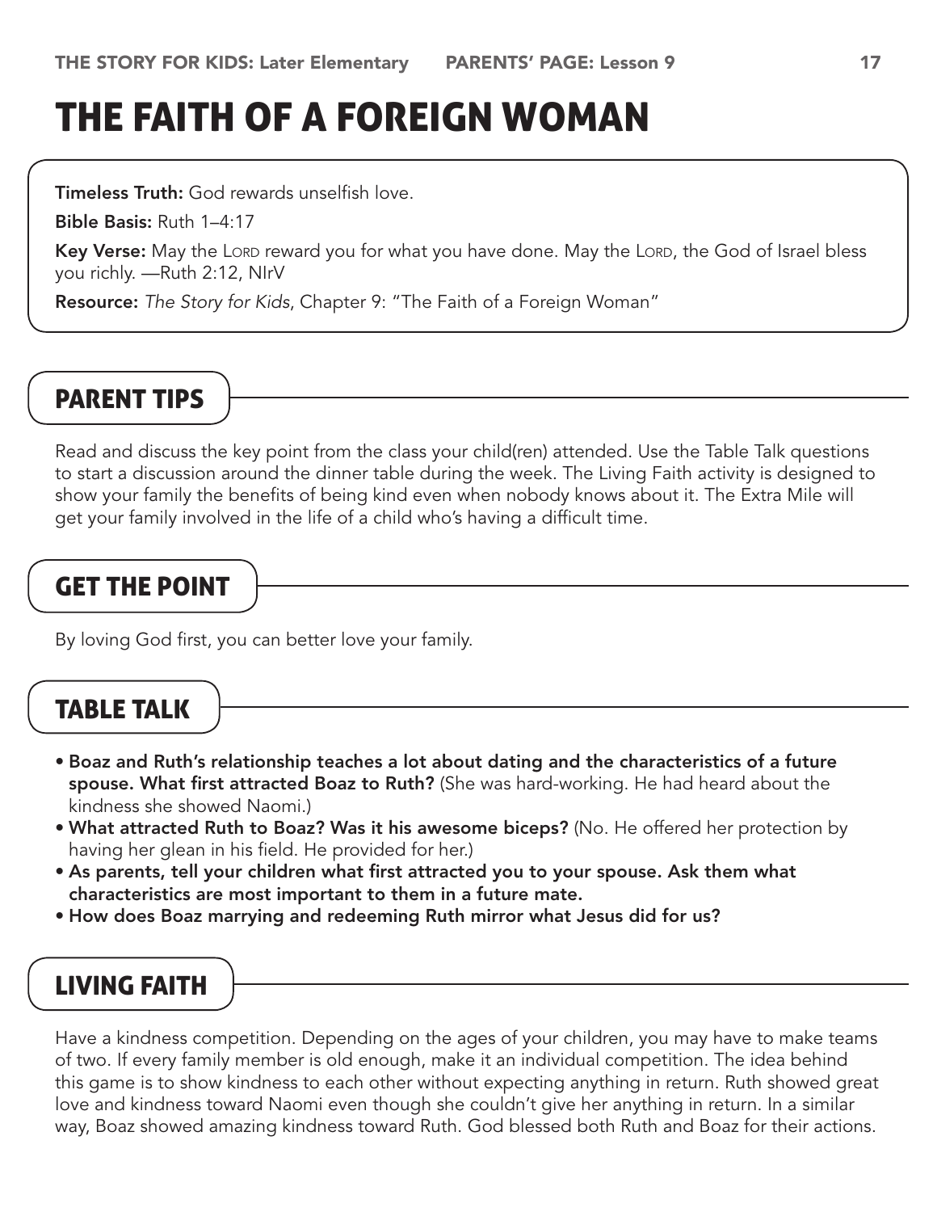# THE FAITH OF A FOREIGN WOMAN

**Timeless Truth:** God rewards unselfish love.

**Bible Basis:** Ruth 1–4:17

**Key Verse:** May the LORD reward you for what you have done. May the LORD, the God of Israel bless you richly. —Ruth 2:12, NIrV

**Resource:** *The Story for Kids*, Chapter 9: "The Faith of a Foreign Woman"

## PARENT TIPS

Read and discuss the key point from the class your child(ren) attended. Use the Table Talk questions to start a discussion around the dinner table during the week. The Living Faith activity is designed to show your family the benefits of being kind even when nobody knows about it. The Extra Mile will get your family involved in the life of a child who's having a difficult time.

## GET THE POINT

By loving God first, you can better love your family.

## TABLE TALK

- **Boaz and Ruth's relationship teaches a lot about dating and the characteristics of a future spouse. What first attracted Boaz to Ruth?** (She was hard-working. He had heard about the kindness she showed Naomi.)
- **What attracted Ruth to Boaz? Was it his awesome biceps?** (No. He offered her protection by having her glean in his field. He provided for her.)
- **As parents, tell your children what first attracted you to your spouse. Ask them what characteristics are most important to them in a future mate.**
- **How does Boaz marrying and redeeming Ruth mirror what Jesus did for us?**

## LIVING FAITH

Have a kindness competition. Depending on the ages of your children, you may have to make teams of two. If every family member is old enough, make it an individual competition. The idea behind this game is to show kindness to each other without expecting anything in return. Ruth showed great love and kindness toward Naomi even though she couldn't give her anything in return. In a similar way, Boaz showed amazing kindness toward Ruth. God blessed both Ruth and Boaz for their actions.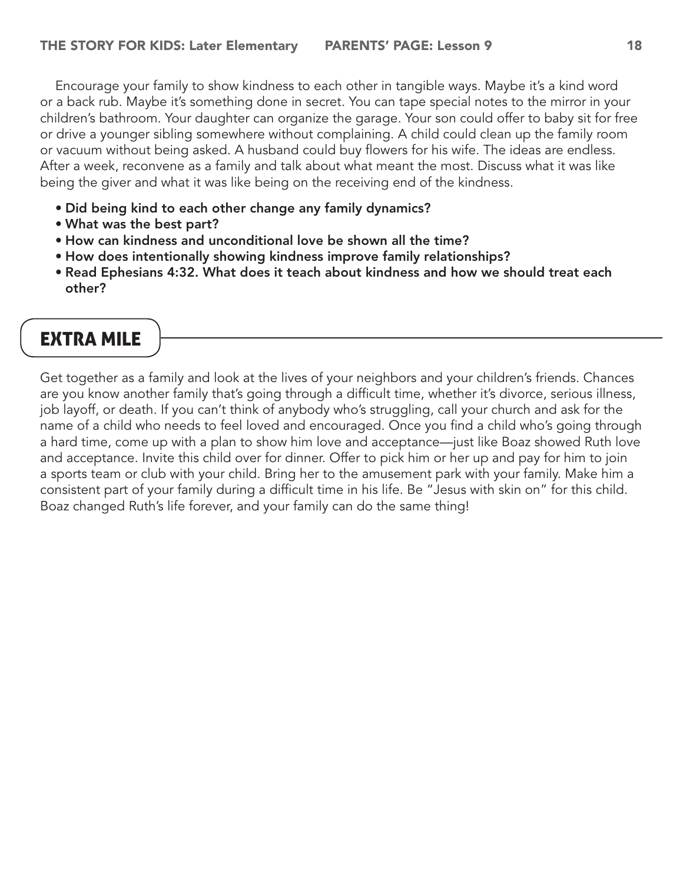Encourage your family to show kindness to each other in tangible ways. Maybe it's a kind word or a back rub. Maybe it's something done in secret. You can tape special notes to the mirror in your children's bathroom. Your daughter can organize the garage. Your son could offer to baby sit for free or drive a younger sibling somewhere without complaining. A child could clean up the family room or vacuum without being asked. A husband could buy flowers for his wife. The ideas are endless. After a week, reconvene as a family and talk about what meant the most. Discuss what it was like being the giver and what it was like being on the receiving end of the kindness.

- **Did being kind to each other change any family dynamics?**
- **What was the best part?**
- **How can kindness and unconditional love be shown all the time?**
- **How does intentionally showing kindness improve family relationships?**
- **Read Ephesians 4:32. What does it teach about kindness and how we should treat each other?**

## EXTRA MILE

Get together as a family and look at the lives of your neighbors and your children's friends. Chances are you know another family that's going through a difficult time, whether it's divorce, serious illness, job layoff, or death. If you can't think of anybody who's struggling, call your church and ask for the name of a child who needs to feel loved and encouraged. Once you find a child who's going through a hard time, come up with a plan to show him love and acceptance—just like Boaz showed Ruth love and acceptance. Invite this child over for dinner. Offer to pick him or her up and pay for him to join a sports team or club with your child. Bring her to the amusement park with your family. Make him a consistent part of your family during a difficult time in his life. Be "Jesus with skin on" for this child. Boaz changed Ruth's life forever, and your family can do the same thing!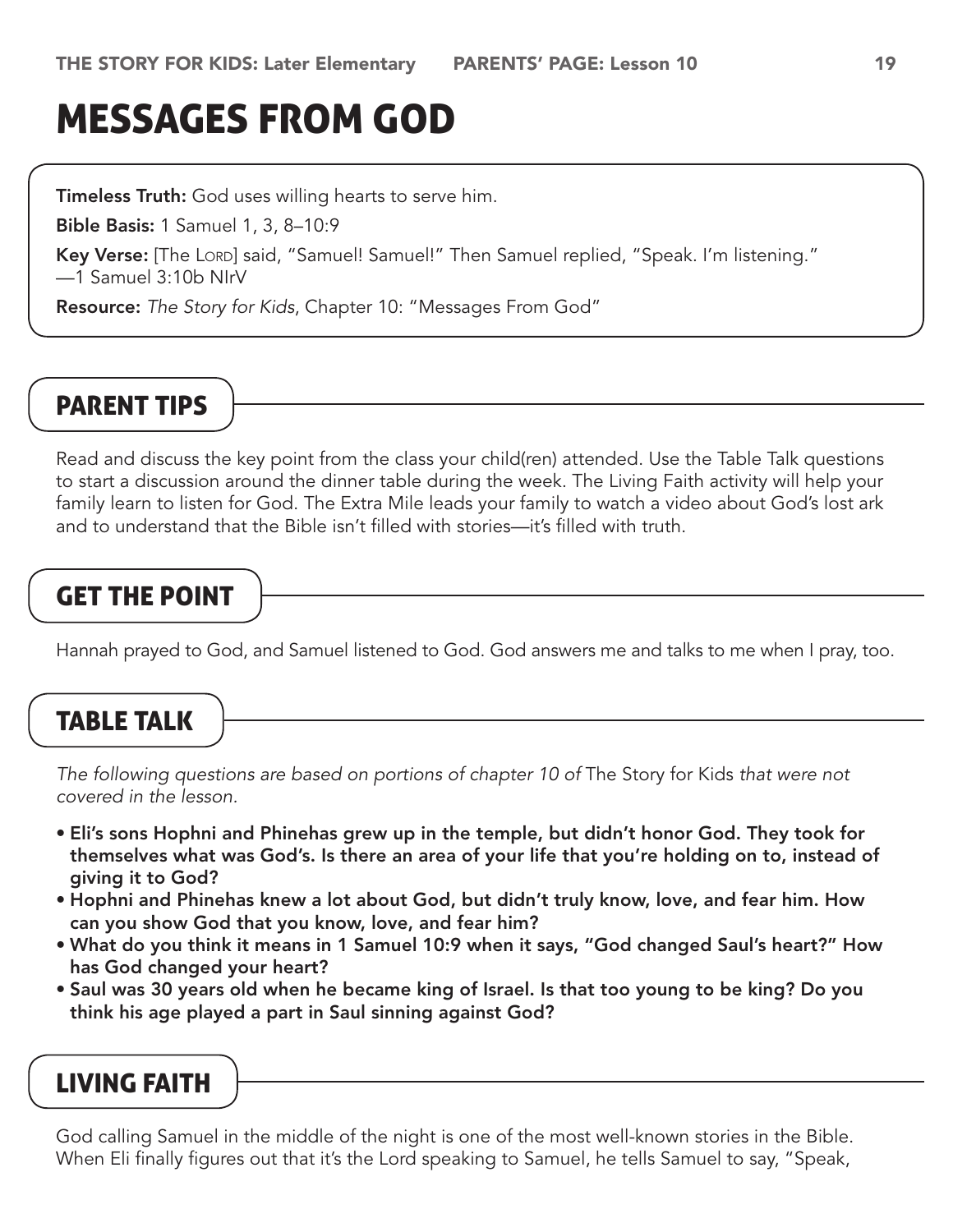# MESSAGES FROM GOD

**Timeless Truth:** God uses willing hearts to serve him.

**Bible Basis:** 1 Samuel 1, 3, 8–10:9

**Key Verse:** [The LORD] said, "Samuel! Samuel!" Then Samuel replied, "Speak. I'm listening." —1 Samuel 3:10b NIrV

**Resource:** *The Story for Kids*, Chapter 10: "Messages From God"

## PARENT TIPS

Read and discuss the key point from the class your child(ren) attended. Use the Table Talk questions to start a discussion around the dinner table during the week. The Living Faith activity will help your family learn to listen for God. The Extra Mile leads your family to watch a video about God's lost ark and to understand that the Bible isn't filled with stories—it's filled with truth.

## GET THE POINT

Hannah prayed to God, and Samuel listened to God. God answers me and talks to me when I pray, too.

## TABLE TALK

*The following questions are based on portions of chapter 10 of* The Story for Kids *that were not covered in the lesson.*

- **Eli's sons Hophni and Phinehas grew up in the temple, but didn't honor God. They took for themselves what was God's. Is there an area of your life that you're holding on to, instead of giving it to God?**
- **Hophni and Phinehas knew a lot about God, but didn't truly know, love, and fear him. How can you show God that you know, love, and fear him?**
- **What do you think it means in 1 Samuel 10:9 when it says, "God changed Saul's heart?" How has God changed your heart?**
- **Saul was 30 years old when he became king of Israel. Is that too young to be king? Do you think his age played a part in Saul sinning against God?**

## LIVING FAITH

God calling Samuel in the middle of the night is one of the most well-known stories in the Bible. When Eli finally figures out that it's the Lord speaking to Samuel, he tells Samuel to say, "Speak,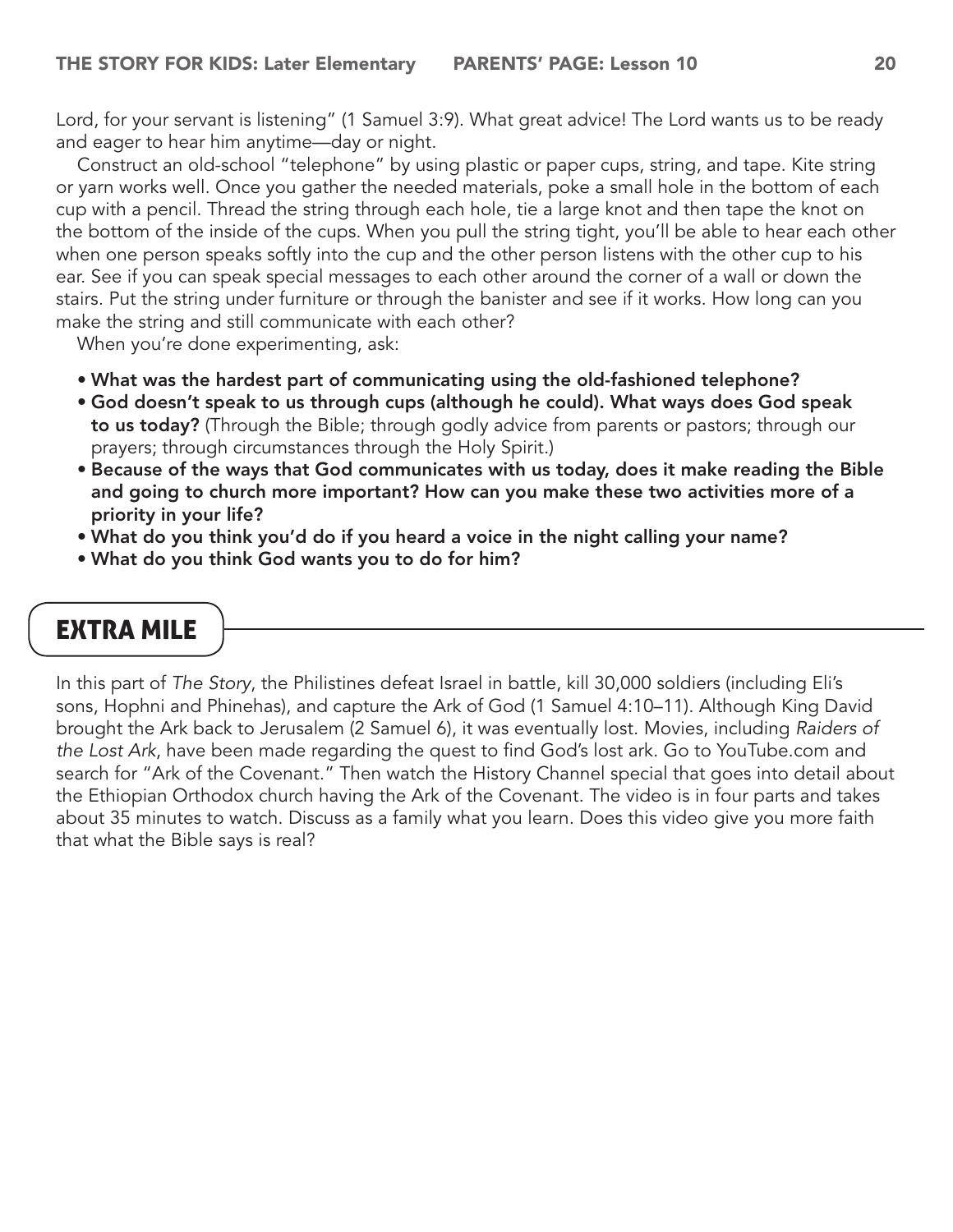Lord, for your servant is listening" (1 Samuel 3:9). What great advice! The Lord wants us to be ready and eager to hear him anytime—day or night.

Construct an old-school "telephone" by using plastic or paper cups, string, and tape. Kite string or yarn works well. Once you gather the needed materials, poke a small hole in the bottom of each cup with a pencil. Thread the string through each hole, tie a large knot and then tape the knot on the bottom of the inside of the cups. When you pull the string tight, you'll be able to hear each other when one person speaks softly into the cup and the other person listens with the other cup to his ear. See if you can speak special messages to each other around the corner of a wall or down the stairs. Put the string under furniture or through the banister and see if it works. How long can you make the string and still communicate with each other?

When you're done experimenting, ask:

- **What was the hardest part of communicating using the old-fashioned telephone?**
- **God doesn't speak to us through cups (although he could). What ways does God speak to us today?** (Through the Bible; through godly advice from parents or pastors; through our prayers; through circumstances through the Holy Spirit.)
- **Because of the ways that God communicates with us today, does it make reading the Bible and going to church more important? How can you make these two activities more of a priority in your life?**
- **What do you think you'd do if you heard a voice in the night calling your name?**
- **What do you think God wants you to do for him?**

## EXTRA MILE

In this part of *The Story*, the Philistines defeat Israel in battle, kill 30,000 soldiers (including Eli's sons, Hophni and Phinehas), and capture the Ark of God (1 Samuel 4:10–11). Although King David brought the Ark back to Jerusalem (2 Samuel 6), it was eventually lost. Movies, including *Raiders of the Lost Ark*, have been made regarding the quest to find God's lost ark. Go to YouTube.com and search for "Ark of the Covenant." Then watch the History Channel special that goes into detail about the Ethiopian Orthodox church having the Ark of the Covenant. The video is in four parts and takes about 35 minutes to watch. Discuss as a family what you learn. Does this video give you more faith that what the Bible says is real?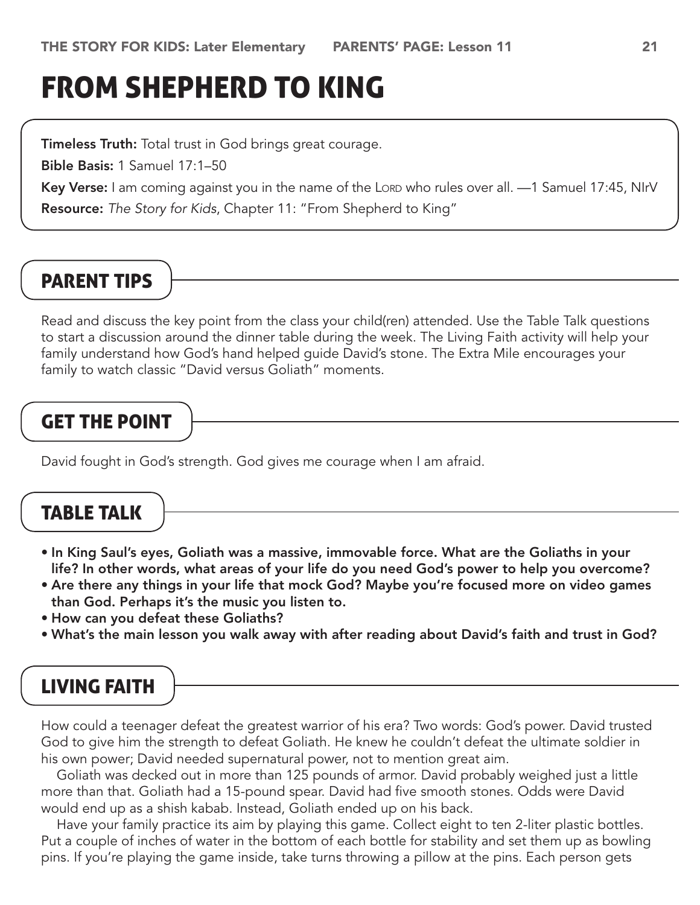# FROM SHEPHERD TO KING

**Timeless Truth:** Total trust in God brings great courage.

**Bible Basis:** 1 Samuel 17:1–50

**Key Verse:** I am coming against you in the name of the LORD who rules over all. —1 Samuel 17:45, NIrV

**Resource:** *The Story for Kids*, Chapter 11: "From Shepherd to King"

## PARENT TIPS

Read and discuss the key point from the class your child(ren) attended. Use the Table Talk questions to start a discussion around the dinner table during the week. The Living Faith activity will help your family understand how God's hand helped guide David's stone. The Extra Mile encourages your family to watch classic "David versus Goliath" moments.

## GET THE POINT

David fought in God's strength. God gives me courage when I am afraid.

## TABLE TALK

- **In King Saul's eyes, Goliath was a massive, immovable force. What are the Goliaths in your life? In other words, what areas of your life do you need God's power to help you overcome?**
- **Are there any things in your life that mock God? Maybe you're focused more on video games than God. Perhaps it's the music you listen to.**
- **How can you defeat these Goliaths?**
- **What's the main lesson you walk away with after reading about David's faith and trust in God?**

## LIVING FAITH

How could a teenager defeat the greatest warrior of his era? Two words: God's power. David trusted God to give him the strength to defeat Goliath. He knew he couldn't defeat the ultimate soldier in his own power; David needed supernatural power, not to mention great aim.

Goliath was decked out in more than 125 pounds of armor. David probably weighed just a little more than that. Goliath had a 15-pound spear. David had five smooth stones. Odds were David would end up as a shish kabab. Instead, Goliath ended up on his back.

Have your family practice its aim by playing this game. Collect eight to ten 2-liter plastic bottles. Put a couple of inches of water in the bottom of each bottle for stability and set them up as bowling pins. If you're playing the game inside, take turns throwing a pillow at the pins. Each person gets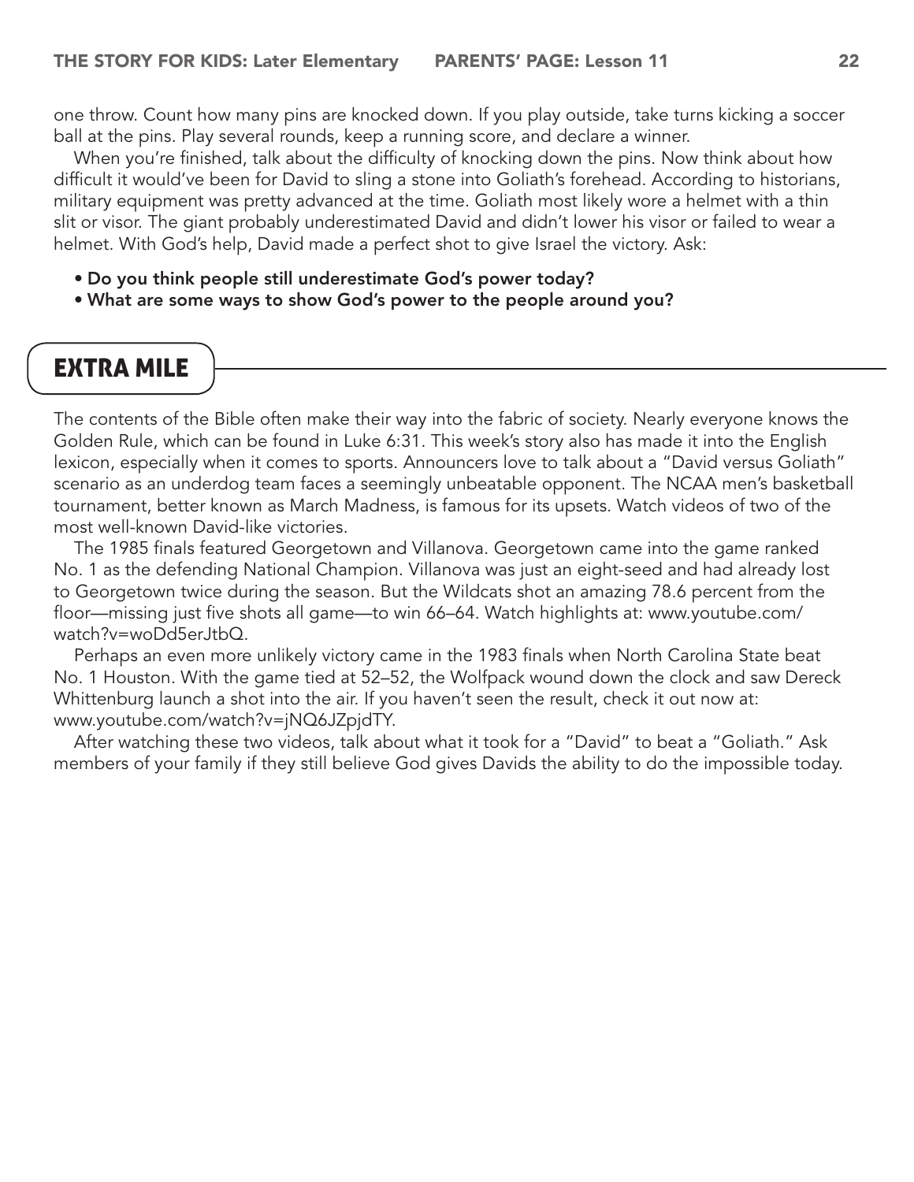one throw. Count how many pins are knocked down. If you play outside, take turns kicking a soccer ball at the pins. Play several rounds, keep a running score, and declare a winner.

When you're finished, talk about the difficulty of knocking down the pins. Now think about how difficult it would've been for David to sling a stone into Goliath's forehead. According to historians, military equipment was pretty advanced at the time. Goliath most likely wore a helmet with a thin slit or visor. The giant probably underestimated David and didn't lower his visor or failed to wear a helmet. With God's help, David made a perfect shot to give Israel the victory. Ask:

- **Do you think people still underestimate God's power today?**
- **What are some ways to show God's power to the people around you?**

## EXTRA MILE

The contents of the Bible often make their way into the fabric of society. Nearly everyone knows the Golden Rule, which can be found in Luke 6:31. This week's story also has made it into the English lexicon, especially when it comes to sports. Announcers love to talk about a "David versus Goliath" scenario as an underdog team faces a seemingly unbeatable opponent. The NCAA men's basketball tournament, better known as March Madness, is famous for its upsets. Watch videos of two of the most well-known David-like victories.

The 1985 finals featured Georgetown and Villanova. Georgetown came into the game ranked No. 1 as the defending National Champion. Villanova was just an eight-seed and had already lost to Georgetown twice during the season. But the Wildcats shot an amazing 78.6 percent from the floor—missing just five shots all game—to win 66–64. Watch highlights at: www.youtube.com/watch?v=woDd5erJtbQ.

Perhaps an even more unlikely victory came in the 1983 finals when North Carolina State beat No. 1 Houston. With the game tied at 52–52, the Wolfpack wound down the clock and saw Dereck Whittenburg launch a shot into the air. If you haven't seen the result, check it out now at: www.youtube.com/watch?v=jNQ6JZpjdTY.

After watching these two videos, talk about what it took for a "David" to beat a "Goliath." Ask members of your family if they still believe God gives Davids the ability to do the impossible today.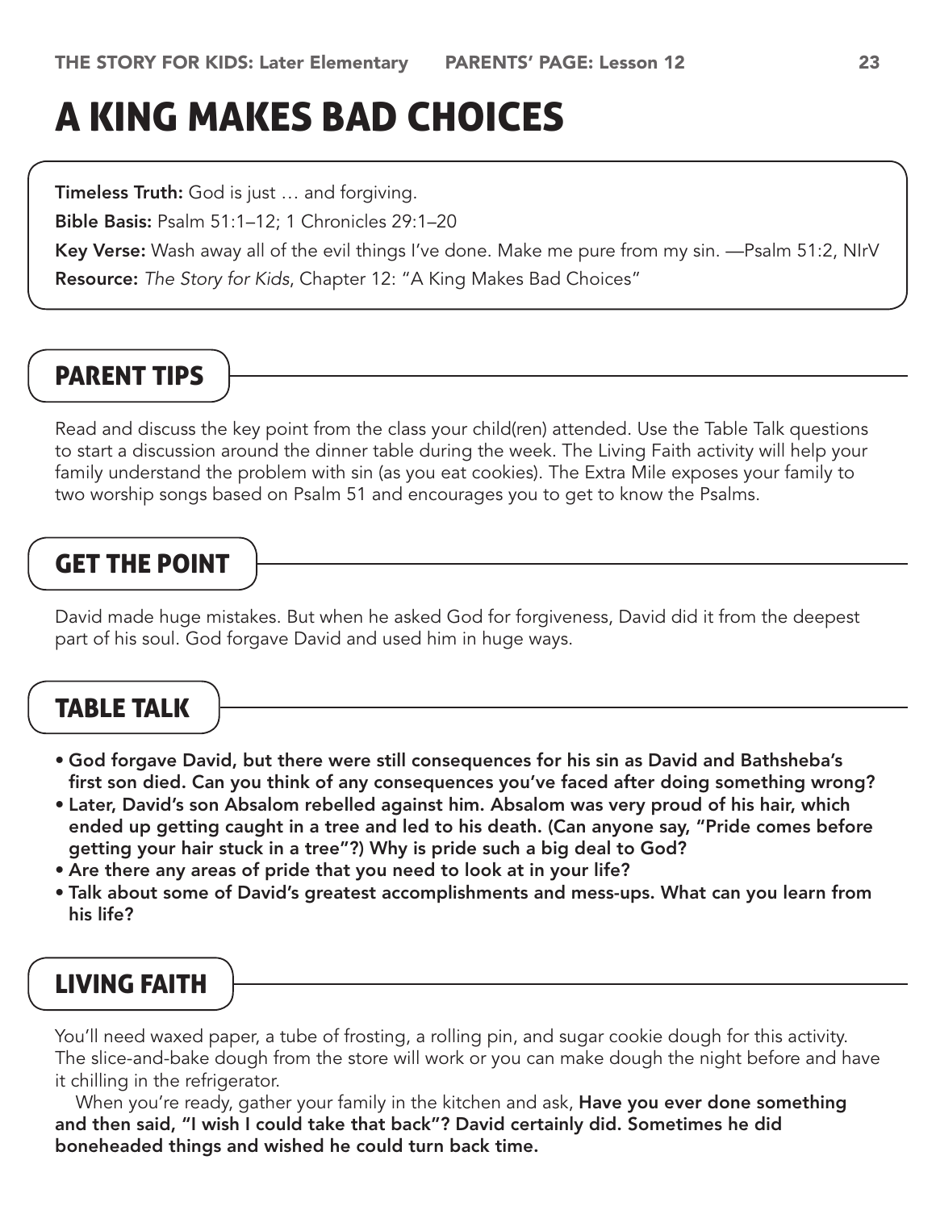# A KING MAKES BAD CHOICES

**Timeless Truth:** God is just … and forgiving.

**Bible Basis:** Psalm 51:1–12; 1 Chronicles 29:1–20

**Key Verse:** Wash away all of the evil things I've done. Make me pure from my sin. —Psalm 51:2, NIrV

**Resource:** *The Story for Kids*, Chapter 12: "A King Makes Bad Choices"

## PARENT TIPS

Read and discuss the key point from the class your child(ren) attended. Use the Table Talk questions to start a discussion around the dinner table during the week. The Living Faith activity will help your family understand the problem with sin (as you eat cookies). The Extra Mile exposes your family to two worship songs based on Psalm 51 and encourages you to get to know the Psalms.

## GET THE POINT

David made huge mistakes. But when he asked God for forgiveness, David did it from the deepest part of his soul. God forgave David and used him in huge ways.

## TABLE TALK

- **God forgave David, but there were still consequences for his sin as David and Bathsheba's first son died. Can you think of any consequences you've faced after doing something wrong?**
- **Later, David's son Absalom rebelled against him. Absalom was very proud of his hair, which ended up getting caught in a tree and led to his death. (Can anyone say, "Pride comes before getting your hair stuck in a tree"?) Why is pride such a big deal to God?**
- **Are there any areas of pride that you need to look at in your life?**
- **Talk about some of David's greatest accomplishments and mess-ups. What can you learn from his life?**

## LIVING FAITH

You'll need waxed paper, a tube of frosting, a rolling pin, and sugar cookie dough for this activity. The slice-and-bake dough from the store will work or you can make dough the night before and have it chilling in the refrigerator.

When you're ready, gather your family in the kitchen and ask, **Have you ever done something and then said, "I wish I could take that back"? David certainly did. Sometimes he did boneheaded things and wished he could turn back time.**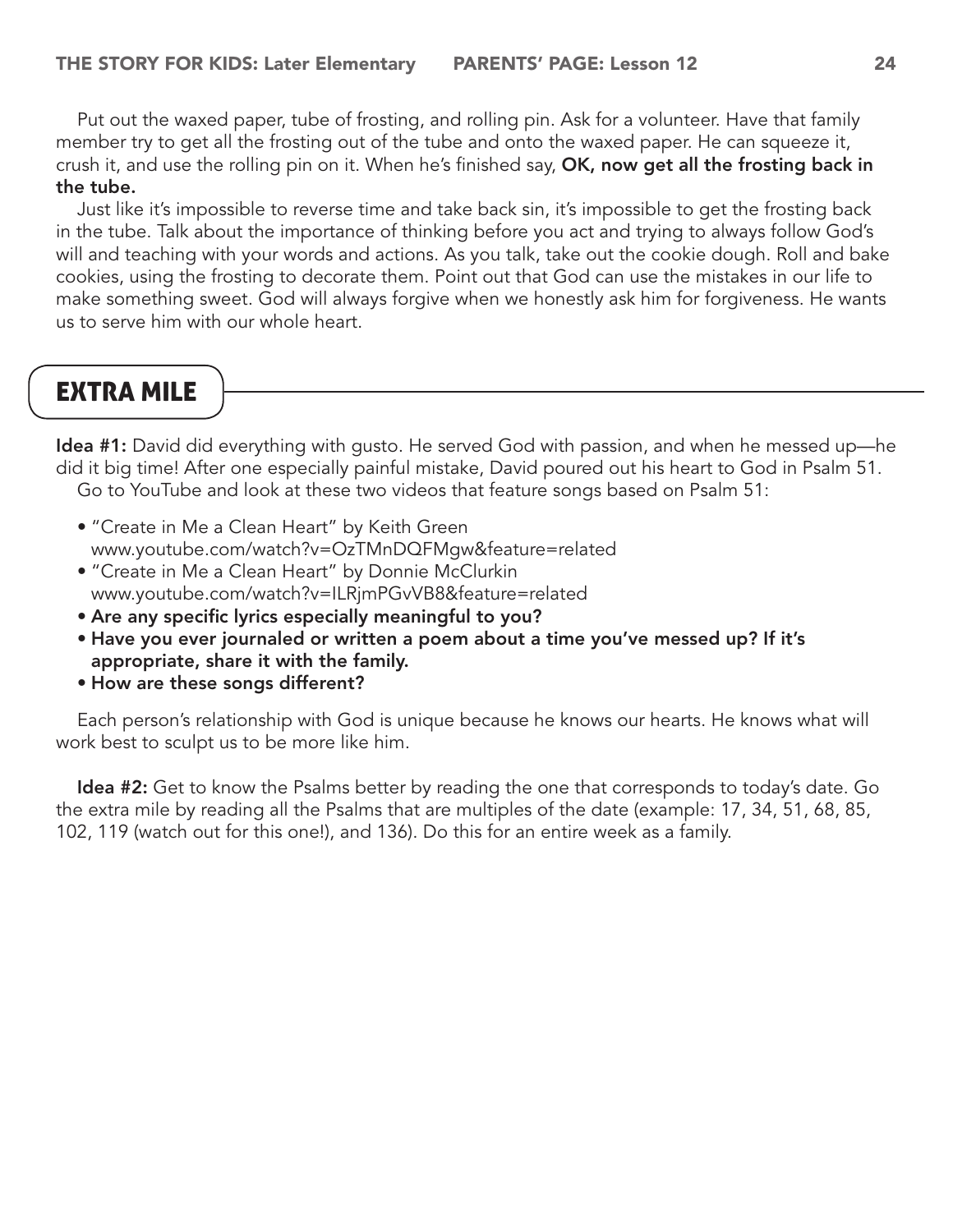Put out the waxed paper, tube of frosting, and rolling pin. Ask for a volunteer. Have that family member try to get all the frosting out of the tube and onto the waxed paper. He can squeeze it, crush it, and use the rolling pin on it. When he's finished say, **OK, now get all the frosting back in the tube.**

Just like it's impossible to reverse time and take back sin, it's impossible to get the frosting back in the tube. Talk about the importance of thinking before you act and trying to always follow God's will and teaching with your words and actions. As you talk, take out the cookie dough. Roll and bake cookies, using the frosting to decorate them. Point out that God can use the mistakes in our life to make something sweet. God will always forgive when we honestly ask him for forgiveness. He wants us to serve him with our whole heart.

## EXTRA MILE

**Idea #1:** David did everything with gusto. He served God with passion, and when he messed up—he did it big time! After one especially painful mistake, David poured out his heart to God in Psalm 51.

Go to YouTube and look at these two videos that feature songs based on Psalm 51:

- "Create in Me a Clean Heart" by Keith Green
  www.youtube.com/watch?v=OzTMnDQFMgw&feature=related
- "Create in Me a Clean Heart" by Donnie McClurkin
  www.youtube.com/watch?v=ILRjmPGvVB8&feature=related
- **Are any specific lyrics especially meaningful to you?**
- **Have you ever journaled or written a poem about a time you've messed up? If it's appropriate, share it with the family.**
- **How are these songs different?**

Each person's relationship with God is unique because he knows our hearts. He knows what will work best to sculpt us to be more like him.

**Idea #2:** Get to know the Psalms better by reading the one that corresponds to today's date. Go the extra mile by reading all the Psalms that are multiples of the date (example: 17, 34, 51, 68, 85, 102, 119 (watch out for this one!), and 136). Do this for an entire week as a family.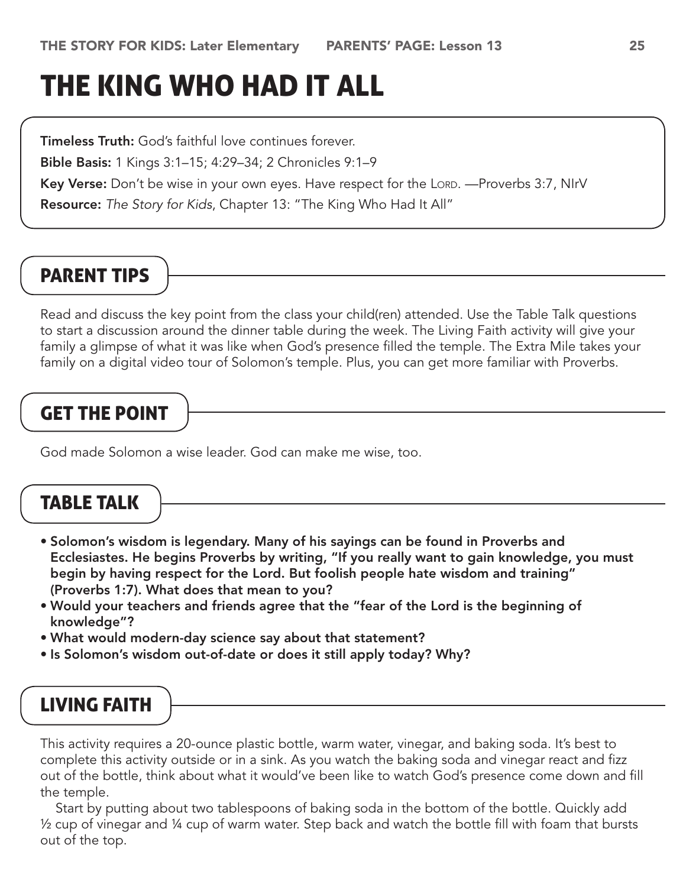# THE KING WHO HAD IT ALL

**Timeless Truth:** God's faithful love continues forever.

**Bible Basis:** 1 Kings 3:1–15; 4:29–34; 2 Chronicles 9:1–9

**Key Verse:** Don't be wise in your own eyes. Have respect for the LORD. —Proverbs 3:7, NIrV

**Resource:** *The Story for Kids*, Chapter 13: "The King Who Had It All"

## PARENT TIPS

Read and discuss the key point from the class your child(ren) attended. Use the Table Talk questions to start a discussion around the dinner table during the week. The Living Faith activity will give your family a glimpse of what it was like when God's presence filled the temple. The Extra Mile takes your family on a digital video tour of Solomon's temple. Plus, you can get more familiar with Proverbs.

## GET THE POINT

God made Solomon a wise leader. God can make me wise, too.

## TABLE TALK

- **Solomon's wisdom is legendary. Many of his sayings can be found in Proverbs and Ecclesiastes. He begins Proverbs by writing, "If you really want to gain knowledge, you must begin by having respect for the Lord. But foolish people hate wisdom and training" (Proverbs 1:7). What does that mean to you?**
- **Would your teachers and friends agree that the "fear of the Lord is the beginning of knowledge"?**
- **What would modern-day science say about that statement?**
- **Is Solomon's wisdom out-of-date or does it still apply today? Why?**

## LIVING FAITH

This activity requires a 20-ounce plastic bottle, warm water, vinegar, and baking soda. It's best to complete this activity outside or in a sink. As you watch the baking soda and vinegar react and fizz out of the bottle, think about what it would've been like to watch God's presence come down and fill the temple.

Start by putting about two tablespoons of baking soda in the bottom of the bottle. Quickly add ½ cup of vinegar and ¼ cup of warm water. Step back and watch the bottle fill with foam that bursts out of the top.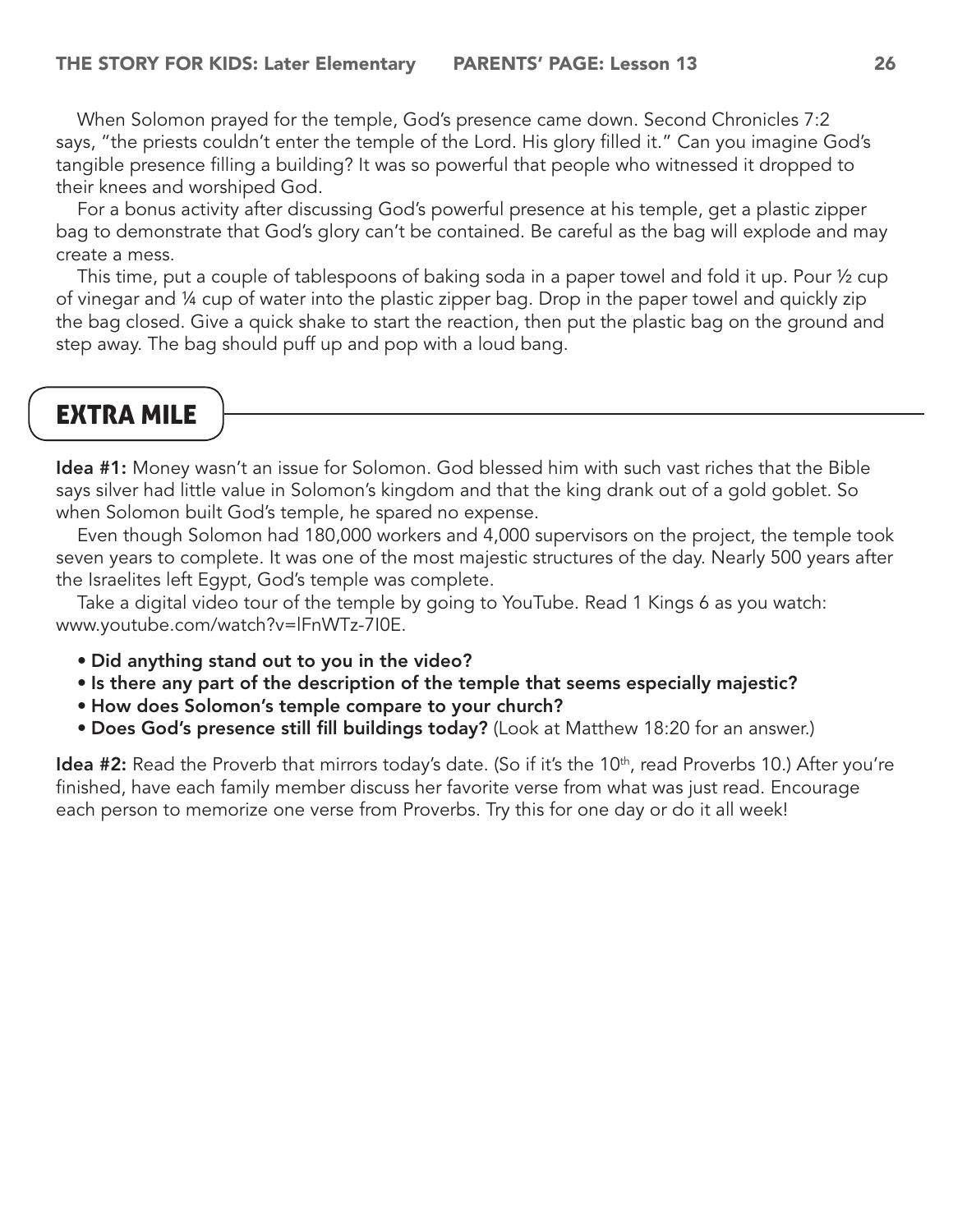When Solomon prayed for the temple, God's presence came down. Second Chronicles 7:2 says, "the priests couldn't enter the temple of the Lord. His glory filled it." Can you imagine God's tangible presence filling a building? It was so powerful that people who witnessed it dropped to their knees and worshiped God.

For a bonus activity after discussing God's powerful presence at his temple, get a plastic zipper bag to demonstrate that God's glory can't be contained. Be careful as the bag will explode and may create a mess.

This time, put a couple of tablespoons of baking soda in a paper towel and fold it up. Pour ½ cup of vinegar and ¼ cup of water into the plastic zipper bag. Drop in the paper towel and quickly zip the bag closed. Give a quick shake to start the reaction, then put the plastic bag on the ground and step away. The bag should puff up and pop with a loud bang.

## EXTRA MILE

**Idea #1:** Money wasn't an issue for Solomon. God blessed him with such vast riches that the Bible says silver had little value in Solomon's kingdom and that the king drank out of a gold goblet. So when Solomon built God's temple, he spared no expense.

Even though Solomon had 180,000 workers and 4,000 supervisors on the project, the temple took seven years to complete. It was one of the most majestic structures of the day. Nearly 500 years after the Israelites left Egypt, God's temple was complete.

Take a digital video tour of the temple by going to YouTube. Read 1 Kings 6 as you watch: www.youtube.com/watch?v=lFnWTz-7I0E.

- **Did anything stand out to you in the video?**
- **Is there any part of the description of the temple that seems especially majestic?**
- **How does Solomon's temple compare to your church?**
- **Does God's presence still fill buildings today?** (Look at Matthew 18:20 for an answer.)

**Idea #2:** Read the Proverb that mirrors today's date. (So if it's the 10th, read Proverbs 10.) After you're finished, have each family member discuss her favorite verse from what was just read. Encourage each person to memorize one verse from Proverbs. Try this for one day or do it all week!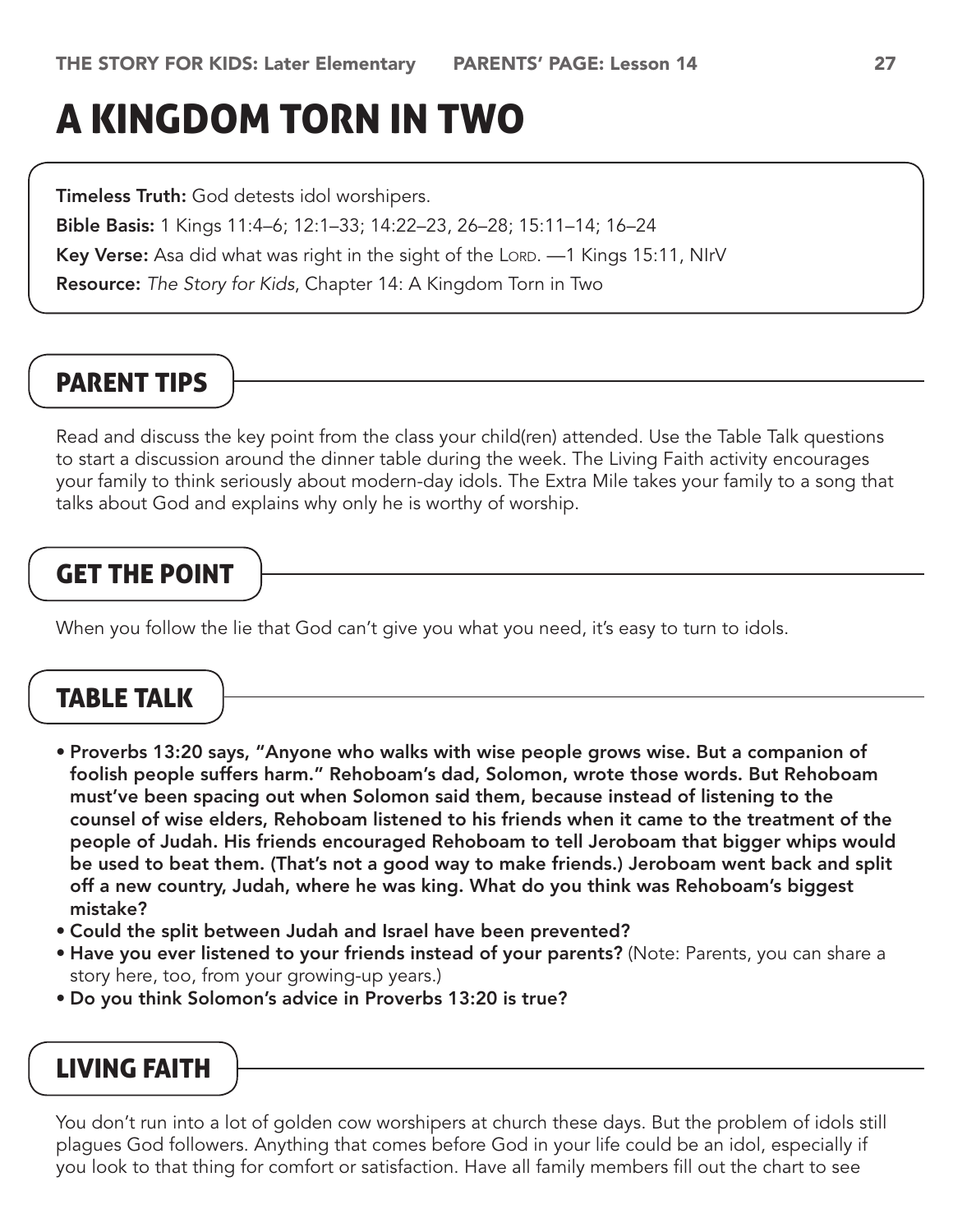# A KINGDOM TORN IN TWO

**Timeless Truth:** God detests idol worshipers.

**Bible Basis:** 1 Kings 11:4–6; 12:1–33; 14:22–23, 26–28; 15:11–14; 16–24

**Key Verse:** Asa did what was right in the sight of the LORD. —1 Kings 15:11, NIrV

**Resource:** *The Story for Kids*, Chapter 14: A Kingdom Torn in Two

## PARENT TIPS

Read and discuss the key point from the class your child(ren) attended. Use the Table Talk questions to start a discussion around the dinner table during the week. The Living Faith activity encourages your family to think seriously about modern-day idols. The Extra Mile takes your family to a song that talks about God and explains why only he is worthy of worship.

## GET THE POINT

When you follow the lie that God can't give you what you need, it's easy to turn to idols.

## TABLE TALK

- **Proverbs 13:20 says, "Anyone who walks with wise people grows wise. But a companion of foolish people suffers harm." Rehoboam's dad, Solomon, wrote those words. But Rehoboam must've been spacing out when Solomon said them, because instead of listening to the counsel of wise elders, Rehoboam listened to his friends when it came to the treatment of the people of Judah. His friends encouraged Rehoboam to tell Jeroboam that bigger whips would be used to beat them. (That's not a good way to make friends.) Jeroboam went back and split off a new country, Judah, where he was king. What do you think was Rehoboam's biggest mistake?**
- **Could the split between Judah and Israel have been prevented?**
- **Have you ever listened to your friends instead of your parents?** (Note: Parents, you can share a story here, too, from your growing-up years.)
- **Do you think Solomon's advice in Proverbs 13:20 is true?**

## LIVING FAITH

You don't run into a lot of golden cow worshipers at church these days. But the problem of idols still plagues God followers. Anything that comes before God in your life could be an idol, especially if you look to that thing for comfort or satisfaction. Have all family members fill out the chart to see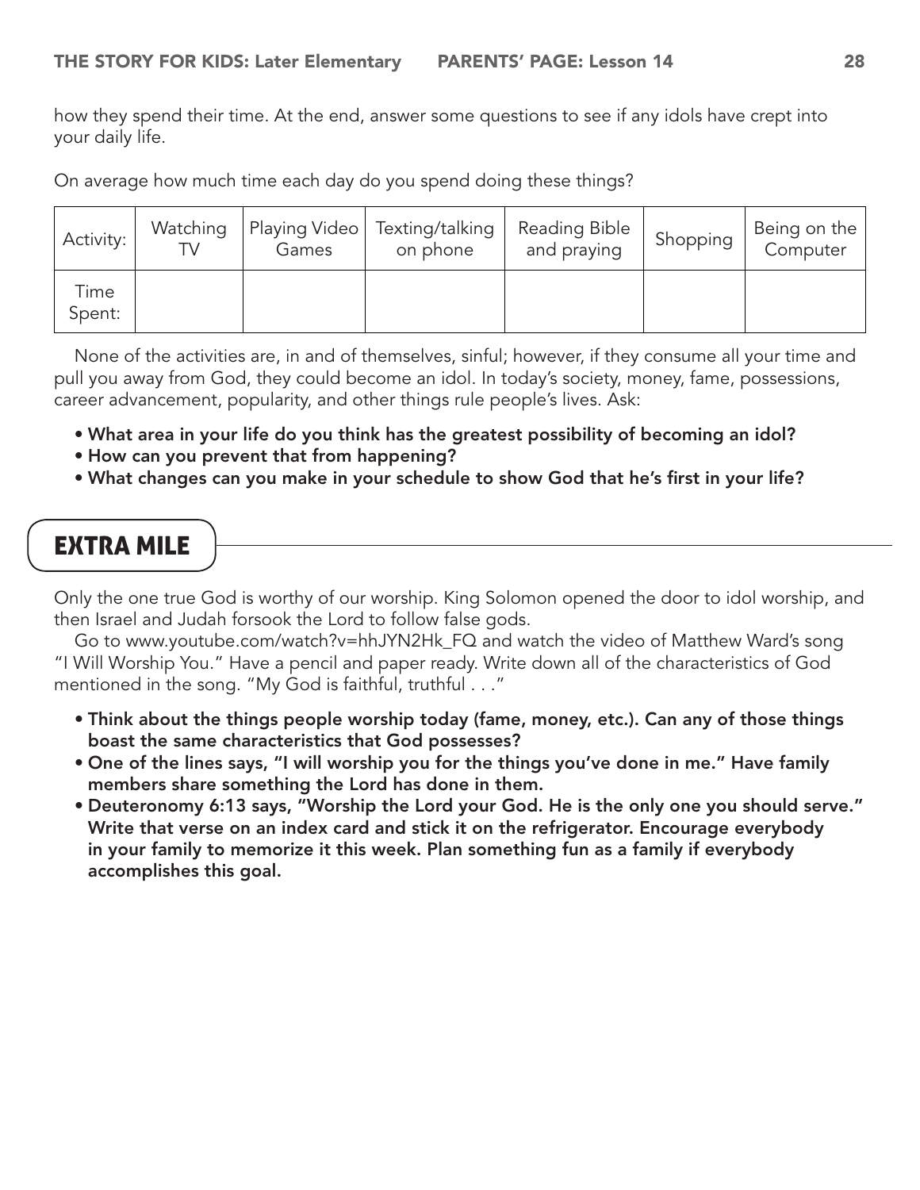how they spend their time. At the end, answer some questions to see if any idols have crept into your daily life.

On average how much time each day do you spend doing these things?

| Activity: | Watching TV | Playing Video Games | Texting/talking on phone | Reading Bible and praying | Shopping | Being on the Computer |
|---|---|---|---|---|---|---|
| Time Spent: | | | | | | |

None of the activities are, in and of themselves, sinful; however, if they consume all your time and pull you away from God, they could become an idol. In today's society, money, fame, possessions, career advancement, popularity, and other things rule people's lives. Ask:

- **What area in your life do you think has the greatest possibility of becoming an idol?**
- **How can you prevent that from happening?**
- **What changes can you make in your schedule to show God that he's first in your life?**

## EXTRA MILE

Only the one true God is worthy of our worship. King Solomon opened the door to idol worship, and then Israel and Judah forsook the Lord to follow false gods.

Go to www.youtube.com/watch?v=hhJYN2Hk_FQ and watch the video of Matthew Ward's song "I Will Worship You." Have a pencil and paper ready. Write down all of the characteristics of God mentioned in the song. "My God is faithful, truthful . . ."

- **Think about the things people worship today (fame, money, etc.). Can any of those things boast the same characteristics that God possesses?**
- **One of the lines says, "I will worship you for the things you've done in me." Have family members share something the Lord has done in them.**
- **Deuteronomy 6:13 says, "Worship the Lord your God. He is the only one you should serve." Write that verse on an index card and stick it on the refrigerator. Encourage everybody in your family to memorize it this week. Plan something fun as a family if everybody accomplishes this goal.**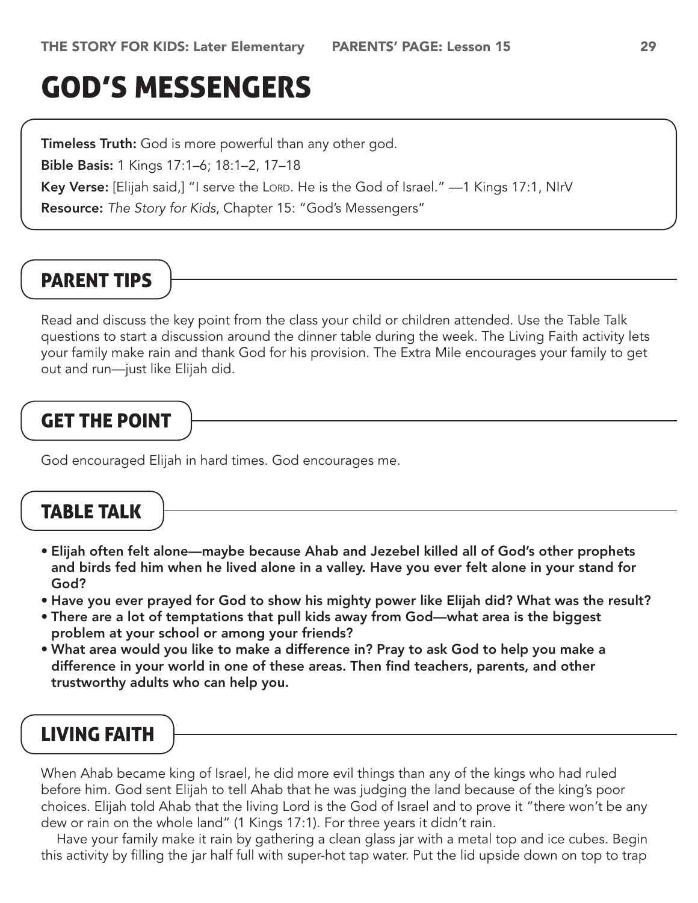# GOD'S MESSENGERS

**Timeless Truth:** God is more powerful than any other god.

**Bible Basis:** 1 Kings 17:1–6; 18:1–2, 17–18

**Key Verse:** [Elijah said,] "I serve the LORD. He is the God of Israel." —1 Kings 17:1, NIrV

**Resource:** *The Story for Kids*, Chapter 15: "God's Messengers"

## PARENT TIPS

Read and discuss the key point from the class your child or children attended. Use the Table Talk questions to start a discussion around the dinner table during the week. The Living Faith activity lets your family make rain and thank God for his provision. The Extra Mile encourages your family to get out and run—just like Elijah did.

## GET THE POINT

God encouraged Elijah in hard times. God encourages me.

## TABLE TALK

- **Elijah often felt alone—maybe because Ahab and Jezebel killed all of God's other prophets and birds fed him when he lived alone in a valley. Have you ever felt alone in your stand for God?**
- **Have you ever prayed for God to show his mighty power like Elijah did? What was the result?**
- **There are a lot of temptations that pull kids away from God—what area is the biggest problem at your school or among your friends?**
- **What area would you like to make a difference in? Pray to ask God to help you make a difference in your world in one of these areas. Then find teachers, parents, and other trustworthy adults who can help you.**

## LIVING FAITH

When Ahab became king of Israel, he did more evil things than any of the kings who had ruled before him. God sent Elijah to tell Ahab that he was judging the land because of the king's poor choices. Elijah told Ahab that the living Lord is the God of Israel and to prove it "there won't be any dew or rain on the whole land" (1 Kings 17:1). For three years it didn't rain.

Have your family make it rain by gathering a clean glass jar with a metal top and ice cubes. Begin this activity by filling the jar half full with super-hot tap water. Put the lid upside down on top to trap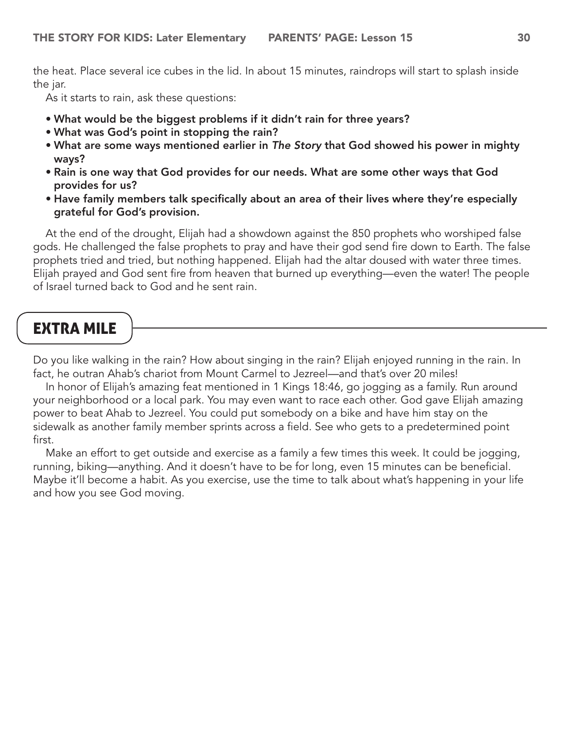the heat. Place several ice cubes in the lid. In about 15 minutes, raindrops will start to splash inside the jar.

As it starts to rain, ask these questions:

- **What would be the biggest problems if it didn't rain for three years?**
- **What was God's point in stopping the rain?**
- **What are some ways mentioned earlier in *The Story* that God showed his power in mighty ways?**
- **Rain is one way that God provides for our needs. What are some other ways that God provides for us?**
- **Have family members talk specifically about an area of their lives where they're especially grateful for God's provision.**

At the end of the drought, Elijah had a showdown against the 850 prophets who worshiped false gods. He challenged the false prophets to pray and have their god send fire down to Earth. The false prophets tried and tried, but nothing happened. Elijah had the altar doused with water three times. Elijah prayed and God sent fire from heaven that burned up everything—even the water! The people of Israel turned back to God and he sent rain.

## EXTRA MILE

Do you like walking in the rain? How about singing in the rain? Elijah enjoyed running in the rain. In fact, he outran Ahab's chariot from Mount Carmel to Jezreel—and that's over 20 miles!

In honor of Elijah's amazing feat mentioned in 1 Kings 18:46, go jogging as a family. Run around your neighborhood or a local park. You may even want to race each other. God gave Elijah amazing power to beat Ahab to Jezreel. You could put somebody on a bike and have him stay on the sidewalk as another family member sprints across a field. See who gets to a predetermined point first.

Make an effort to get outside and exercise as a family a few times this week. It could be jogging, running, biking—anything. And it doesn't have to be for long, even 15 minutes can be beneficial. Maybe it'll become a habit. As you exercise, use the time to talk about what's happening in your life and how you see God moving.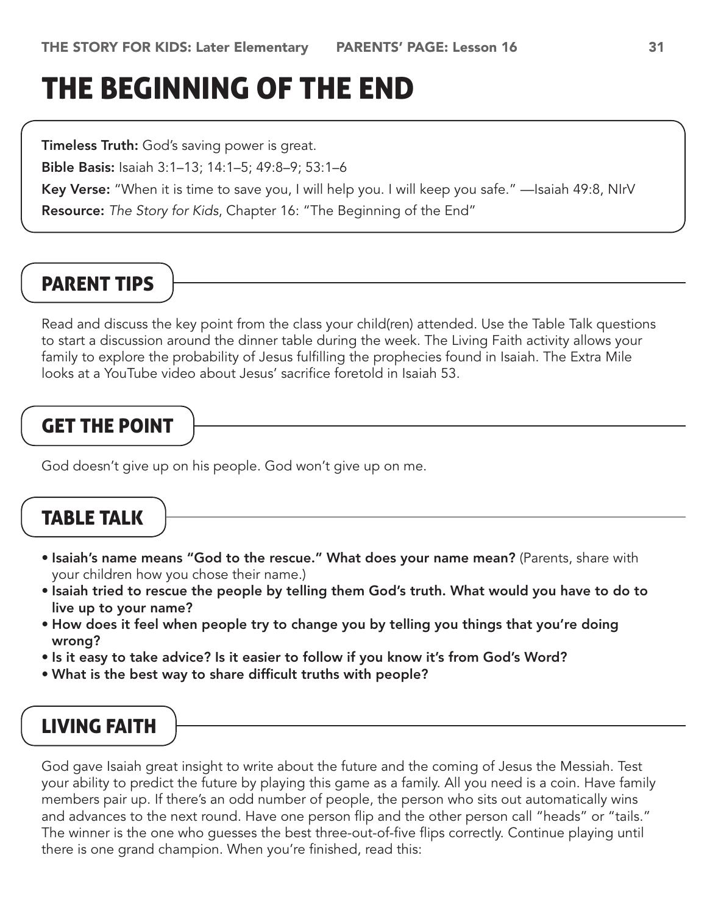# THE BEGINNING OF THE END

**Timeless Truth:** God's saving power is great.

**Bible Basis:** Isaiah 3:1–13; 14:1–5; 49:8–9; 53:1–6

**Key Verse:** "When it is time to save you, I will help you. I will keep you safe." —Isaiah 49:8, NIrV

**Resource:** *The Story for Kids*, Chapter 16: "The Beginning of the End"

## PARENT TIPS

Read and discuss the key point from the class your child(ren) attended. Use the Table Talk questions to start a discussion around the dinner table during the week. The Living Faith activity allows your family to explore the probability of Jesus fulfilling the prophecies found in Isaiah. The Extra Mile looks at a YouTube video about Jesus' sacrifice foretold in Isaiah 53.

## GET THE POINT

God doesn't give up on his people. God won't give up on me.

## TABLE TALK

- **Isaiah's name means "God to the rescue." What does your name mean?** (Parents, share with your children how you chose their name.)
- **Isaiah tried to rescue the people by telling them God's truth. What would you have to do to live up to your name?**
- **How does it feel when people try to change you by telling you things that you're doing wrong?**
- **Is it easy to take advice? Is it easier to follow if you know it's from God's Word?**
- **What is the best way to share difficult truths with people?**

## LIVING FAITH

God gave Isaiah great insight to write about the future and the coming of Jesus the Messiah. Test your ability to predict the future by playing this game as a family. All you need is a coin. Have family members pair up. If there's an odd number of people, the person who sits out automatically wins and advances to the next round. Have one person flip and the other person call "heads" or "tails." The winner is the one who guesses the best three-out-of-five flips correctly. Continue playing until there is one grand champion. When you're finished, read this: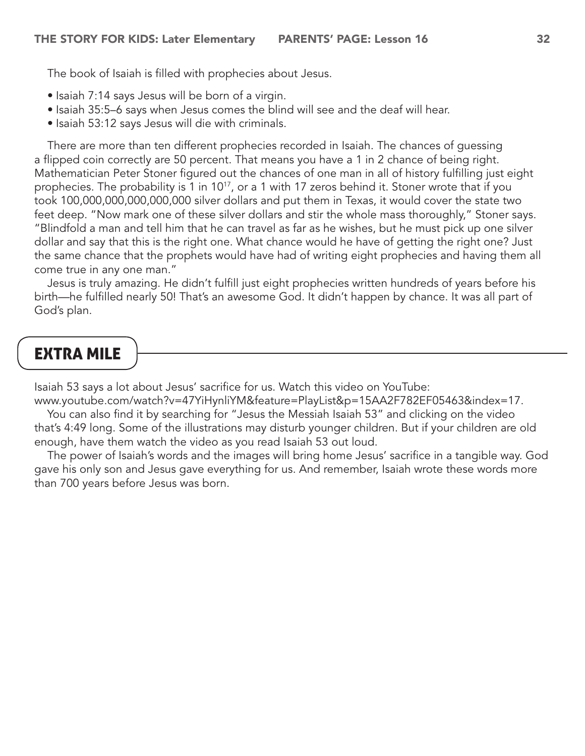The book of Isaiah is filled with prophecies about Jesus.

- Isaiah 7:14 says Jesus will be born of a virgin.
- Isaiah 35:5–6 says when Jesus comes the blind will see and the deaf will hear.
- Isaiah 53:12 says Jesus will die with criminals.

There are more than ten different prophecies recorded in Isaiah. The chances of guessing a flipped coin correctly are 50 percent. That means you have a 1 in 2 chance of being right. Mathematician Peter Stoner figured out the chances of one man in all of history fulfilling just eight prophecies. The probability is 1 in $10^{17}$, or a 1 with 17 zeros behind it. Stoner wrote that if you took 100,000,000,000,000,000 silver dollars and put them in Texas, it would cover the state two feet deep. "Now mark one of these silver dollars and stir the whole mass thoroughly," Stoner says. "Blindfold a man and tell him that he can travel as far as he wishes, but he must pick up one silver dollar and say that this is the right one. What chance would he have of getting the right one? Just the same chance that the prophets would have had of writing eight prophecies and having them all come true in any one man."

Jesus is truly amazing. He didn't fulfill just eight prophecies written hundreds of years before his birth—he fulfilled nearly 50! That's an awesome God. It didn't happen by chance. It was all part of God's plan.

## EXTRA MILE

Isaiah 53 says a lot about Jesus' sacrifice for us. Watch this video on YouTube: www.youtube.com/watch?v=47YiHynliYM&feature=PlayList&p=15AA2F782EF05463&index=17.

You can also find it by searching for "Jesus the Messiah Isaiah 53" and clicking on the video that's 4:49 long. Some of the illustrations may disturb younger children. But if your children are old enough, have them watch the video as you read Isaiah 53 out loud.

The power of Isaiah's words and the images will bring home Jesus' sacrifice in a tangible way. God gave his only son and Jesus gave everything for us. And remember, Isaiah wrote these words more than 700 years before Jesus was born.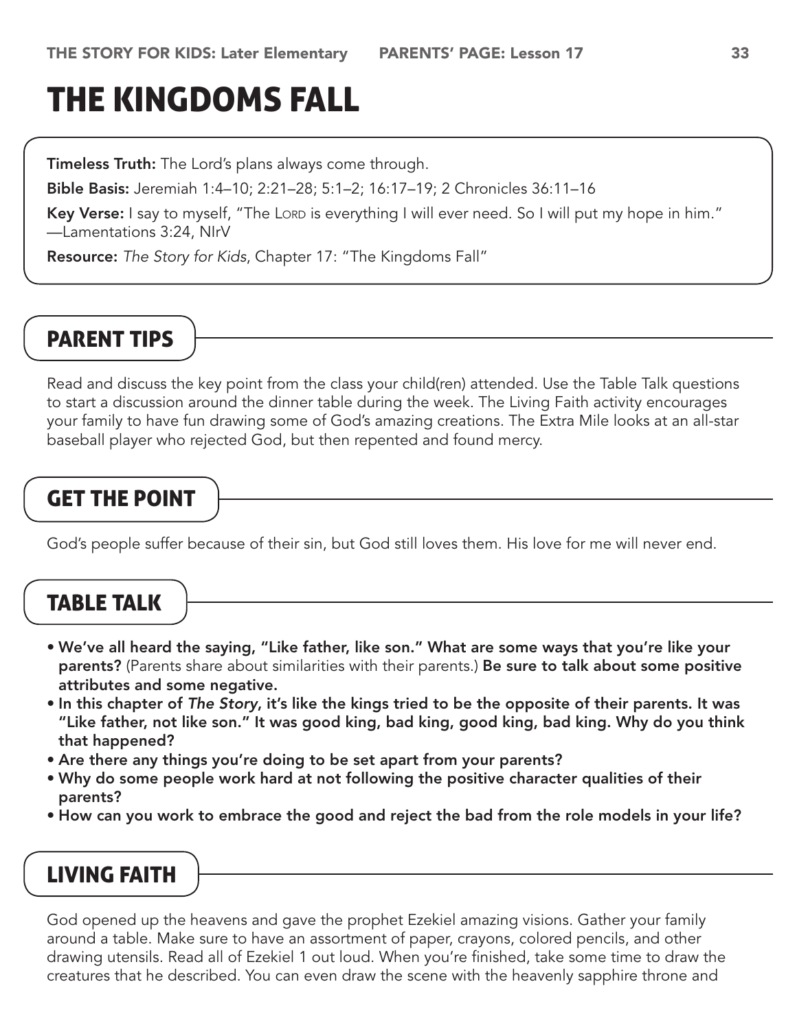# THE KINGDOMS FALL

**Timeless Truth:** The Lord's plans always come through.

**Bible Basis:** Jeremiah 1:4–10; 2:21–28; 5:1–2; 16:17–19; 2 Chronicles 36:11–16

**Key Verse:** I say to myself, "The LORD is everything I will ever need. So I will put my hope in him." —Lamentations 3:24, NIrV

**Resource:** *The Story for Kids*, Chapter 17: "The Kingdoms Fall"

## PARENT TIPS

Read and discuss the key point from the class your child(ren) attended. Use the Table Talk questions to start a discussion around the dinner table during the week. The Living Faith activity encourages your family to have fun drawing some of God's amazing creations. The Extra Mile looks at an all-star baseball player who rejected God, but then repented and found mercy.

## GET THE POINT

God's people suffer because of their sin, but God still loves them. His love for me will never end.

## TABLE TALK

- **We've all heard the saying, "Like father, like son." What are some ways that you're like your parents?** (Parents share about similarities with their parents.) **Be sure to talk about some positive attributes and some negative.**
- **In this chapter of *The Story*, it's like the kings tried to be the opposite of their parents. It was "Like father, not like son." It was good king, bad king, good king, bad king. Why do you think that happened?**
- **Are there any things you're doing to be set apart from your parents?**
- **Why do some people work hard at not following the positive character qualities of their parents?**
- **How can you work to embrace the good and reject the bad from the role models in your life?**

## LIVING FAITH

God opened up the heavens and gave the prophet Ezekiel amazing visions. Gather your family around a table. Make sure to have an assortment of paper, crayons, colored pencils, and other drawing utensils. Read all of Ezekiel 1 out loud. When you're finished, take some time to draw the creatures that he described. You can even draw the scene with the heavenly sapphire throne and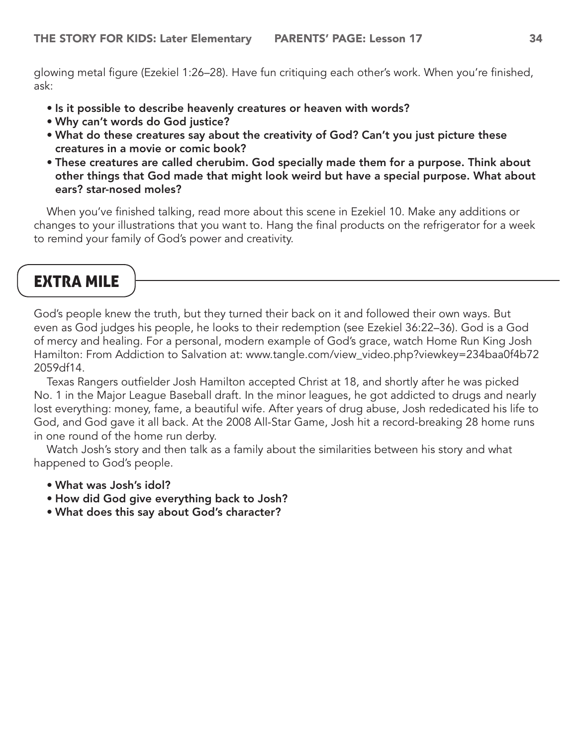glowing metal figure (Ezekiel 1:26–28). Have fun critiquing each other's work. When you're finished, ask:

- **Is it possible to describe heavenly creatures or heaven with words?**
- **Why can't words do God justice?**
- **What do these creatures say about the creativity of God? Can't you just picture these creatures in a movie or comic book?**
- **These creatures are called cherubim. God specially made them for a purpose. Think about other things that God made that might look weird but have a special purpose. What about ears? star-nosed moles?**

When you've finished talking, read more about this scene in Ezekiel 10. Make any additions or changes to your illustrations that you want to. Hang the final products on the refrigerator for a week to remind your family of God's power and creativity.

## EXTRA MILE

God's people knew the truth, but they turned their back on it and followed their own ways. But even as God judges his people, he looks to their redemption (see Ezekiel 36:22–36). God is a God of mercy and healing. For a personal, modern example of God's grace, watch Home Run King Josh Hamilton: From Addiction to Salvation at: www.tangle.com/view_video.php?viewkey=234baa0f4b722059df14.

Texas Rangers outfielder Josh Hamilton accepted Christ at 18, and shortly after he was picked No. 1 in the Major League Baseball draft. In the minor leagues, he got addicted to drugs and nearly lost everything: money, fame, a beautiful wife. After years of drug abuse, Josh rededicated his life to God, and God gave it all back. At the 2008 All-Star Game, Josh hit a record-breaking 28 home runs in one round of the home run derby.

Watch Josh's story and then talk as a family about the similarities between his story and what happened to God's people.

- **What was Josh's idol?**
- **How did God give everything back to Josh?**
- **What does this say about God's character?**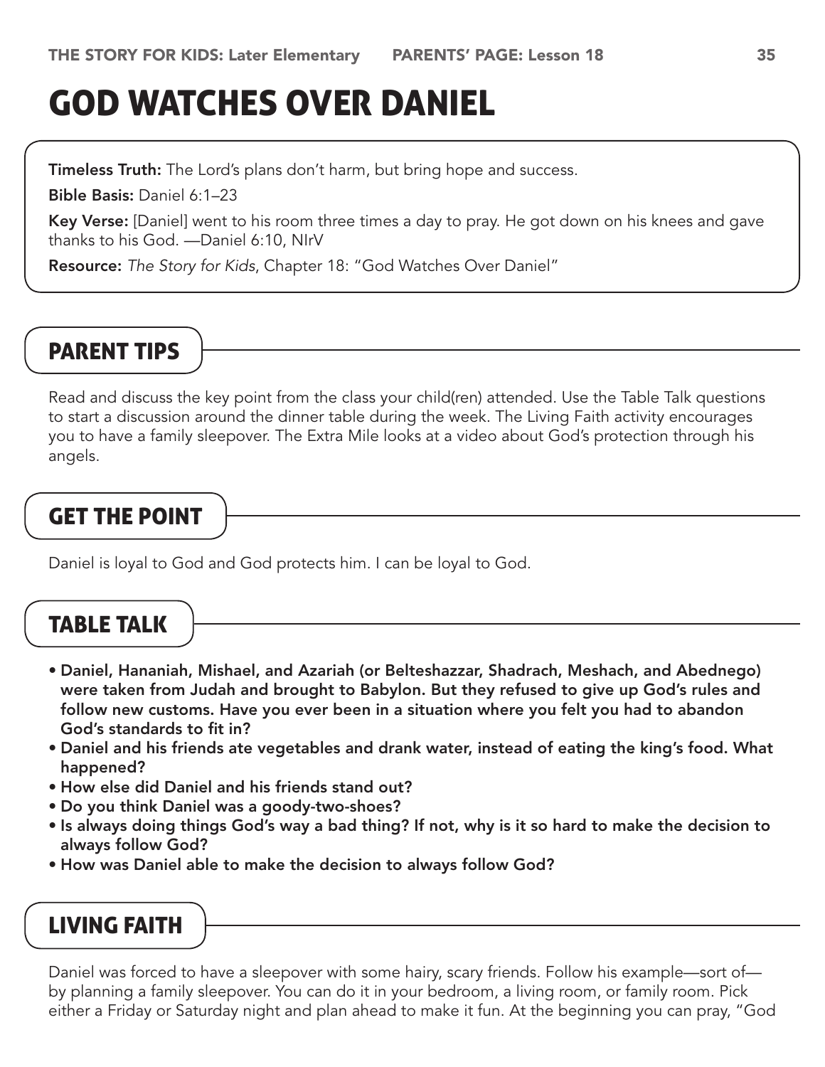# GOD WATCHES OVER DANIEL

**Timeless Truth:** The Lord's plans don't harm, but bring hope and success.

**Bible Basis:** Daniel 6:1–23

**Key Verse:** [Daniel] went to his room three times a day to pray. He got down on his knees and gave thanks to his God. —Daniel 6:10, NIrV

**Resource:** *The Story for Kids*, Chapter 18: "God Watches Over Daniel"

## PARENT TIPS

Read and discuss the key point from the class your child(ren) attended. Use the Table Talk questions to start a discussion around the dinner table during the week. The Living Faith activity encourages you to have a family sleepover. The Extra Mile looks at a video about God's protection through his angels.

## GET THE POINT

Daniel is loyal to God and God protects him. I can be loyal to God.

## TABLE TALK

- **Daniel, Hananiah, Mishael, and Azariah (or Belteshazzar, Shadrach, Meshach, and Abednego) were taken from Judah and brought to Babylon. But they refused to give up God's rules and follow new customs. Have you ever been in a situation where you felt you had to abandon God's standards to fit in?**
- **Daniel and his friends ate vegetables and drank water, instead of eating the king's food. What happened?**
- **How else did Daniel and his friends stand out?**
- **Do you think Daniel was a goody-two-shoes?**
- **Is always doing things God's way a bad thing? If not, why is it so hard to make the decision to always follow God?**
- **How was Daniel able to make the decision to always follow God?**

## LIVING FAITH

Daniel was forced to have a sleepover with some hairy, scary friends. Follow his example—sort of—by planning a family sleepover. You can do it in your bedroom, a living room, or family room. Pick either a Friday or Saturday night and plan ahead to make it fun. At the beginning you can pray, "God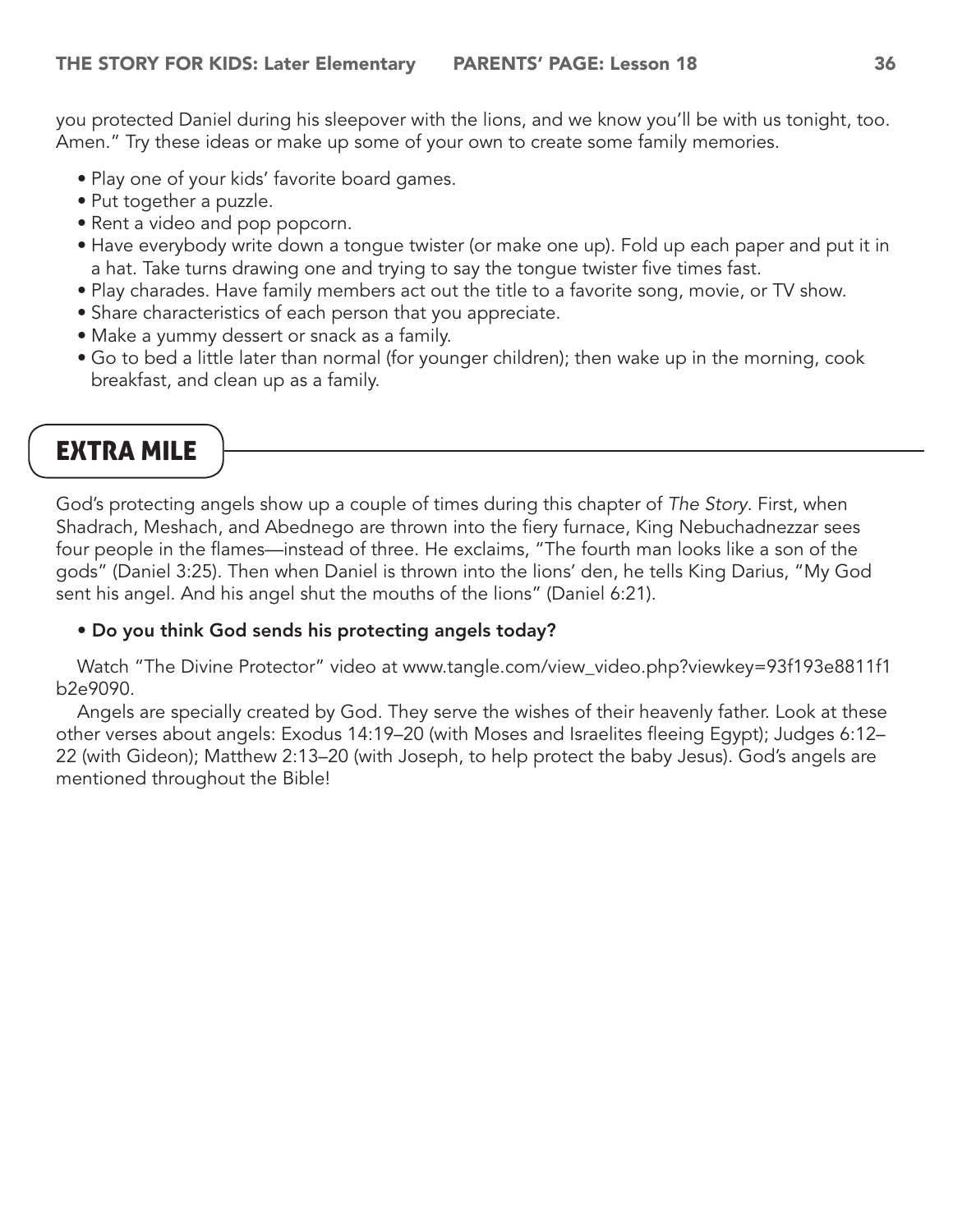you protected Daniel during his sleepover with the lions, and we know you'll be with us tonight, too. Amen." Try these ideas or make up some of your own to create some family memories.

- Play one of your kids' favorite board games.
- Put together a puzzle.
- Rent a video and pop popcorn.
- Have everybody write down a tongue twister (or make one up). Fold up each paper and put it in a hat. Take turns drawing one and trying to say the tongue twister five times fast.
- Play charades. Have family members act out the title to a favorite song, movie, or TV show.
- Share characteristics of each person that you appreciate.
- Make a yummy dessert or snack as a family.
- Go to bed a little later than normal (for younger children); then wake up in the morning, cook breakfast, and clean up as a family.

## EXTRA MILE

God's protecting angels show up a couple of times during this chapter of *The Story*. First, when Shadrach, Meshach, and Abednego are thrown into the fiery furnace, King Nebuchadnezzar sees four people in the flames—instead of three. He exclaims, "The fourth man looks like a son of the gods" (Daniel 3:25). Then when Daniel is thrown into the lions' den, he tells King Darius, "My God sent his angel. And his angel shut the mouths of the lions" (Daniel 6:21).

- **Do you think God sends his protecting angels today?**

Watch "The Divine Protector" video at www.tangle.com/view_video.php?viewkey=93f193e8811f1b2e9090.

Angels are specially created by God. They serve the wishes of their heavenly father. Look at these other verses about angels: Exodus 14:19–20 (with Moses and Israelites fleeing Egypt); Judges 6:12–22 (with Gideon); Matthew 2:13–20 (with Joseph, to help protect the baby Jesus). God's angels are mentioned throughout the Bible!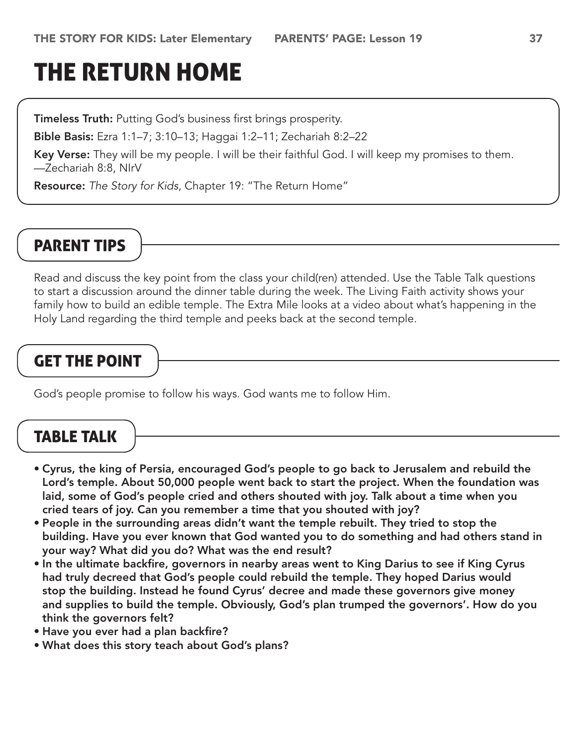# THE RETURN HOME

**Timeless Truth:** Putting God's business first brings prosperity.

**Bible Basis:** Ezra 1:1–7; 3:10–13; Haggai 1:2–11; Zechariah 8:2–22

**Key Verse:** They will be my people. I will be their faithful God. I will keep my promises to them. —Zechariah 8:8, NIrV

**Resource:** *The Story for Kids*, Chapter 19: "The Return Home"

## PARENT TIPS

Read and discuss the key point from the class your child(ren) attended. Use the Table Talk questions to start a discussion around the dinner table during the week. The Living Faith activity shows your family how to build an edible temple. The Extra Mile looks at a video about what's happening in the Holy Land regarding the third temple and peeks back at the second temple.

## GET THE POINT

God's people promise to follow his ways. God wants me to follow Him.

## TABLE TALK

- **Cyrus, the king of Persia, encouraged God's people to go back to Jerusalem and rebuild the Lord's temple. About 50,000 people went back to start the project. When the foundation was laid, some of God's people cried and others shouted with joy. Talk about a time when you cried tears of joy. Can you remember a time that you shouted with joy?**
- **People in the surrounding areas didn't want the temple rebuilt. They tried to stop the building. Have you ever known that God wanted you to do something and had others stand in your way? What did you do? What was the end result?**
- **In the ultimate backfire, governors in nearby areas went to King Darius to see if King Cyrus had truly decreed that God's people could rebuild the temple. They hoped Darius would stop the building. Instead he found Cyrus' decree and made these governors give money and supplies to build the temple. Obviously, God's plan trumped the governors'. How do you think the governors felt?**
- **Have you ever had a plan backfire?**
- **What does this story teach about God's plans?**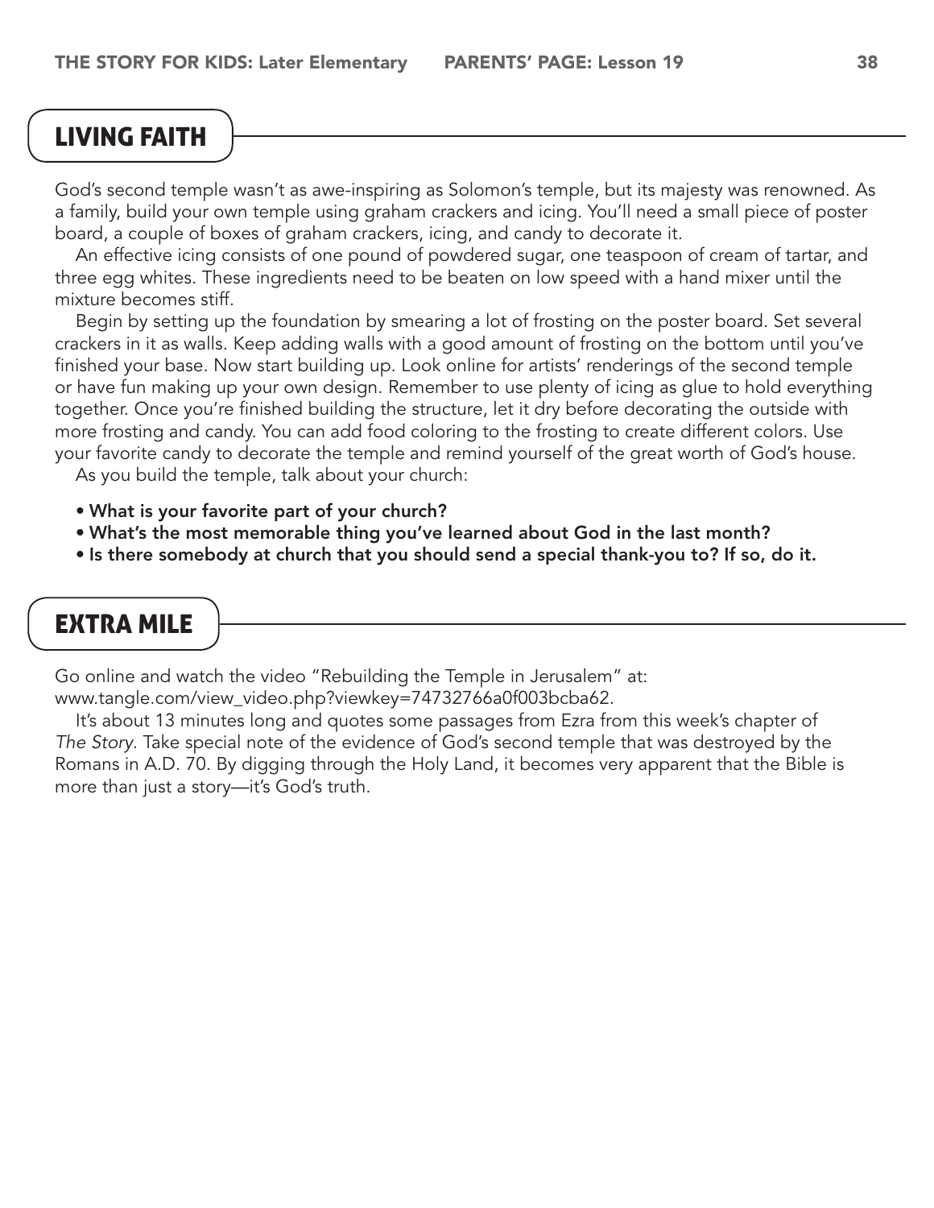## LIVING FAITH

God's second temple wasn't as awe-inspiring as Solomon's temple, but its majesty was renowned. As a family, build your own temple using graham crackers and icing. You'll need a small piece of poster board, a couple of boxes of graham crackers, icing, and candy to decorate it.

An effective icing consists of one pound of powdered sugar, one teaspoon of cream of tartar, and three egg whites. These ingredients need to be beaten on low speed with a hand mixer until the mixture becomes stiff.

Begin by setting up the foundation by smearing a lot of frosting on the poster board. Set several crackers in it as walls. Keep adding walls with a good amount of frosting on the bottom until you've finished your base. Now start building up. Look online for artists' renderings of the second temple or have fun making up your own design. Remember to use plenty of icing as glue to hold everything together. Once you're finished building the structure, let it dry before decorating the outside with more frosting and candy. You can add food coloring to the frosting to create different colors. Use your favorite candy to decorate the temple and remind yourself of the great worth of God's house.

As you build the temple, talk about your church:

- **What is your favorite part of your church?**
- **What's the most memorable thing you've learned about God in the last month?**
- **Is there somebody at church that you should send a special thank-you to? If so, do it.**

## EXTRA MILE

Go online and watch the video "Rebuilding the Temple in Jerusalem" at: www.tangle.com/view_video.php?viewkey=74732766a0f003bcba62.

It's about 13 minutes long and quotes some passages from Ezra from this week's chapter of *The Story*. Take special note of the evidence of God's second temple that was destroyed by the Romans in A.D. 70. By digging through the Holy Land, it becomes very apparent that the Bible is more than just a story—it's God's truth.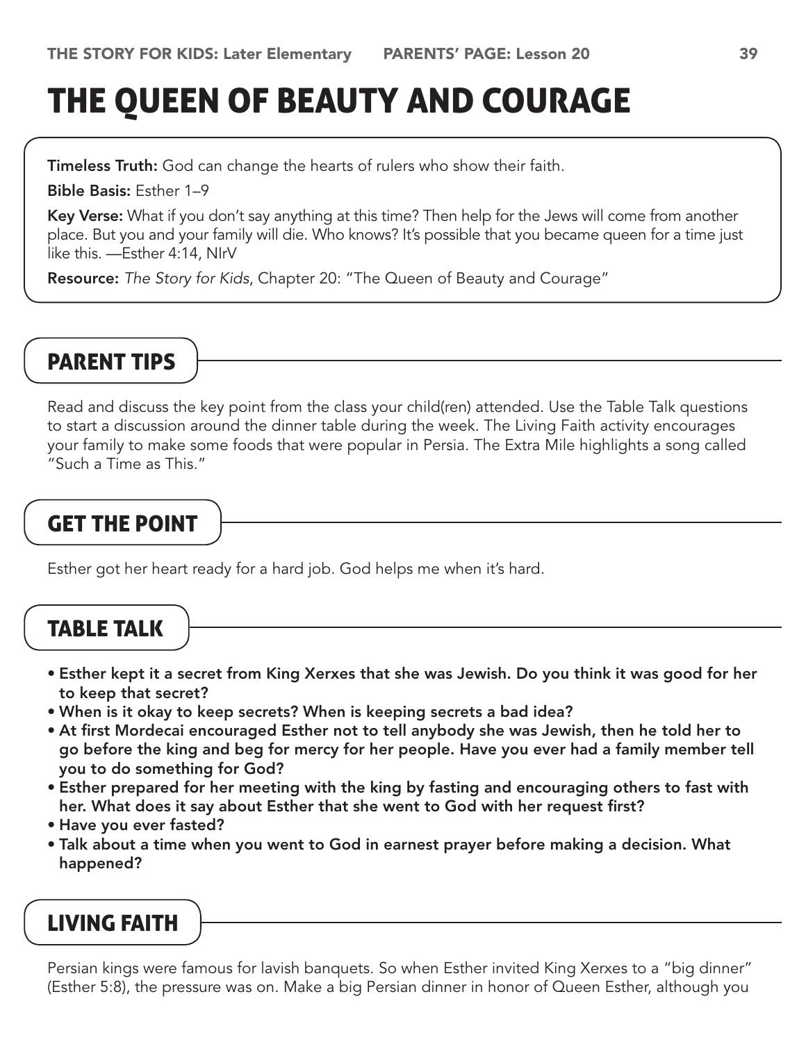# THE QUEEN OF BEAUTY AND COURAGE

**Timeless Truth:** God can change the hearts of rulers who show their faith.

**Bible Basis:** Esther 1–9

**Key Verse:** What if you don't say anything at this time? Then help for the Jews will come from another place. But you and your family will die. Who knows? It's possible that you became queen for a time just like this. —Esther 4:14, NIrV

**Resource:** *The Story for Kids*, Chapter 20: "The Queen of Beauty and Courage"

## PARENT TIPS

Read and discuss the key point from the class your child(ren) attended. Use the Table Talk questions to start a discussion around the dinner table during the week. The Living Faith activity encourages your family to make some foods that were popular in Persia. The Extra Mile highlights a song called "Such a Time as This."

## GET THE POINT

Esther got her heart ready for a hard job. God helps me when it's hard.

## TABLE TALK

- **Esther kept it a secret from King Xerxes that she was Jewish. Do you think it was good for her to keep that secret?**
- **When is it okay to keep secrets? When is keeping secrets a bad idea?**
- **At first Mordecai encouraged Esther not to tell anybody she was Jewish, then he told her to go before the king and beg for mercy for her people. Have you ever had a family member tell you to do something for God?**
- **Esther prepared for her meeting with the king by fasting and encouraging others to fast with her. What does it say about Esther that she went to God with her request first?**
- **Have you ever fasted?**
- **Talk about a time when you went to God in earnest prayer before making a decision. What happened?**

## LIVING FAITH

Persian kings were famous for lavish banquets. So when Esther invited King Xerxes to a "big dinner" (Esther 5:8), the pressure was on. Make a big Persian dinner in honor of Queen Esther, although you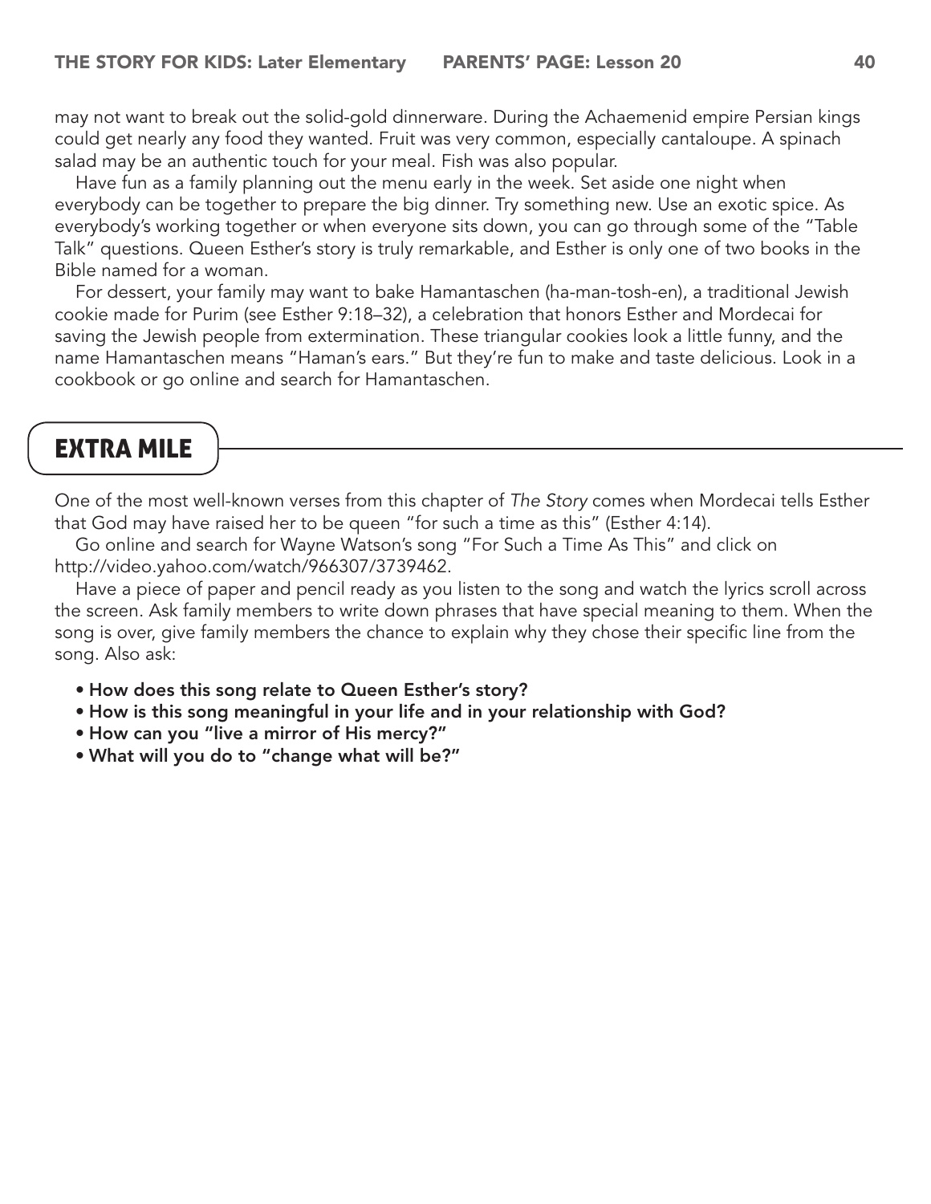may not want to break out the solid-gold dinnerware. During the Achaemenid empire Persian kings could get nearly any food they wanted. Fruit was very common, especially cantaloupe. A spinach salad may be an authentic touch for your meal. Fish was also popular.

Have fun as a family planning out the menu early in the week. Set aside one night when everybody can be together to prepare the big dinner. Try something new. Use an exotic spice. As everybody's working together or when everyone sits down, you can go through some of the "Table Talk" questions. Queen Esther's story is truly remarkable, and Esther is only one of two books in the Bible named for a woman.

For dessert, your family may want to bake Hamantaschen (ha-man-tosh-en), a traditional Jewish cookie made for Purim (see Esther 9:18–32), a celebration that honors Esther and Mordecai for saving the Jewish people from extermination. These triangular cookies look a little funny, and the name Hamantaschen means "Haman's ears." But they're fun to make and taste delicious. Look in a cookbook or go online and search for Hamantaschen.

## EXTRA MILE

One of the most well-known verses from this chapter of *The Story* comes when Mordecai tells Esther that God may have raised her to be queen "for such a time as this" (Esther 4:14).

Go online and search for Wayne Watson's song "For Such a Time As This" and click on http://video.yahoo.com/watch/966307/3739462.

Have a piece of paper and pencil ready as you listen to the song and watch the lyrics scroll across the screen. Ask family members to write down phrases that have special meaning to them. When the song is over, give family members the chance to explain why they chose their specific line from the song. Also ask:

- **How does this song relate to Queen Esther's story?**
- **How is this song meaningful in your life and in your relationship with God?**
- **How can you "live a mirror of His mercy?"**
- **What will you do to "change what will be?"**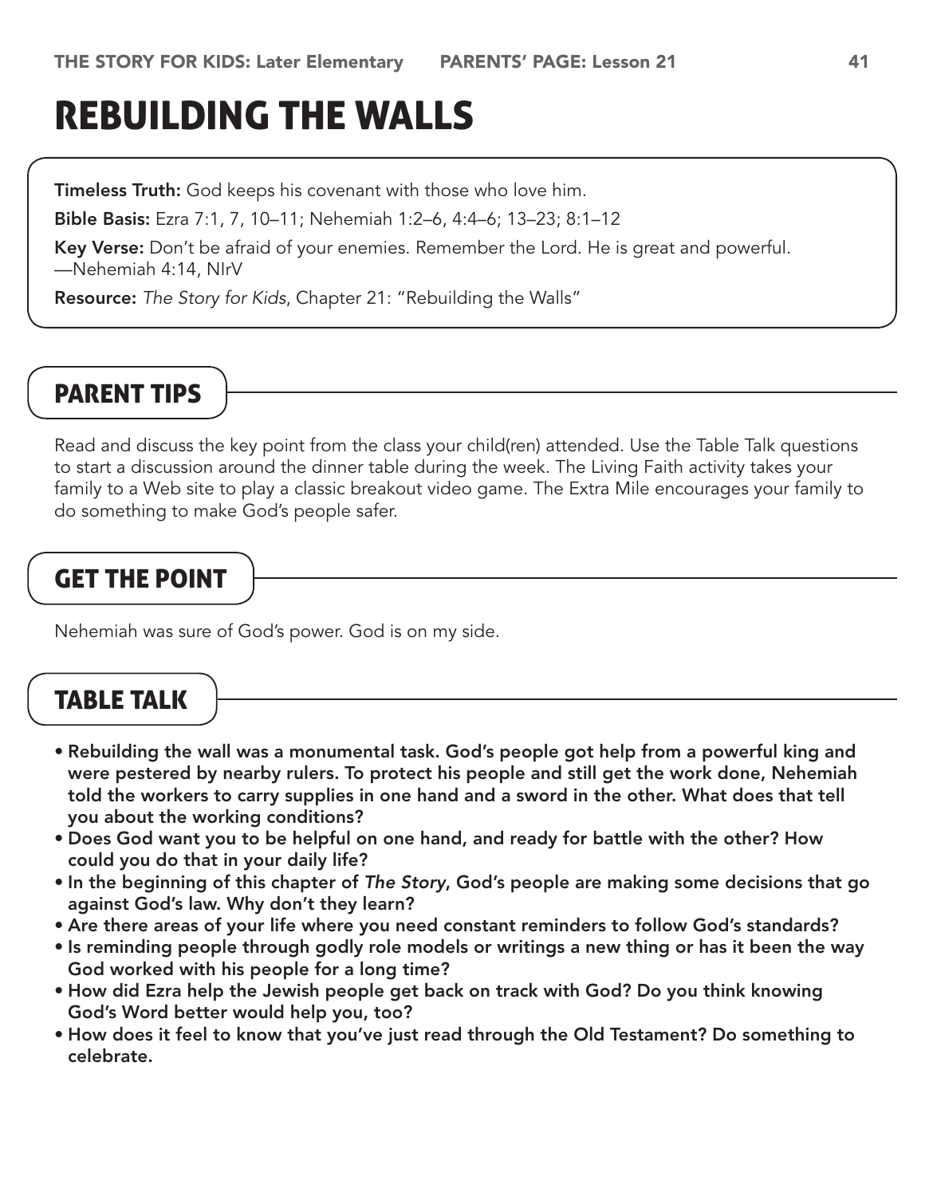# REBUILDING THE WALLS

**Timeless Truth:** God keeps his covenant with those who love him.

**Bible Basis:** Ezra 7:1, 7, 10–11; Nehemiah 1:2–6, 4:4–6; 13–23; 8:1–12

**Key Verse:** Don't be afraid of your enemies. Remember the Lord. He is great and powerful. —Nehemiah 4:14, NIrV

**Resource:** *The Story for Kids*, Chapter 21: "Rebuilding the Walls"

## PARENT TIPS

Read and discuss the key point from the class your child(ren) attended. Use the Table Talk questions to start a discussion around the dinner table during the week. The Living Faith activity takes your family to a Web site to play a classic breakout video game. The Extra Mile encourages your family to do something to make God's people safer.

## GET THE POINT

Nehemiah was sure of God's power. God is on my side.

## TABLE TALK

- **Rebuilding the wall was a monumental task. God's people got help from a powerful king and were pestered by nearby rulers. To protect his people and still get the work done, Nehemiah told the workers to carry supplies in one hand and a sword in the other. What does that tell you about the working conditions?**
- **Does God want you to be helpful on one hand, and ready for battle with the other? How could you do that in your daily life?**
- **In the beginning of this chapter of *The Story*, God's people are making some decisions that go against God's law. Why don't they learn?**
- **Are there areas of your life where you need constant reminders to follow God's standards?**
- **Is reminding people through godly role models or writings a new thing or has it been the way God worked with his people for a long time?**
- **How did Ezra help the Jewish people get back on track with God? Do you think knowing God's Word better would help you, too?**
- **How does it feel to know that you've just read through the Old Testament? Do something to celebrate.**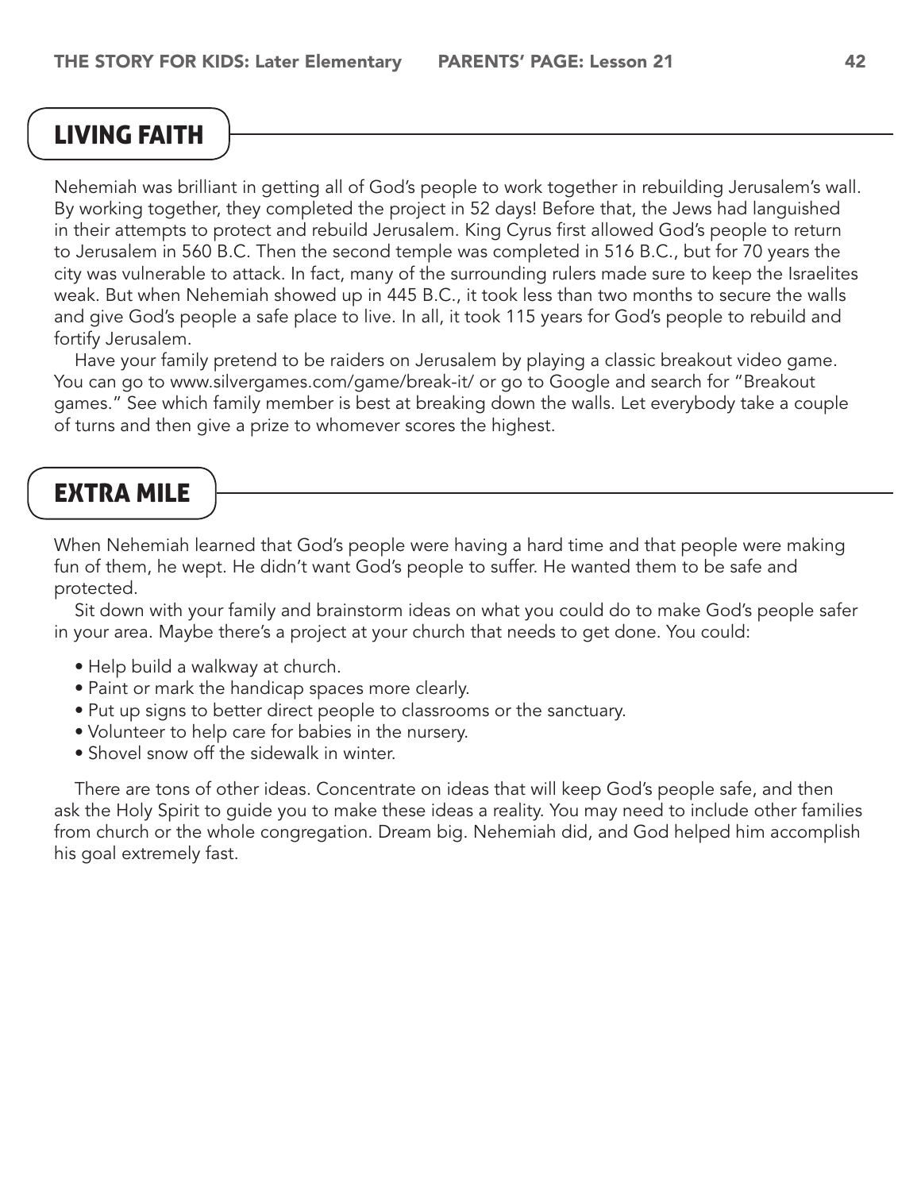## LIVING FAITH

Nehemiah was brilliant in getting all of God's people to work together in rebuilding Jerusalem's wall. By working together, they completed the project in 52 days! Before that, the Jews had languished in their attempts to protect and rebuild Jerusalem. King Cyrus first allowed God's people to return to Jerusalem in 560 B.C. Then the second temple was completed in 516 B.C., but for 70 years the city was vulnerable to attack. In fact, many of the surrounding rulers made sure to keep the Israelites weak. But when Nehemiah showed up in 445 B.C., it took less than two months to secure the walls and give God's people a safe place to live. In all, it took 115 years for God's people to rebuild and fortify Jerusalem.

Have your family pretend to be raiders on Jerusalem by playing a classic breakout video game. You can go to www.silvergames.com/game/break-it/ or go to Google and search for "Breakout games." See which family member is best at breaking down the walls. Let everybody take a couple of turns and then give a prize to whomever scores the highest.

## EXTRA MILE

When Nehemiah learned that God's people were having a hard time and that people were making fun of them, he wept. He didn't want God's people to suffer. He wanted them to be safe and protected.

Sit down with your family and brainstorm ideas on what you could do to make God's people safer in your area. Maybe there's a project at your church that needs to get done. You could:

- Help build a walkway at church.
- Paint or mark the handicap spaces more clearly.
- Put up signs to better direct people to classrooms or the sanctuary.
- Volunteer to help care for babies in the nursery.
- Shovel snow off the sidewalk in winter.

There are tons of other ideas. Concentrate on ideas that will keep God's people safe, and then ask the Holy Spirit to guide you to make these ideas a reality. You may need to include other families from church or the whole congregation. Dream big. Nehemiah did, and God helped him accomplish his goal extremely fast.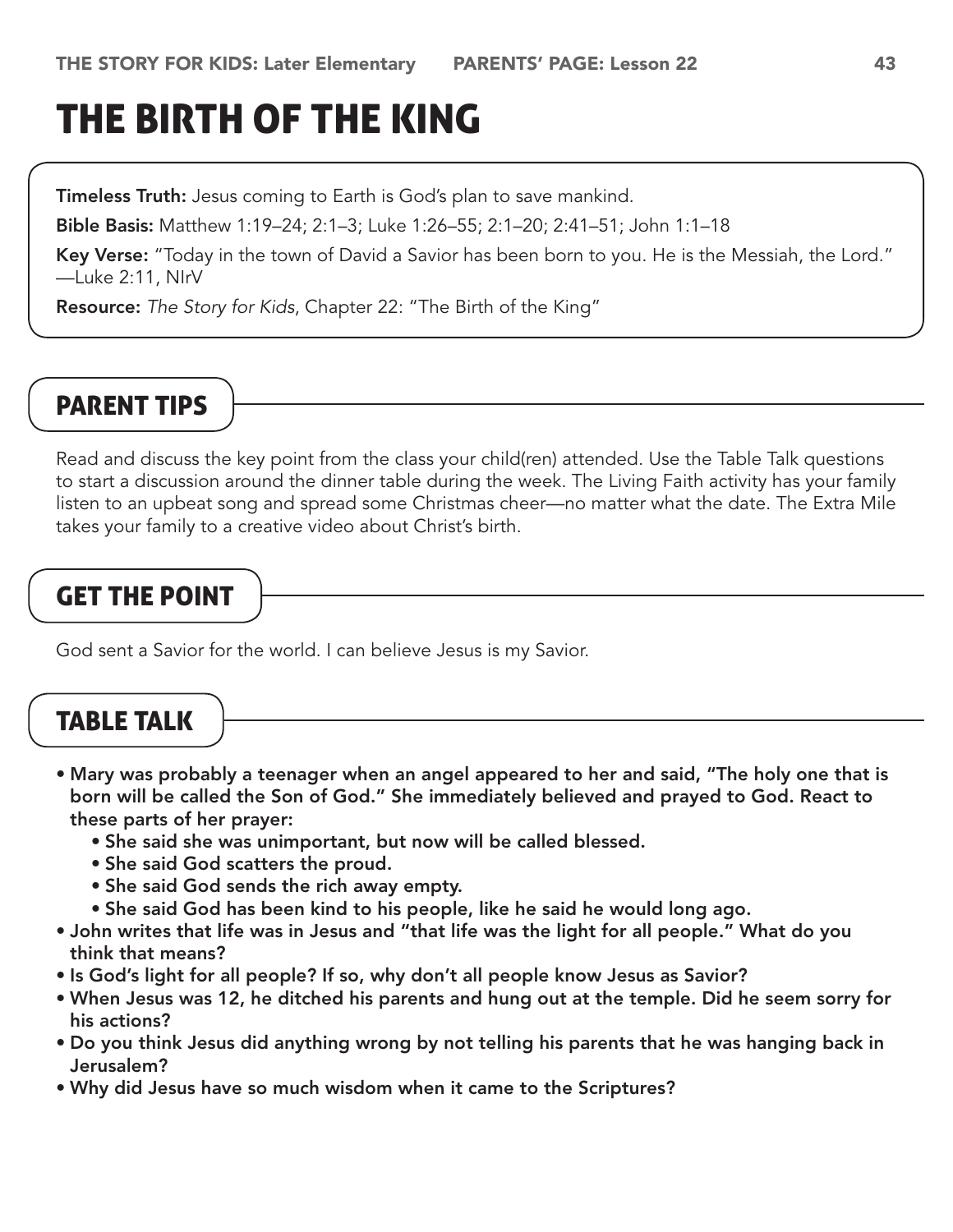# THE BIRTH OF THE KING

**Timeless Truth:** Jesus coming to Earth is God's plan to save mankind.

**Bible Basis:** Matthew 1:19–24; 2:1–3; Luke 1:26–55; 2:1–20; 2:41–51; John 1:1–18

**Key Verse:** "Today in the town of David a Savior has been born to you. He is the Messiah, the Lord." —Luke 2:11, NIrV

**Resource:** *The Story for Kids*, Chapter 22: "The Birth of the King"

## PARENT TIPS

Read and discuss the key point from the class your child(ren) attended. Use the Table Talk questions to start a discussion around the dinner table during the week. The Living Faith activity has your family listen to an upbeat song and spread some Christmas cheer—no matter what the date. The Extra Mile takes your family to a creative video about Christ's birth.

## GET THE POINT

God sent a Savior for the world. I can believe Jesus is my Savior.

## TABLE TALK

- **Mary was probably a teenager when an angel appeared to her and said, "The holy one that is born will be called the Son of God." She immediately believed and prayed to God. React to these parts of her prayer:**
  - **She said she was unimportant, but now will be called blessed.**
  - **She said God scatters the proud.**
  - **She said God sends the rich away empty.**
  - **She said God has been kind to his people, like he said he would long ago.**
- **John writes that life was in Jesus and "that life was the light for all people." What do you think that means?**
- **Is God's light for all people? If so, why don't all people know Jesus as Savior?**
- **When Jesus was 12, he ditched his parents and hung out at the temple. Did he seem sorry for his actions?**
- **Do you think Jesus did anything wrong by not telling his parents that he was hanging back in Jerusalem?**
- **Why did Jesus have so much wisdom when it came to the Scriptures?**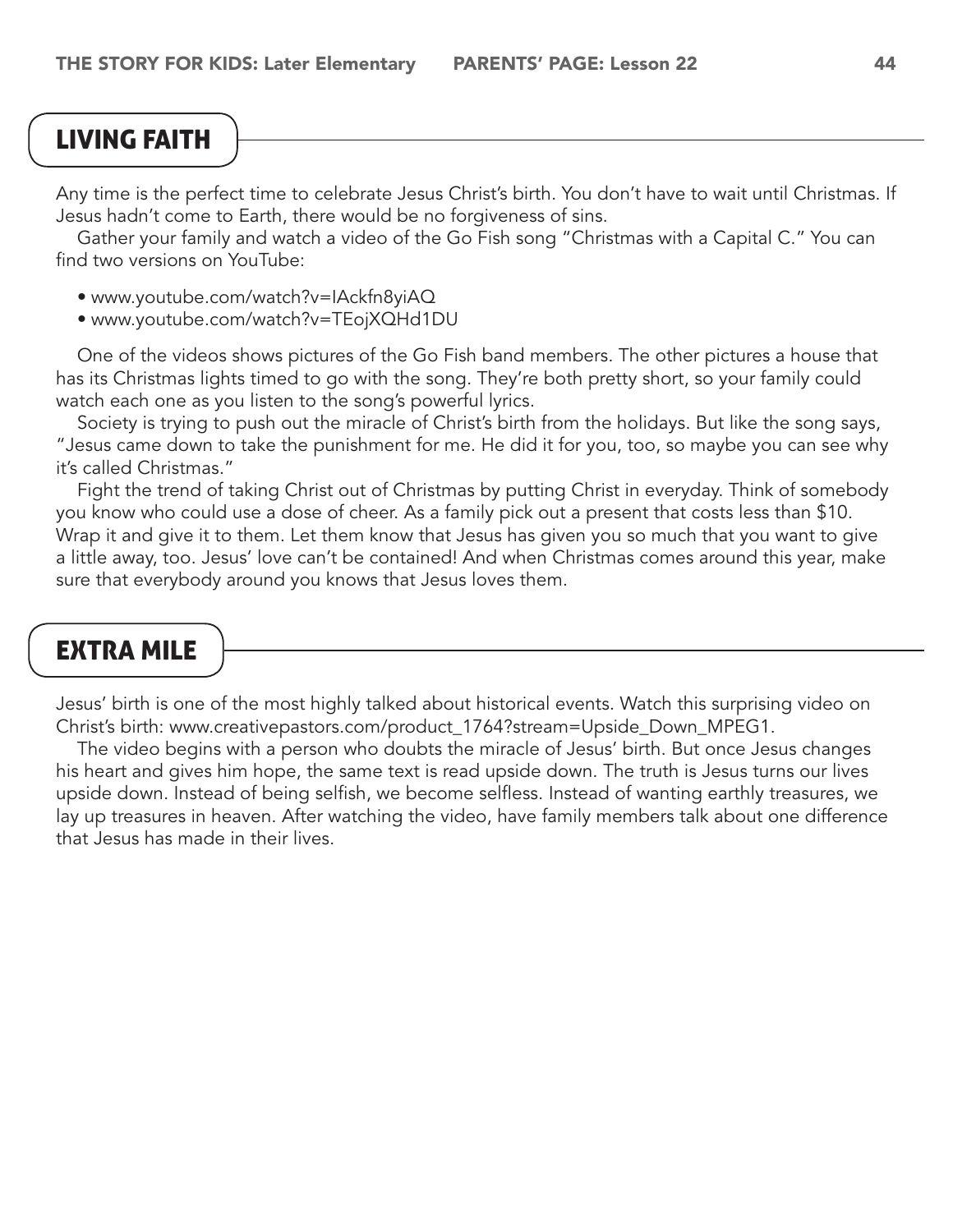## LIVING FAITH

Any time is the perfect time to celebrate Jesus Christ's birth. You don't have to wait until Christmas. If Jesus hadn't come to Earth, there would be no forgiveness of sins.

Gather your family and watch a video of the Go Fish song "Christmas with a Capital C." You can find two versions on YouTube:

- www.youtube.com/watch?v=IAckfn8yiAQ
- www.youtube.com/watch?v=TEojXQHd1DU

One of the videos shows pictures of the Go Fish band members. The other pictures a house that has its Christmas lights timed to go with the song. They're both pretty short, so your family could watch each one as you listen to the song's powerful lyrics.

Society is trying to push out the miracle of Christ's birth from the holidays. But like the song says, "Jesus came down to take the punishment for me. He did it for you, too, so maybe you can see why it's called Christmas."

Fight the trend of taking Christ out of Christmas by putting Christ in everyday. Think of somebody you know who could use a dose of cheer. As a family pick out a present that costs less than $10. Wrap it and give it to them. Let them know that Jesus has given you so much that you want to give a little away, too. Jesus' love can't be contained! And when Christmas comes around this year, make sure that everybody around you knows that Jesus loves them.

## EXTRA MILE

Jesus' birth is one of the most highly talked about historical events. Watch this surprising video on Christ's birth: www.creativepastors.com/product_1764?stream=Upside_Down_MPEG1.

The video begins with a person who doubts the miracle of Jesus' birth. But once Jesus changes his heart and gives him hope, the same text is read upside down. The truth is Jesus turns our lives upside down. Instead of being selfish, we become selfless. Instead of wanting earthly treasures, we lay up treasures in heaven. After watching the video, have family members talk about one difference that Jesus has made in their lives.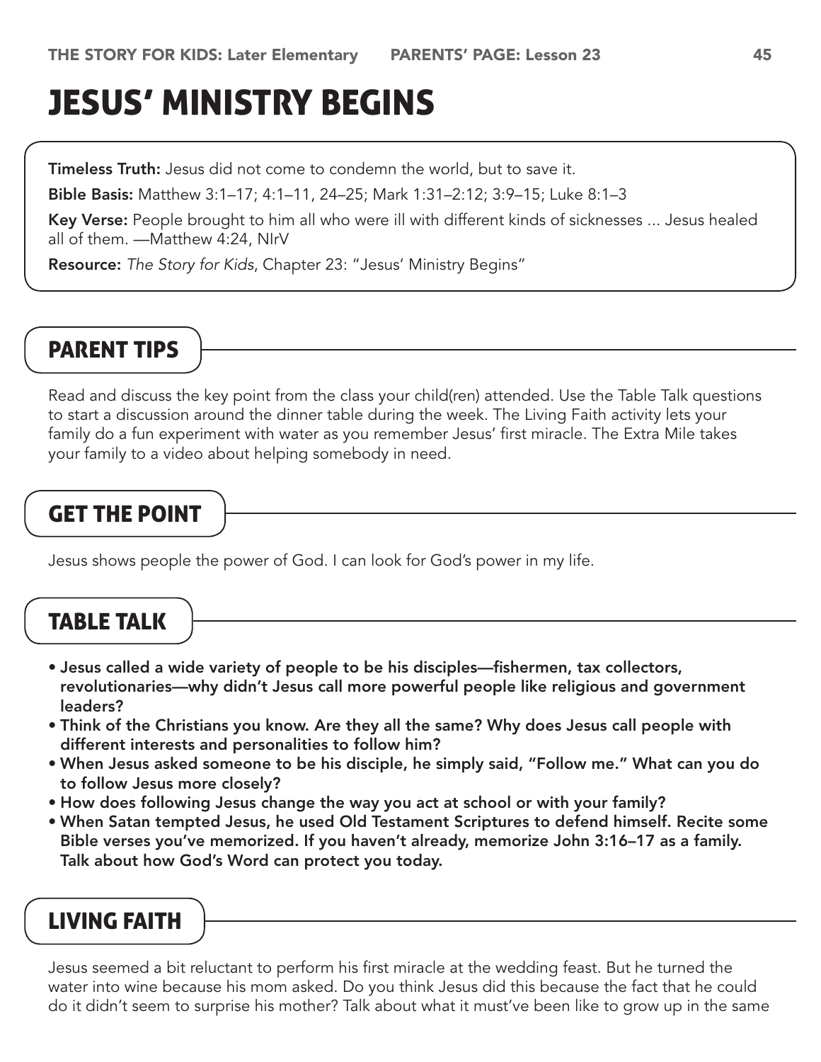# JESUS' MINISTRY BEGINS

**Timeless Truth:** Jesus did not come to condemn the world, but to save it.

**Bible Basis:** Matthew 3:1–17; 4:1–11, 24–25; Mark 1:31–2:12; 3:9–15; Luke 8:1–3

**Key Verse:** People brought to him all who were ill with different kinds of sicknesses ... Jesus healed all of them. —Matthew 4:24, NIrV

**Resource:** *The Story for Kids*, Chapter 23: "Jesus' Ministry Begins"

## PARENT TIPS

Read and discuss the key point from the class your child(ren) attended. Use the Table Talk questions to start a discussion around the dinner table during the week. The Living Faith activity lets your family do a fun experiment with water as you remember Jesus' first miracle. The Extra Mile takes your family to a video about helping somebody in need.

## GET THE POINT

Jesus shows people the power of God. I can look for God's power in my life.

## TABLE TALK

- **Jesus called a wide variety of people to be his disciples—fishermen, tax collectors, revolutionaries—why didn't Jesus call more powerful people like religious and government leaders?**
- **Think of the Christians you know. Are they all the same? Why does Jesus call people with different interests and personalities to follow him?**
- **When Jesus asked someone to be his disciple, he simply said, "Follow me." What can you do to follow Jesus more closely?**
- **How does following Jesus change the way you act at school or with your family?**
- **When Satan tempted Jesus, he used Old Testament Scriptures to defend himself. Recite some Bible verses you've memorized. If you haven't already, memorize John 3:16–17 as a family. Talk about how God's Word can protect you today.**

## LIVING FAITH

Jesus seemed a bit reluctant to perform his first miracle at the wedding feast. But he turned the water into wine because his mom asked. Do you think Jesus did this because the fact that he could do it didn't seem to surprise his mother? Talk about what it must've been like to grow up in the same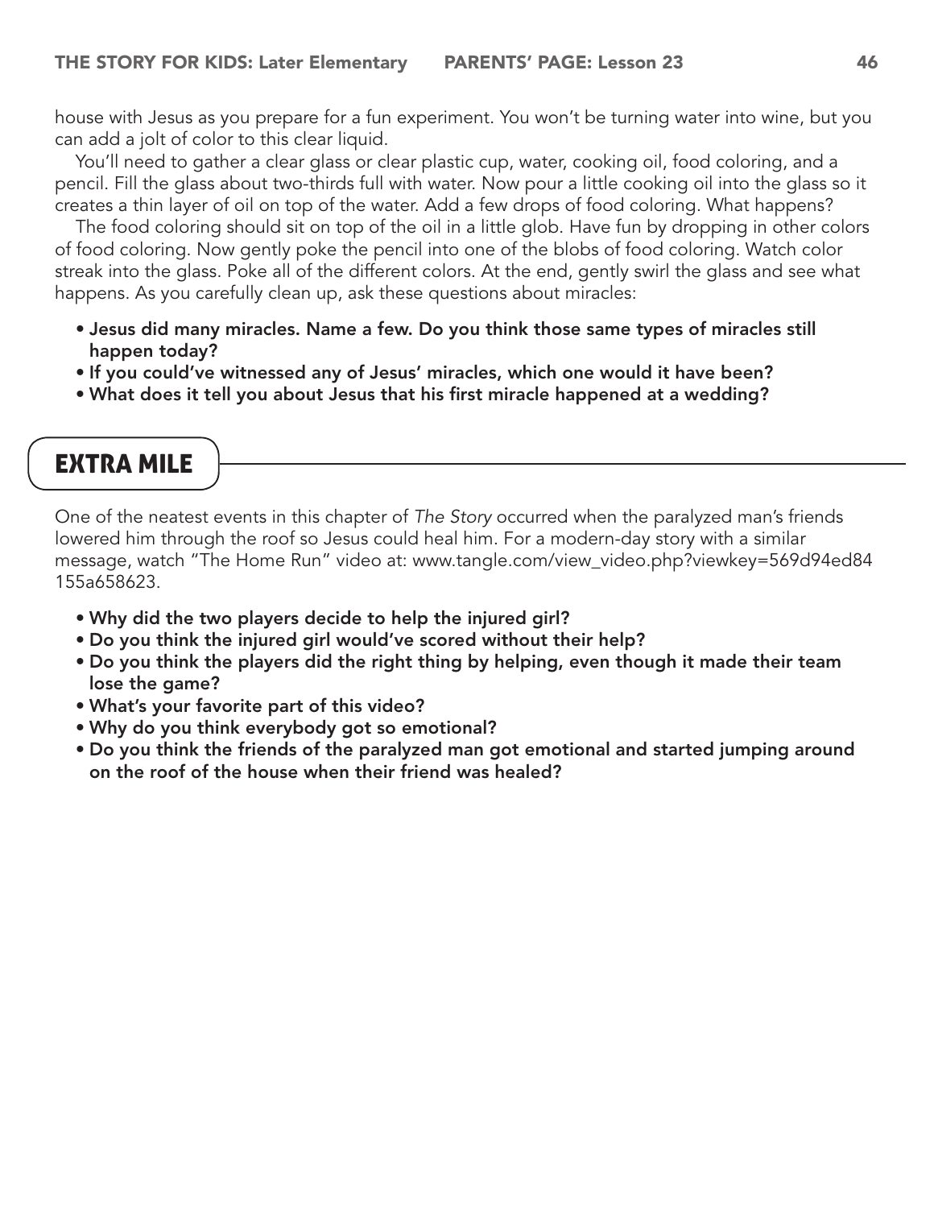house with Jesus as you prepare for a fun experiment. You won't be turning water into wine, but you can add a jolt of color to this clear liquid.

You'll need to gather a clear glass or clear plastic cup, water, cooking oil, food coloring, and a pencil. Fill the glass about two-thirds full with water. Now pour a little cooking oil into the glass so it creates a thin layer of oil on top of the water. Add a few drops of food coloring. What happens?

The food coloring should sit on top of the oil in a little glob. Have fun by dropping in other colors of food coloring. Now gently poke the pencil into one of the blobs of food coloring. Watch color streak into the glass. Poke all of the different colors. At the end, gently swirl the glass and see what happens. As you carefully clean up, ask these questions about miracles:

- **Jesus did many miracles. Name a few. Do you think those same types of miracles still happen today?**
- **If you could've witnessed any of Jesus' miracles, which one would it have been?**
- **What does it tell you about Jesus that his first miracle happened at a wedding?**

## EXTRA MILE

One of the neatest events in this chapter of *The Story* occurred when the paralyzed man's friends lowered him through the roof so Jesus could heal him. For a modern-day story with a similar message, watch "The Home Run" video at: www.tangle.com/view_video.php?viewkey=569d94ed84155a658623.

- **Why did the two players decide to help the injured girl?**
- **Do you think the injured girl would've scored without their help?**
- **Do you think the players did the right thing by helping, even though it made their team lose the game?**
- **What's your favorite part of this video?**
- **Why do you think everybody got so emotional?**
- **Do you think the friends of the paralyzed man got emotional and started jumping around on the roof of the house when their friend was healed?**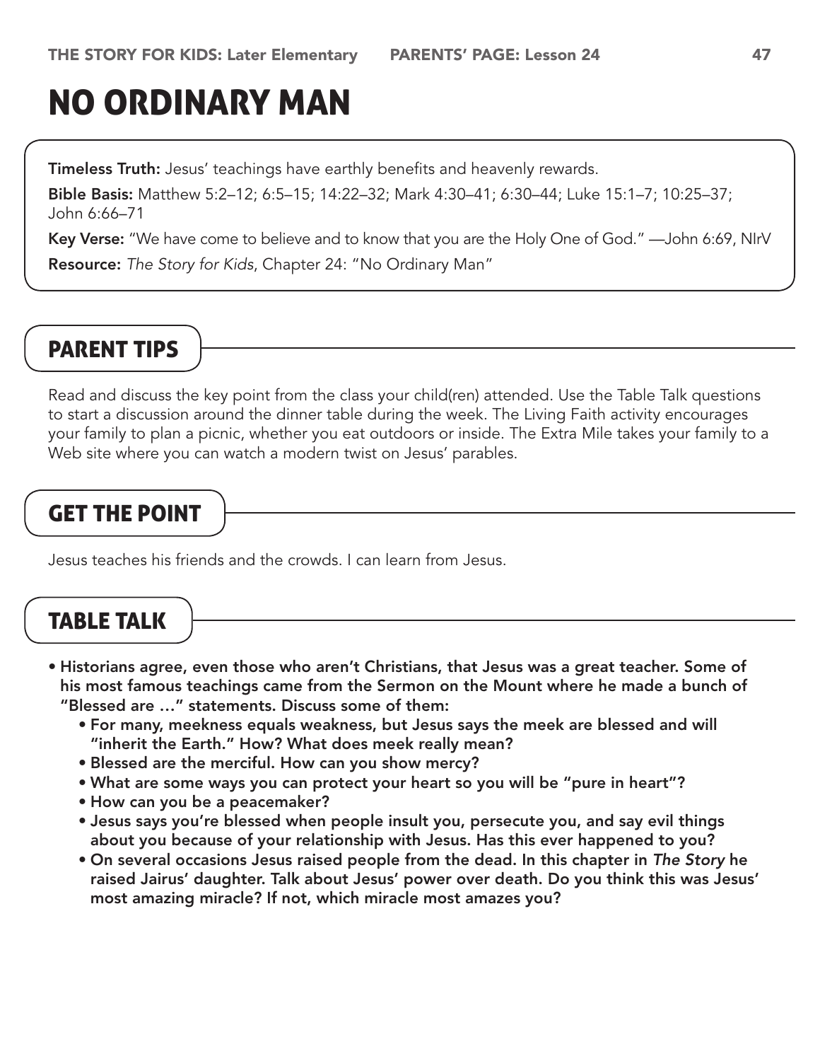# NO ORDINARY MAN

**Timeless Truth:** Jesus' teachings have earthly benefits and heavenly rewards.

**Bible Basis:** Matthew 5:2–12; 6:5–15; 14:22–32; Mark 4:30–41; 6:30–44; Luke 15:1–7; 10:25–37; John 6:66–71

**Key Verse:** "We have come to believe and to know that you are the Holy One of God." —John 6:69, NIrV

**Resource:** *The Story for Kids*, Chapter 24: "No Ordinary Man"

## PARENT TIPS

Read and discuss the key point from the class your child(ren) attended. Use the Table Talk questions to start a discussion around the dinner table during the week. The Living Faith activity encourages your family to plan a picnic, whether you eat outdoors or inside. The Extra Mile takes your family to a Web site where you can watch a modern twist on Jesus' parables.

## GET THE POINT

Jesus teaches his friends and the crowds. I can learn from Jesus.

## TABLE TALK

- **Historians agree, even those who aren't Christians, that Jesus was a great teacher. Some of his most famous teachings came from the Sermon on the Mount where he made a bunch of "Blessed are …" statements. Discuss some of them:**
  - **For many, meekness equals weakness, but Jesus says the meek are blessed and will "inherit the Earth." How? What does meek really mean?**
  - **Blessed are the merciful. How can you show mercy?**
  - **What are some ways you can protect your heart so you will be "pure in heart"?**
  - **How can you be a peacemaker?**
  - **Jesus says you're blessed when people insult you, persecute you, and say evil things about you because of your relationship with Jesus. Has this ever happened to you?**
  - **On several occasions Jesus raised people from the dead. In this chapter in *The Story* he raised Jairus' daughter. Talk about Jesus' power over death. Do you think this was Jesus' most amazing miracle? If not, which miracle most amazes you?**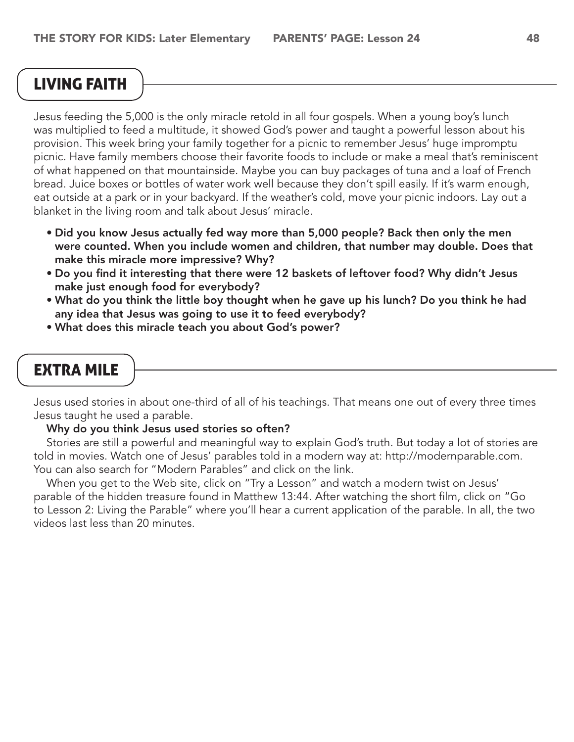## LIVING FAITH

Jesus feeding the 5,000 is the only miracle retold in all four gospels. When a young boy's lunch was multiplied to feed a multitude, it showed God's power and taught a powerful lesson about his provision. This week bring your family together for a picnic to remember Jesus' huge impromptu picnic. Have family members choose their favorite foods to include or make a meal that's reminiscent of what happened on that mountainside. Maybe you can buy packages of tuna and a loaf of French bread. Juice boxes or bottles of water work well because they don't spill easily. If it's warm enough, eat outside at a park or in your backyard. If the weather's cold, move your picnic indoors. Lay out a blanket in the living room and talk about Jesus' miracle.

- **Did you know Jesus actually fed way more than 5,000 people? Back then only the men were counted. When you include women and children, that number may double. Does that make this miracle more impressive? Why?**
- **Do you find it interesting that there were 12 baskets of leftover food? Why didn't Jesus make just enough food for everybody?**
- **What do you think the little boy thought when he gave up his lunch? Do you think he had any idea that Jesus was going to use it to feed everybody?**
- **What does this miracle teach you about God's power?**

## EXTRA MILE

Jesus used stories in about one-third of all of his teachings. That means one out of every three times Jesus taught he used a parable.

**Why do you think Jesus used stories so often?**

Stories are still a powerful and meaningful way to explain God's truth. But today a lot of stories are told in movies. Watch one of Jesus' parables told in a modern way at: http://modernparable.com. You can also search for "Modern Parables" and click on the link.

When you get to the Web site, click on "Try a Lesson" and watch a modern twist on Jesus' parable of the hidden treasure found in Matthew 13:44. After watching the short film, click on "Go to Lesson 2: Living the Parable" where you'll hear a current application of the parable. In all, the two videos last less than 20 minutes.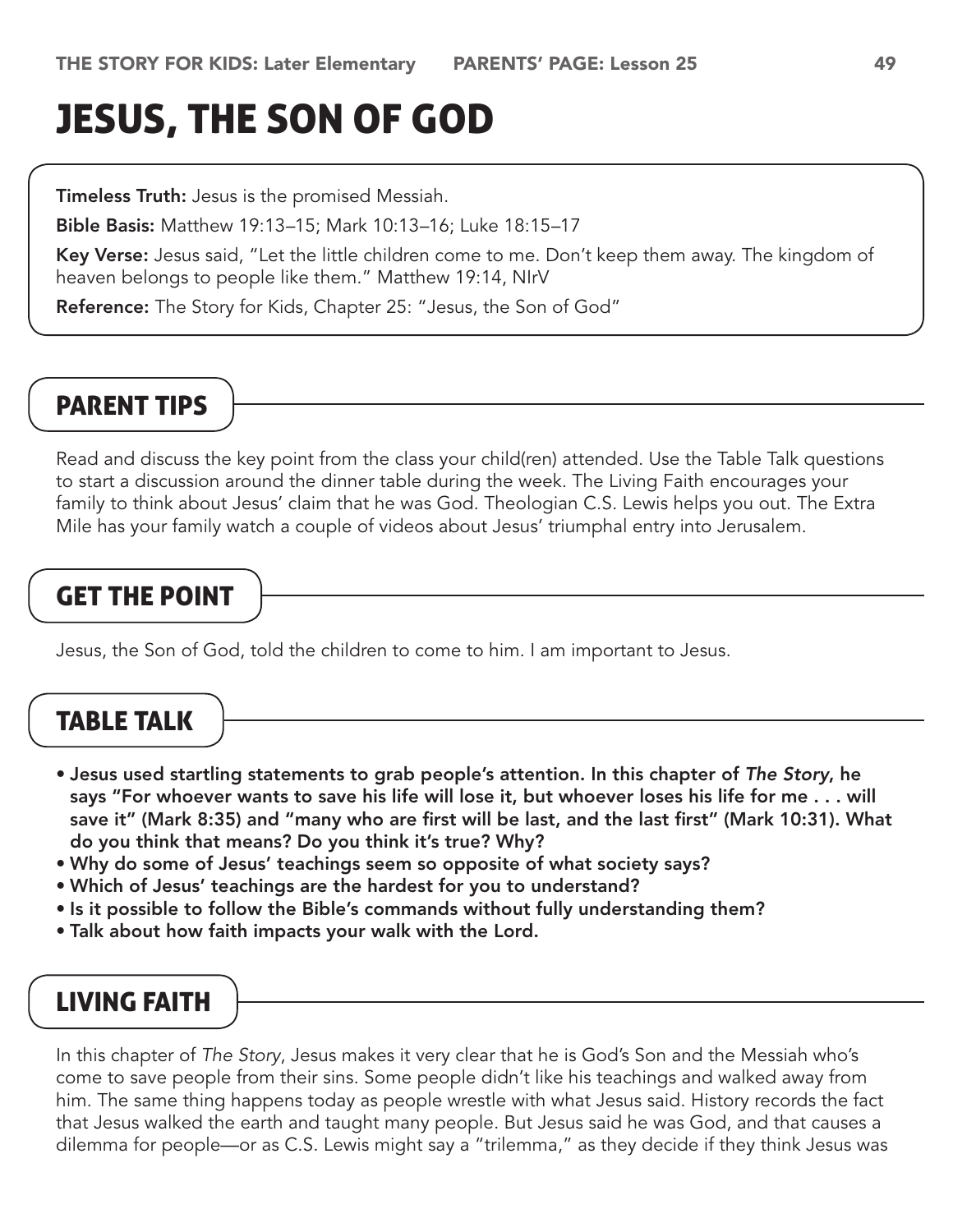# JESUS, THE SON OF GOD

**Timeless Truth:** Jesus is the promised Messiah.

**Bible Basis:** Matthew 19:13–15; Mark 10:13–16; Luke 18:15–17

**Key Verse:** Jesus said, "Let the little children come to me. Don't keep them away. The kingdom of heaven belongs to people like them." Matthew 19:14, NIrV

**Reference:** The Story for Kids, Chapter 25: "Jesus, the Son of God"

## PARENT TIPS

Read and discuss the key point from the class your child(ren) attended. Use the Table Talk questions to start a discussion around the dinner table during the week. The Living Faith encourages your family to think about Jesus' claim that he was God. Theologian C.S. Lewis helps you out. The Extra Mile has your family watch a couple of videos about Jesus' triumphal entry into Jerusalem.

## GET THE POINT

Jesus, the Son of God, told the children to come to him. I am important to Jesus.

## TABLE TALK

- **Jesus used startling statements to grab people's attention. In this chapter of *The Story*, he says "For whoever wants to save his life will lose it, but whoever loses his life for me . . . will save it" (Mark 8:35) and "many who are first will be last, and the last first" (Mark 10:31). What do you think that means? Do you think it's true? Why?**
- **Why do some of Jesus' teachings seem so opposite of what society says?**
- **Which of Jesus' teachings are the hardest for you to understand?**
- **Is it possible to follow the Bible's commands without fully understanding them?**
- **Talk about how faith impacts your walk with the Lord.**

## LIVING FAITH

In this chapter of *The Story*, Jesus makes it very clear that he is God's Son and the Messiah who's come to save people from their sins. Some people didn't like his teachings and walked away from him. The same thing happens today as people wrestle with what Jesus said. History records the fact that Jesus walked the earth and taught many people. But Jesus said he was God, and that causes a dilemma for people—or as C.S. Lewis might say a "trilemma," as they decide if they think Jesus was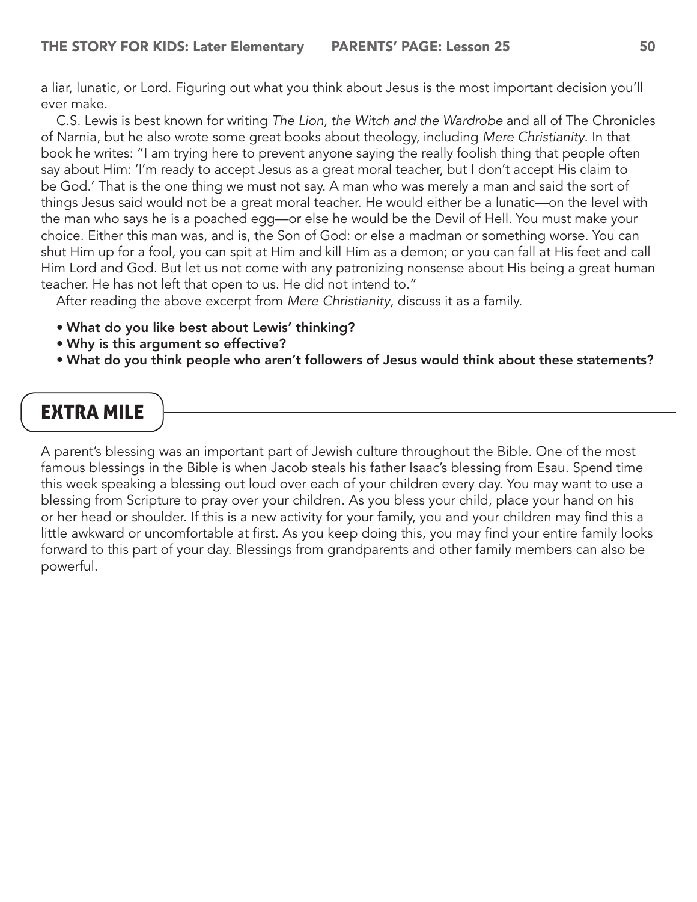a liar, lunatic, or Lord. Figuring out what you think about Jesus is the most important decision you'll ever make.

C.S. Lewis is best known for writing *The Lion, the Witch and the Wardrobe* and all of The Chronicles of Narnia, but he also wrote some great books about theology, including *Mere Christianity*. In that book he writes: "I am trying here to prevent anyone saying the really foolish thing that people often say about Him: 'I'm ready to accept Jesus as a great moral teacher, but I don't accept His claim to be God.' That is the one thing we must not say. A man who was merely a man and said the sort of things Jesus said would not be a great moral teacher. He would either be a lunatic—on the level with the man who says he is a poached egg—or else he would be the Devil of Hell. You must make your choice. Either this man was, and is, the Son of God: or else a madman or something worse. You can shut Him up for a fool, you can spit at Him and kill Him as a demon; or you can fall at His feet and call Him Lord and God. But let us not come with any patronizing nonsense about His being a great human teacher. He has not left that open to us. He did not intend to."

After reading the above excerpt from *Mere Christianity*, discuss it as a family.

- **What do you like best about Lewis' thinking?**
- **Why is this argument so effective?**
- **What do you think people who aren't followers of Jesus would think about these statements?**

## EXTRA MILE

A parent's blessing was an important part of Jewish culture throughout the Bible. One of the most famous blessings in the Bible is when Jacob steals his father Isaac's blessing from Esau. Spend time this week speaking a blessing out loud over each of your children every day. You may want to use a blessing from Scripture to pray over your children. As you bless your child, place your hand on his or her head or shoulder. If this is a new activity for your family, you and your children may find this a little awkward or uncomfortable at first. As you keep doing this, you may find your entire family looks forward to this part of your day. Blessings from grandparents and other family members can also be powerful.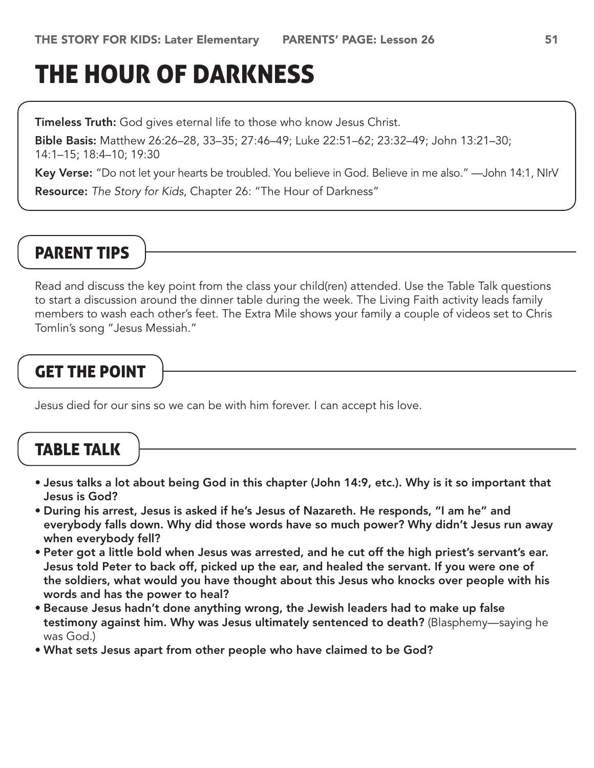# THE HOUR OF DARKNESS

**Timeless Truth:** God gives eternal life to those who know Jesus Christ.

**Bible Basis:** Matthew 26:26–28, 33–35; 27:46–49; Luke 22:51–62; 23:32–49; John 13:21–30; 14:1–15; 18:4–10; 19:30

**Key Verse:** "Do not let your hearts be troubled. You believe in God. Believe in me also." —John 14:1, NIrV

**Resource:** *The Story for Kids*, Chapter 26: "The Hour of Darkness"

## PARENT TIPS

Read and discuss the key point from the class your child(ren) attended. Use the Table Talk questions to start a discussion around the dinner table during the week. The Living Faith activity leads family members to wash each other's feet. The Extra Mile shows your family a couple of videos set to Chris Tomlin's song "Jesus Messiah."

## GET THE POINT

Jesus died for our sins so we can be with him forever. I can accept his love.

## TABLE TALK

- **Jesus talks a lot about being God in this chapter (John 14:9, etc.). Why is it so important that Jesus is God?**
- **During his arrest, Jesus is asked if he's Jesus of Nazareth. He responds, "I am he" and everybody falls down. Why did those words have so much power? Why didn't Jesus run away when everybody fell?**
- **Peter got a little bold when Jesus was arrested, and he cut off the high priest's servant's ear. Jesus told Peter to back off, picked up the ear, and healed the servant. If you were one of the soldiers, what would you have thought about this Jesus who knocks over people with his words and has the power to heal?**
- **Because Jesus hadn't done anything wrong, the Jewish leaders had to make up false testimony against him. Why was Jesus ultimately sentenced to death?** (Blasphemy—saying he was God.)
- **What sets Jesus apart from other people who have claimed to be God?**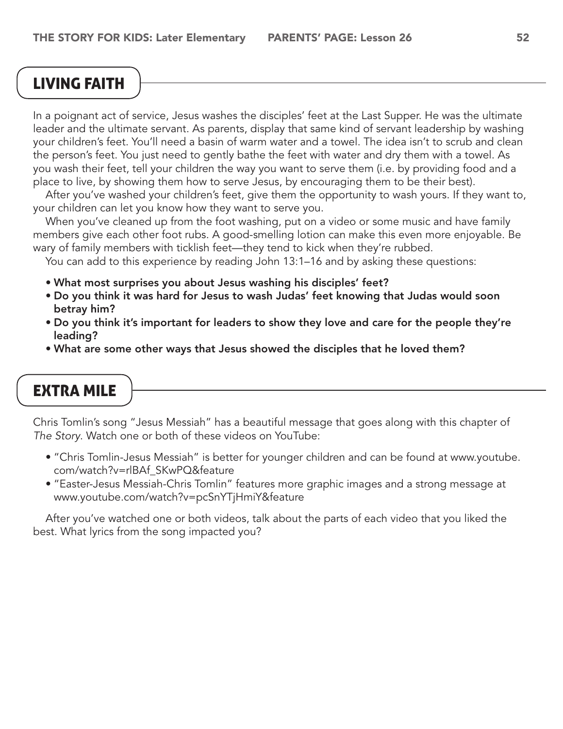## LIVING FAITH

In a poignant act of service, Jesus washes the disciples' feet at the Last Supper. He was the ultimate leader and the ultimate servant. As parents, display that same kind of servant leadership by washing your children's feet. You'll need a basin of warm water and a towel. The idea isn't to scrub and clean the person's feet. You just need to gently bathe the feet with water and dry them with a towel. As you wash their feet, tell your children the way you want to serve them (i.e. by providing food and a place to live, by showing them how to serve Jesus, by encouraging them to be their best).

After you've washed your children's feet, give them the opportunity to wash yours. If they want to, your children can let you know how they want to serve you.

When you've cleaned up from the foot washing, put on a video or some music and have family members give each other foot rubs. A good-smelling lotion can make this even more enjoyable. Be wary of family members with ticklish feet—they tend to kick when they're rubbed.

You can add to this experience by reading John 13:1–16 and by asking these questions:

- **What most surprises you about Jesus washing his disciples' feet?**
- **Do you think it was hard for Jesus to wash Judas' feet knowing that Judas would soon betray him?**
- **Do you think it's important for leaders to show they love and care for the people they're leading?**
- **What are some other ways that Jesus showed the disciples that he loved them?**

## EXTRA MILE

Chris Tomlin's song "Jesus Messiah" has a beautiful message that goes along with this chapter of *The Story*. Watch one or both of these videos on YouTube:

- "Chris Tomlin-Jesus Messiah" is better for younger children and can be found at www.youtube.com/watch?v=rlBAf_SKwPQ&feature
- "Easter-Jesus Messiah-Chris Tomlin" features more graphic images and a strong message at www.youtube.com/watch?v=pcSnYTjHmiY&feature

After you've watched one or both videos, talk about the parts of each video that you liked the best. What lyrics from the song impacted you?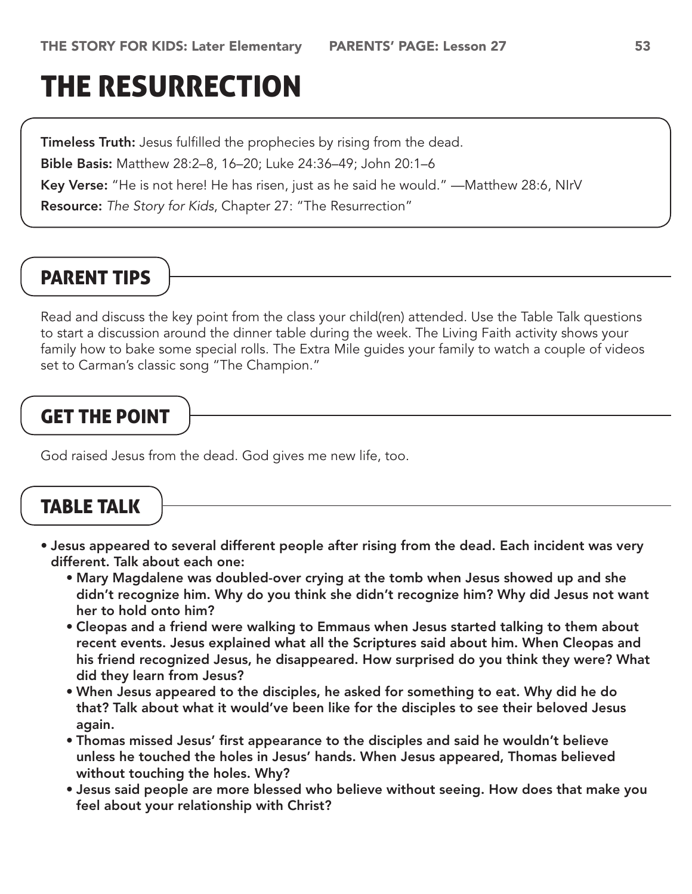# THE RESURRECTION

**Timeless Truth:** Jesus fulfilled the prophecies by rising from the dead.

**Bible Basis:** Matthew 28:2–8, 16–20; Luke 24:36–49; John 20:1–6

**Key Verse:** "He is not here! He has risen, just as he said he would." —Matthew 28:6, NIrV

**Resource:** *The Story for Kids*, Chapter 27: "The Resurrection"

## PARENT TIPS

Read and discuss the key point from the class your child(ren) attended. Use the Table Talk questions to start a discussion around the dinner table during the week. The Living Faith activity shows your family how to bake some special rolls. The Extra Mile guides your family to watch a couple of videos set to Carman's classic song "The Champion."

## GET THE POINT

God raised Jesus from the dead. God gives me new life, too.

## TABLE TALK

- **Jesus appeared to several different people after rising from the dead. Each incident was very different. Talk about each one:**
  - **Mary Magdalene was doubled-over crying at the tomb when Jesus showed up and she didn't recognize him. Why do you think she didn't recognize him? Why did Jesus not want her to hold onto him?**
  - **Cleopas and a friend were walking to Emmaus when Jesus started talking to them about recent events. Jesus explained what all the Scriptures said about him. When Cleopas and his friend recognized Jesus, he disappeared. How surprised do you think they were? What did they learn from Jesus?**
  - **When Jesus appeared to the disciples, he asked for something to eat. Why did he do that? Talk about what it would've been like for the disciples to see their beloved Jesus again.**
  - **Thomas missed Jesus' first appearance to the disciples and said he wouldn't believe unless he touched the holes in Jesus' hands. When Jesus appeared, Thomas believed without touching the holes. Why?**
  - **Jesus said people are more blessed who believe without seeing. How does that make you feel about your relationship with Christ?**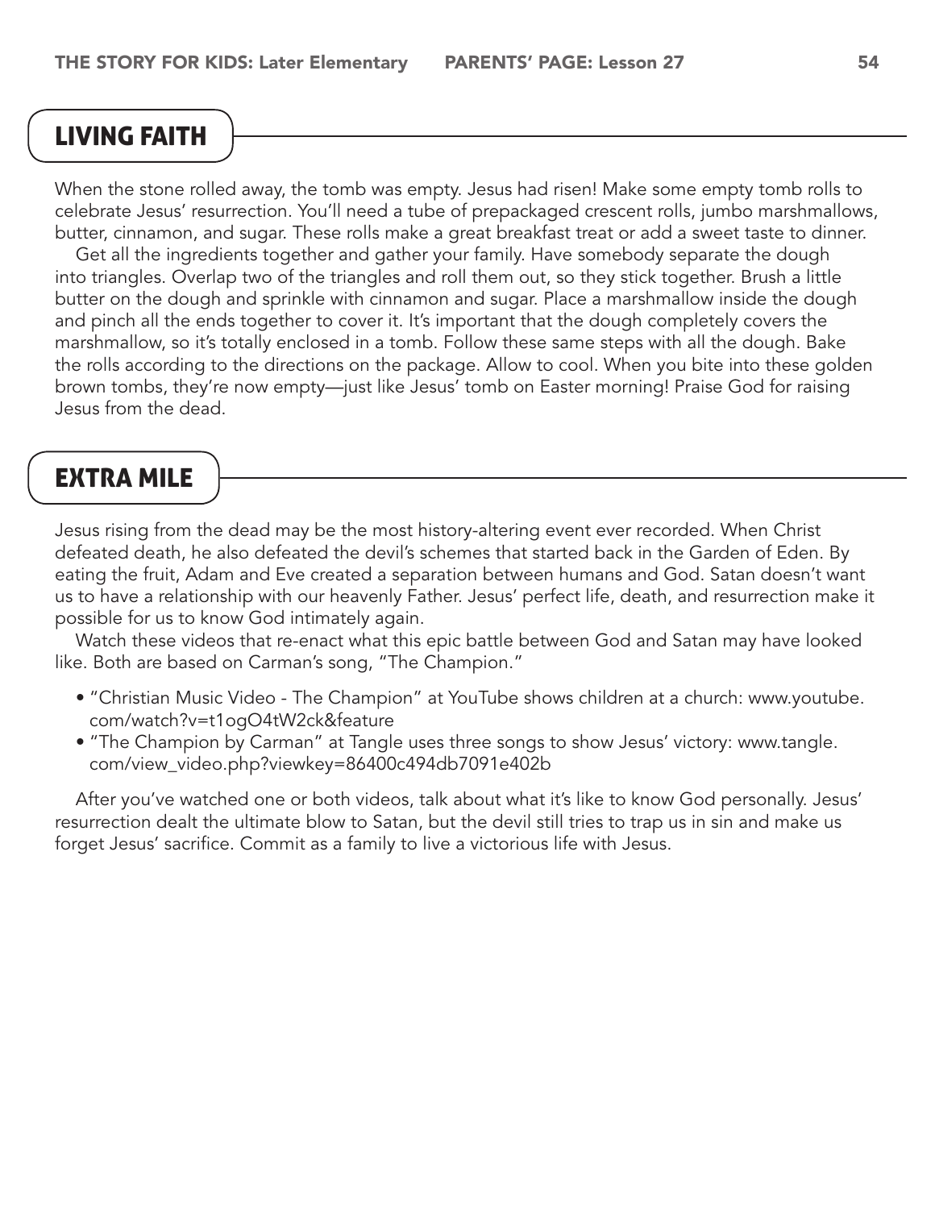## LIVING FAITH

When the stone rolled away, the tomb was empty. Jesus had risen! Make some empty tomb rolls to celebrate Jesus' resurrection. You'll need a tube of prepackaged crescent rolls, jumbo marshmallows, butter, cinnamon, and sugar. These rolls make a great breakfast treat or add a sweet taste to dinner.

Get all the ingredients together and gather your family. Have somebody separate the dough into triangles. Overlap two of the triangles and roll them out, so they stick together. Brush a little butter on the dough and sprinkle with cinnamon and sugar. Place a marshmallow inside the dough and pinch all the ends together to cover it. It's important that the dough completely covers the marshmallow, so it's totally enclosed in a tomb. Follow these same steps with all the dough. Bake the rolls according to the directions on the package. Allow to cool. When you bite into these golden brown tombs, they're now empty—just like Jesus' tomb on Easter morning! Praise God for raising Jesus from the dead.

## EXTRA MILE

Jesus rising from the dead may be the most history-altering event ever recorded. When Christ defeated death, he also defeated the devil's schemes that started back in the Garden of Eden. By eating the fruit, Adam and Eve created a separation between humans and God. Satan doesn't want us to have a relationship with our heavenly Father. Jesus' perfect life, death, and resurrection make it possible for us to know God intimately again.

Watch these videos that re-enact what this epic battle between God and Satan may have looked like. Both are based on Carman's song, "The Champion."

- "Christian Music Video - The Champion" at YouTube shows children at a church: www.youtube.com/watch?v=t1ogO4tW2ck&feature
- "The Champion by Carman" at Tangle uses three songs to show Jesus' victory: www.tangle.com/view_video.php?viewkey=86400c494db7091e402b

After you've watched one or both videos, talk about what it's like to know God personally. Jesus' resurrection dealt the ultimate blow to Satan, but the devil still tries to trap us in sin and make us forget Jesus' sacrifice. Commit as a family to live a victorious life with Jesus.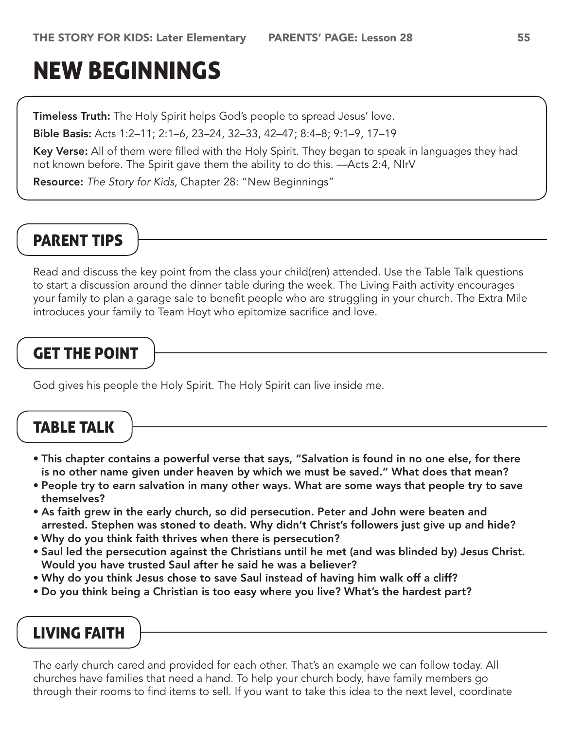# NEW BEGINNINGS

**Timeless Truth:** The Holy Spirit helps God's people to spread Jesus' love.

**Bible Basis:** Acts 1:2–11; 2:1–6, 23–24, 32–33, 42–47; 8:4–8; 9:1–9, 17–19

**Key Verse:** All of them were filled with the Holy Spirit. They began to speak in languages they had not known before. The Spirit gave them the ability to do this. —Acts 2:4, NIrV

**Resource:** *The Story for Kids*, Chapter 28: "New Beginnings"

## PARENT TIPS

Read and discuss the key point from the class your child(ren) attended. Use the Table Talk questions to start a discussion around the dinner table during the week. The Living Faith activity encourages your family to plan a garage sale to benefit people who are struggling in your church. The Extra Mile introduces your family to Team Hoyt who epitomize sacrifice and love.

## GET THE POINT

God gives his people the Holy Spirit. The Holy Spirit can live inside me.

## TABLE TALK

- **This chapter contains a powerful verse that says, "Salvation is found in no one else, for there is no other name given under heaven by which we must be saved." What does that mean?**
- **People try to earn salvation in many other ways. What are some ways that people try to save themselves?**
- **As faith grew in the early church, so did persecution. Peter and John were beaten and arrested. Stephen was stoned to death. Why didn't Christ's followers just give up and hide?**
- **Why do you think faith thrives when there is persecution?**
- **Saul led the persecution against the Christians until he met (and was blinded by) Jesus Christ. Would you have trusted Saul after he said he was a believer?**
- **Why do you think Jesus chose to save Saul instead of having him walk off a cliff?**
- **Do you think being a Christian is too easy where you live? What's the hardest part?**

## LIVING FAITH

The early church cared and provided for each other. That's an example we can follow today. All churches have families that need a hand. To help your church body, have family members go through their rooms to find items to sell. If you want to take this idea to the next level, coordinate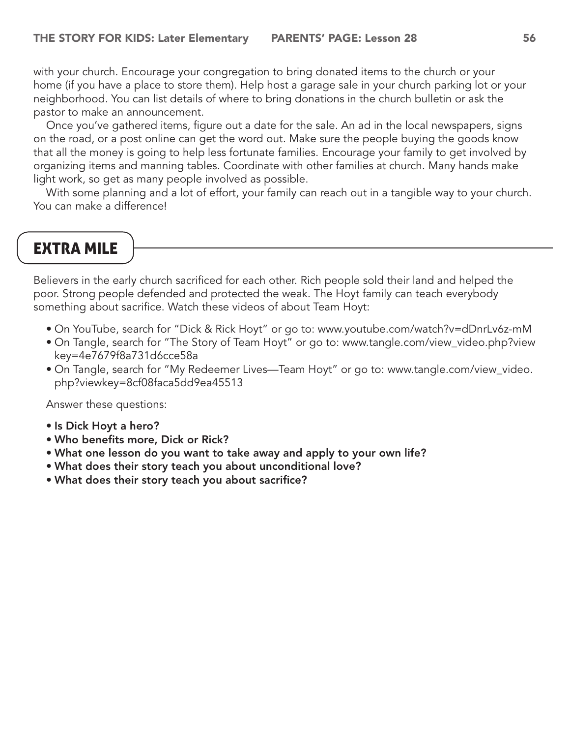with your church. Encourage your congregation to bring donated items to the church or your home (if you have a place to store them). Help host a garage sale in your church parking lot or your neighborhood. You can list details of where to bring donations in the church bulletin or ask the pastor to make an announcement.

Once you've gathered items, figure out a date for the sale. An ad in the local newspapers, signs on the road, or a post online can get the word out. Make sure the people buying the goods know that all the money is going to help less fortunate families. Encourage your family to get involved by organizing items and manning tables. Coordinate with other families at church. Many hands make light work, so get as many people involved as possible.

With some planning and a lot of effort, your family can reach out in a tangible way to your church. You can make a difference!

## EXTRA MILE

Believers in the early church sacrificed for each other. Rich people sold their land and helped the poor. Strong people defended and protected the weak. The Hoyt family can teach everybody something about sacrifice. Watch these videos of about Team Hoyt:

- On YouTube, search for "Dick & Rick Hoyt" or go to: www.youtube.com/watch?v=dDnrLv6z-mM
- On Tangle, search for "The Story of Team Hoyt" or go to: www.tangle.com/view_video.php?viewkey=4e7679f8a731d6cce58a
- On Tangle, search for "My Redeemer Lives—Team Hoyt" or go to: www.tangle.com/view_video.php?viewkey=8cf08faca5dd9ea45513

Answer these questions:

- **Is Dick Hoyt a hero?**
- **Who benefits more, Dick or Rick?**
- **What one lesson do you want to take away and apply to your own life?**
- **What does their story teach you about unconditional love?**
- **What does their story teach you about sacrifice?**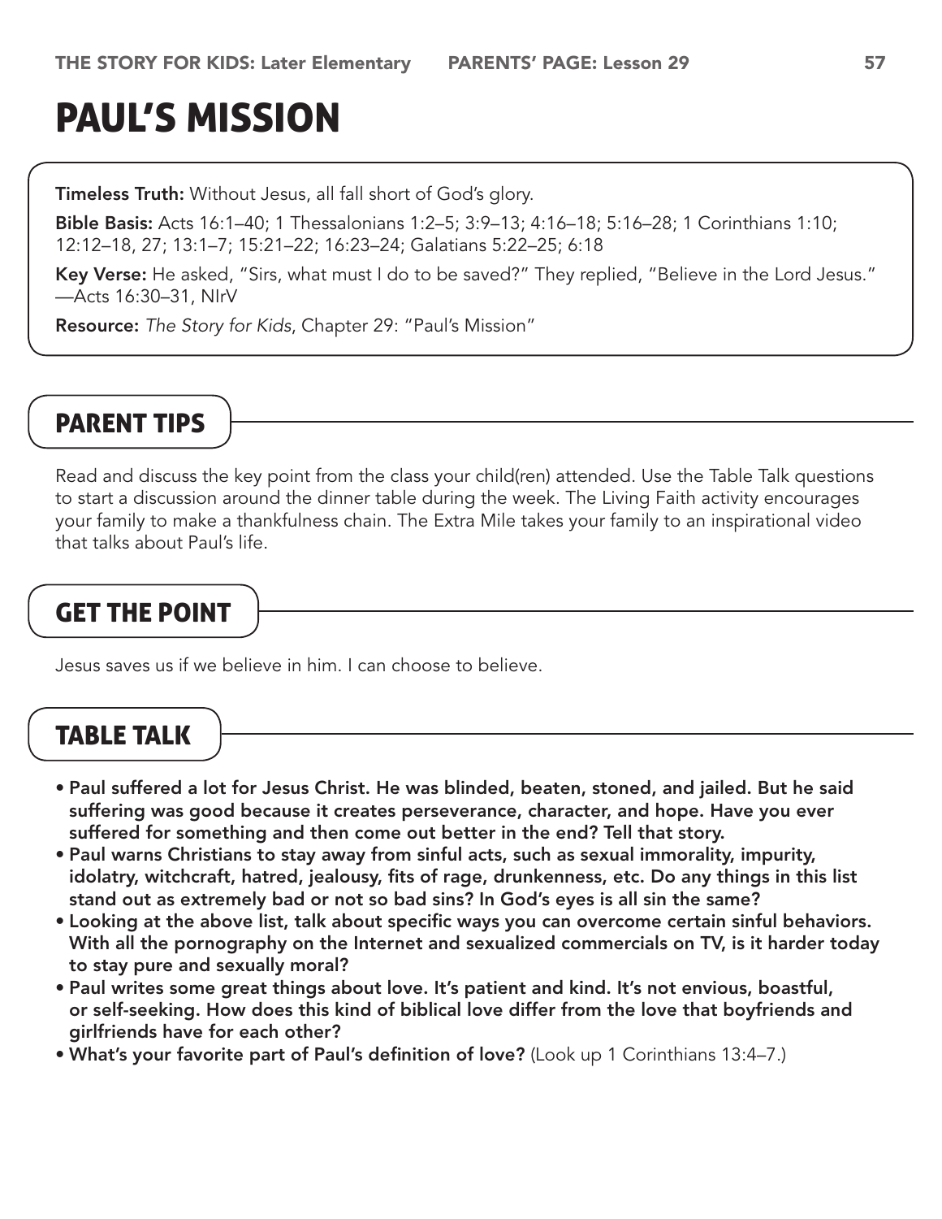# PAUL'S MISSION

**Timeless Truth:** Without Jesus, all fall short of God's glory.

**Bible Basis:** Acts 16:1–40; 1 Thessalonians 1:2–5; 3:9–13; 4:16–18; 5:16–28; 1 Corinthians 1:10; 12:12–18, 27; 13:1–7; 15:21–22; 16:23–24; Galatians 5:22–25; 6:18

**Key Verse:** He asked, "Sirs, what must I do to be saved?" They replied, "Believe in the Lord Jesus." —Acts 16:30–31, NIrV

**Resource:** *The Story for Kids*, Chapter 29: "Paul's Mission"

## PARENT TIPS

Read and discuss the key point from the class your child(ren) attended. Use the Table Talk questions to start a discussion around the dinner table during the week. The Living Faith activity encourages your family to make a thankfulness chain. The Extra Mile takes your family to an inspirational video that talks about Paul's life.

## GET THE POINT

Jesus saves us if we believe in him. I can choose to believe.

## TABLE TALK

- **Paul suffered a lot for Jesus Christ. He was blinded, beaten, stoned, and jailed. But he said suffering was good because it creates perseverance, character, and hope. Have you ever suffered for something and then come out better in the end? Tell that story.**
- **Paul warns Christians to stay away from sinful acts, such as sexual immorality, impurity, idolatry, witchcraft, hatred, jealousy, fits of rage, drunkenness, etc. Do any things in this list stand out as extremely bad or not so bad sins? In God's eyes is all sin the same?**
- **Looking at the above list, talk about specific ways you can overcome certain sinful behaviors. With all the pornography on the Internet and sexualized commercials on TV, is it harder today to stay pure and sexually moral?**
- **Paul writes some great things about love. It's patient and kind. It's not envious, boastful, or self-seeking. How does this kind of biblical love differ from the love that boyfriends and girlfriends have for each other?**
- **What's your favorite part of Paul's definition of love?** (Look up 1 Corinthians 13:4–7.)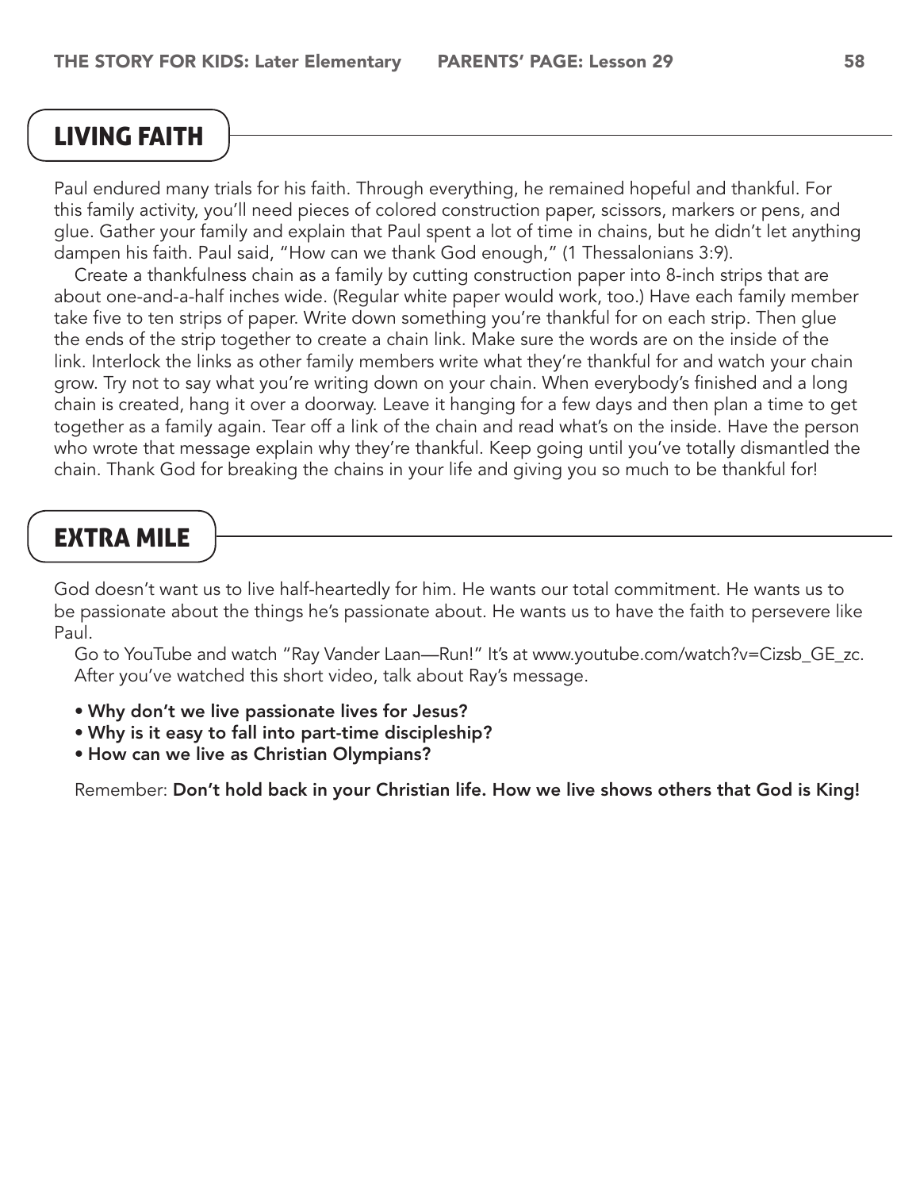## LIVING FAITH

Paul endured many trials for his faith. Through everything, he remained hopeful and thankful. For this family activity, you'll need pieces of colored construction paper, scissors, markers or pens, and glue. Gather your family and explain that Paul spent a lot of time in chains, but he didn't let anything dampen his faith. Paul said, "How can we thank God enough," (1 Thessalonians 3:9).

Create a thankfulness chain as a family by cutting construction paper into 8-inch strips that are about one-and-a-half inches wide. (Regular white paper would work, too.) Have each family member take five to ten strips of paper. Write down something you're thankful for on each strip. Then glue the ends of the strip together to create a chain link. Make sure the words are on the inside of the link. Interlock the links as other family members write what they're thankful for and watch your chain grow. Try not to say what you're writing down on your chain. When everybody's finished and a long chain is created, hang it over a doorway. Leave it hanging for a few days and then plan a time to get together as a family again. Tear off a link of the chain and read what's on the inside. Have the person who wrote that message explain why they're thankful. Keep going until you've totally dismantled the chain. Thank God for breaking the chains in your life and giving you so much to be thankful for!

## EXTRA MILE

God doesn't want us to live half-heartedly for him. He wants our total commitment. He wants us to be passionate about the things he's passionate about. He wants us to have the faith to persevere like Paul.

Go to YouTube and watch "Ray Vander Laan—Run!" It's at www.youtube.com/watch?v=Cizsb_GE_zc. After you've watched this short video, talk about Ray's message.

- **Why don't we live passionate lives for Jesus?**
- **Why is it easy to fall into part-time discipleship?**
- **How can we live as Christian Olympians?**

Remember: **Don't hold back in your Christian life. How we live shows others that God is King!**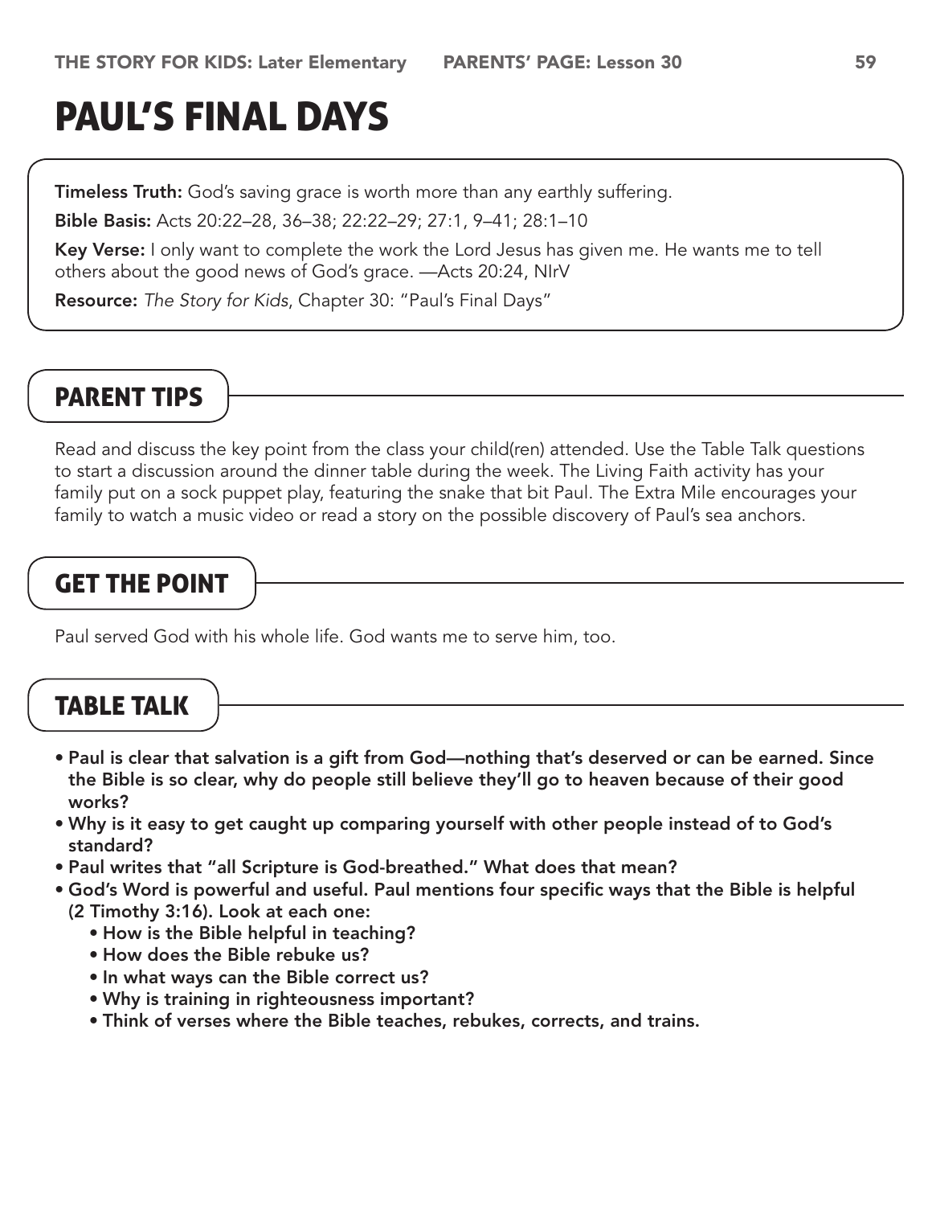# PAUL'S FINAL DAYS

**Timeless Truth:** God's saving grace is worth more than any earthly suffering.

**Bible Basis:** Acts 20:22–28, 36–38; 22:22–29; 27:1, 9–41; 28:1–10

**Key Verse:** I only want to complete the work the Lord Jesus has given me. He wants me to tell others about the good news of God's grace. —Acts 20:24, NIrV

**Resource:** *The Story for Kids*, Chapter 30: "Paul's Final Days"

## PARENT TIPS

Read and discuss the key point from the class your child(ren) attended. Use the Table Talk questions to start a discussion around the dinner table during the week. The Living Faith activity has your family put on a sock puppet play, featuring the snake that bit Paul. The Extra Mile encourages your family to watch a music video or read a story on the possible discovery of Paul's sea anchors.

## GET THE POINT

Paul served God with his whole life. God wants me to serve him, too.

## TABLE TALK

- **Paul is clear that salvation is a gift from God—nothing that's deserved or can be earned. Since the Bible is so clear, why do people still believe they'll go to heaven because of their good works?**
- **Why is it easy to get caught up comparing yourself with other people instead of to God's standard?**
- **Paul writes that "all Scripture is God-breathed." What does that mean?**
- **God's Word is powerful and useful. Paul mentions four specific ways that the Bible is helpful (2 Timothy 3:16). Look at each one:**
  - **How is the Bible helpful in teaching?**
  - **How does the Bible rebuke us?**
  - **In what ways can the Bible correct us?**
  - **Why is training in righteousness important?**
  - **Think of verses where the Bible teaches, rebukes, corrects, and trains.**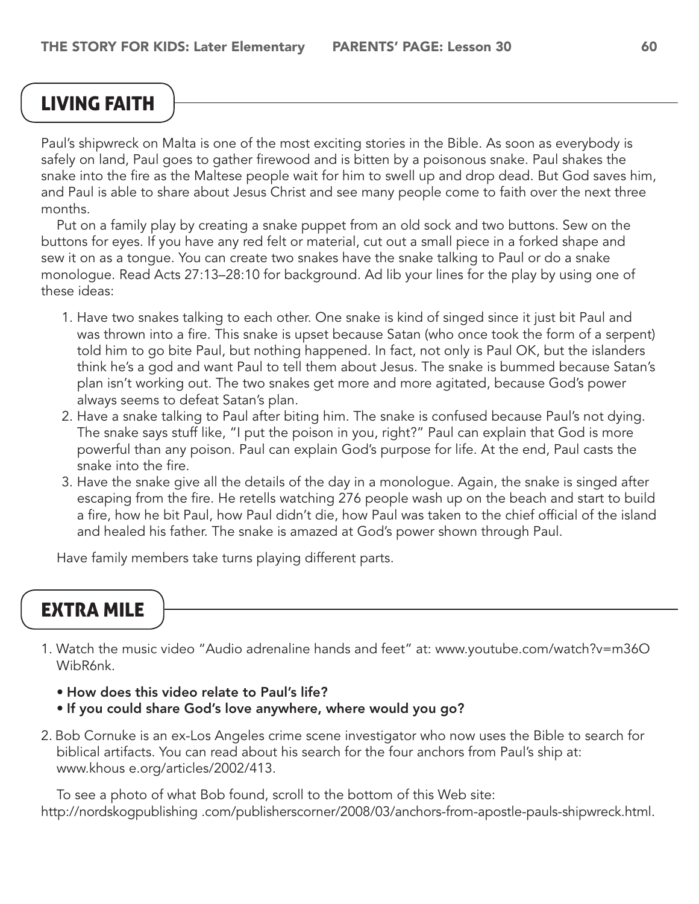## LIVING FAITH

Paul's shipwreck on Malta is one of the most exciting stories in the Bible. As soon as everybody is safely on land, Paul goes to gather firewood and is bitten by a poisonous snake. Paul shakes the snake into the fire as the Maltese people wait for him to swell up and drop dead. But God saves him, and Paul is able to share about Jesus Christ and see many people come to faith over the next three months.

Put on a family play by creating a snake puppet from an old sock and two buttons. Sew on the buttons for eyes. If you have any red felt or material, cut out a small piece in a forked shape and sew it on as a tongue. You can create two snakes have the snake talking to Paul or do a snake monologue. Read Acts 27:13–28:10 for background. Ad lib your lines for the play by using one of these ideas:

1. Have two snakes talking to each other. One snake is kind of singed since it just bit Paul and was thrown into a fire. This snake is upset because Satan (who once took the form of a serpent) told him to go bite Paul, but nothing happened. In fact, not only is Paul OK, but the islanders think he's a god and want Paul to tell them about Jesus. The snake is bummed because Satan's plan isn't working out. The two snakes get more and more agitated, because God's power always seems to defeat Satan's plan.
2. Have a snake talking to Paul after biting him. The snake is confused because Paul's not dying. The snake says stuff like, "I put the poison in you, right?" Paul can explain that God is more powerful than any poison. Paul can explain God's purpose for life. At the end, Paul casts the snake into the fire.
3. Have the snake give all the details of the day in a monologue. Again, the snake is singed after escaping from the fire. He retells watching 276 people wash up on the beach and start to build a fire, how he bit Paul, how Paul didn't die, how Paul was taken to the chief official of the island and healed his father. The snake is amazed at God's power shown through Paul.

Have family members take turns playing different parts.

## EXTRA MILE

1. Watch the music video "Audio adrenaline hands and feet" at: www.youtube.com/watch?v=m36O WibR6nk.
   - **How does this video relate to Paul's life?**
   - **If you could share God's love anywhere, where would you go?**
2. Bob Cornuke is an ex-Los Angeles crime scene investigator who now uses the Bible to search for biblical artifacts. You can read about his search for the four anchors from Paul's ship at: www.khous e.org/articles/2002/413.

   To see a photo of what Bob found, scroll to the bottom of this Web site: http://nordskogpublishing .com/publisherscorner/2008/03/anchors-from-apostle-pauls-shipwreck.html.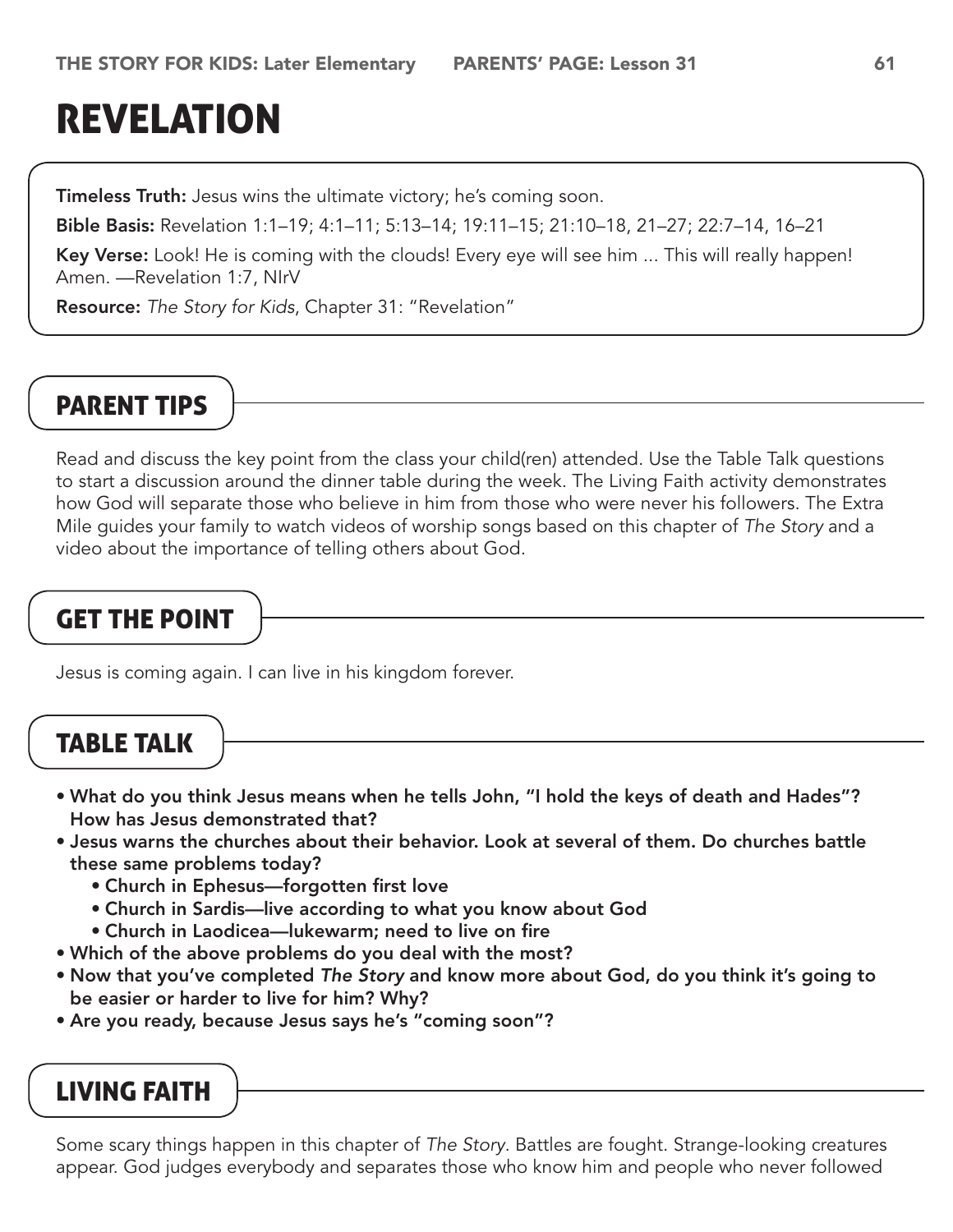# REVELATION

**Timeless Truth:** Jesus wins the ultimate victory; he's coming soon.

**Bible Basis:** Revelation 1:1–19; 4:1–11; 5:13–14; 19:11–15; 21:10–18, 21–27; 22:7–14, 16–21

**Key Verse:** Look! He is coming with the clouds! Every eye will see him ... This will really happen! Amen. —Revelation 1:7, NIrV

**Resource:** *The Story for Kids*, Chapter 31: "Revelation"

## PARENT TIPS

Read and discuss the key point from the class your child(ren) attended. Use the Table Talk questions to start a discussion around the dinner table during the week. The Living Faith activity demonstrates how God will separate those who believe in him from those who were never his followers. The Extra Mile guides your family to watch videos of worship songs based on this chapter of *The Story* and a video about the importance of telling others about God.

## GET THE POINT

Jesus is coming again. I can live in his kingdom forever.

## TABLE TALK

- **What do you think Jesus means when he tells John, "I hold the keys of death and Hades"? How has Jesus demonstrated that?**
- **Jesus warns the churches about their behavior. Look at several of them. Do churches battle these same problems today?**
  - **Church in Ephesus—forgotten first love**
  - **Church in Sardis—live according to what you know about God**
  - **Church in Laodicea—lukewarm; need to live on fire**
- **Which of the above problems do you deal with the most?**
- **Now that you've completed *The Story* and know more about God, do you think it's going to be easier or harder to live for him? Why?**
- **Are you ready, because Jesus says he's "coming soon"?**

## LIVING FAITH

Some scary things happen in this chapter of *The Story*. Battles are fought. Strange-looking creatures appear. God judges everybody and separates those who know him and people who never followed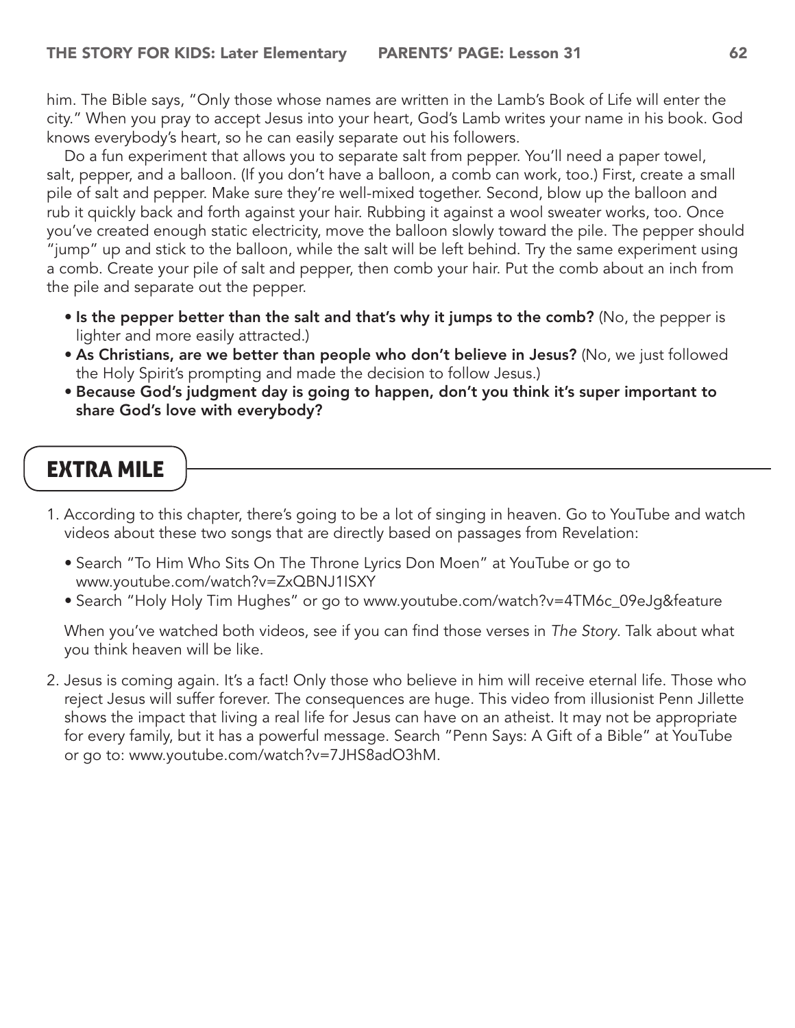him. The Bible says, "Only those whose names are written in the Lamb's Book of Life will enter the city." When you pray to accept Jesus into your heart, God's Lamb writes your name in his book. God knows everybody's heart, so he can easily separate out his followers.

Do a fun experiment that allows you to separate salt from pepper. You'll need a paper towel, salt, pepper, and a balloon. (If you don't have a balloon, a comb can work, too.) First, create a small pile of salt and pepper. Make sure they're well-mixed together. Second, blow up the balloon and rub it quickly back and forth against your hair. Rubbing it against a wool sweater works, too. Once you've created enough static electricity, move the balloon slowly toward the pile. The pepper should "jump" up and stick to the balloon, while the salt will be left behind. Try the same experiment using a comb. Create your pile of salt and pepper, then comb your hair. Put the comb about an inch from the pile and separate out the pepper.

- **Is the pepper better than the salt and that's why it jumps to the comb?** (No, the pepper is lighter and more easily attracted.)
- **As Christians, are we better than people who don't believe in Jesus?** (No, we just followed the Holy Spirit's prompting and made the decision to follow Jesus.)
- **Because God's judgment day is going to happen, don't you think it's super important to share God's love with everybody?**

## EXTRA MILE

1. According to this chapter, there's going to be a lot of singing in heaven. Go to YouTube and watch videos about these two songs that are directly based on passages from Revelation:
   - Search "To Him Who Sits On The Throne Lyrics Don Moen" at YouTube or go to www.youtube.com/watch?v=ZxQBNJ1ISXY
   - Search "Holy Holy Tim Hughes" or go to www.youtube.com/watch?v=4TM6c_09eJg&feature

   When you've watched both videos, see if you can find those verses in *The Story*. Talk about what you think heaven will be like.

2. Jesus is coming again. It's a fact! Only those who believe in him will receive eternal life. Those who reject Jesus will suffer forever. The consequences are huge. This video from illusionist Penn Jillette shows the impact that living a real life for Jesus can have on an atheist. It may not be appropriate for every family, but it has a powerful message. Search "Penn Says: A Gift of a Bible" at YouTube or go to: www.youtube.com/watch?v=7JHS8adO3hM.